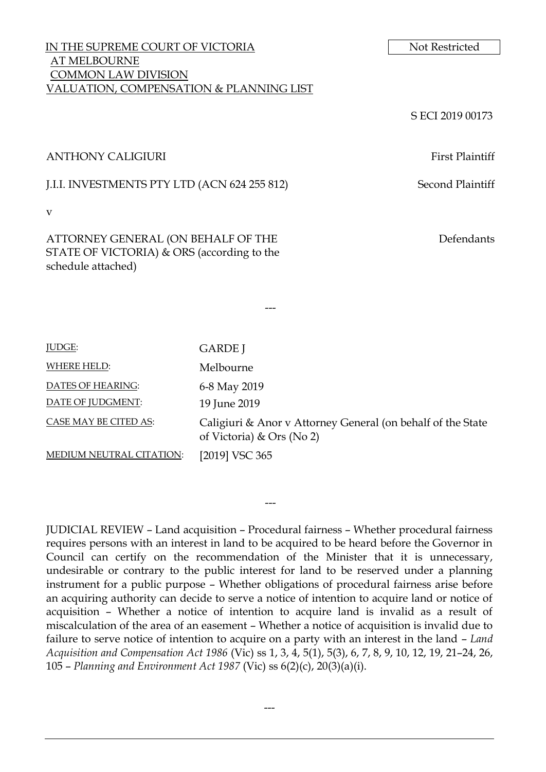IN THE SUPREME COURT OF VICTORIA
AT MELBOURNE
COMMON LAW DIVISION
VALUATION, COMPENSATION & PLANNING LIST

Not Restricted

S ECI 2019 00173

ANTHONY CALIGIURI — First Plaintiff

J.I.I. INVESTMENTS PTY LTD (ACN 624 255 812) — Second Plaintiff

v

ATTORNEY GENERAL (ON BEHALF OF THE STATE OF VICTORIA) & ORS (according to the schedule attached) — Defendants

---

| | |
|---|---|
| JUDGE: | GARDE J |
| WHERE HELD: | Melbourne |
| DATES OF HEARING: | 6-8 May 2019 |
| DATE OF JUDGMENT: | 19 June 2019 |
| CASE MAY BE CITED AS: | Caligiuri & Anor v Attorney General (on behalf of the State of Victoria) & Ors (No 2) |
| MEDIUM NEUTRAL CITATION: | [2019] VSC 365 |

---

JUDICIAL REVIEW – Land acquisition – Procedural fairness – Whether procedural fairness requires persons with an interest in land to be acquired to be heard before the Governor in Council can certify on the recommendation of the Minister that it is unnecessary, undesirable or contrary to the public interest for land to be reserved under a planning instrument for a public purpose – Whether obligations of procedural fairness arise before an acquiring authority can decide to serve a notice of intention to acquire land or notice of acquisition – Whether a notice of intention to acquire land is invalid as a result of miscalculation of the area of an easement – Whether a notice of acquisition is invalid due to failure to serve notice of intention to acquire on a party with an interest in the land – *Land Acquisition and Compensation Act 1986* (Vic) ss 1, 3, 4, 5(1), 5(3), 6, 7, 8, 9, 10, 12, 19, 21–24, 26, 105 – *Planning and Environment Act 1987* (Vic) ss 6(2)(c), 20(3)(a)(i).

---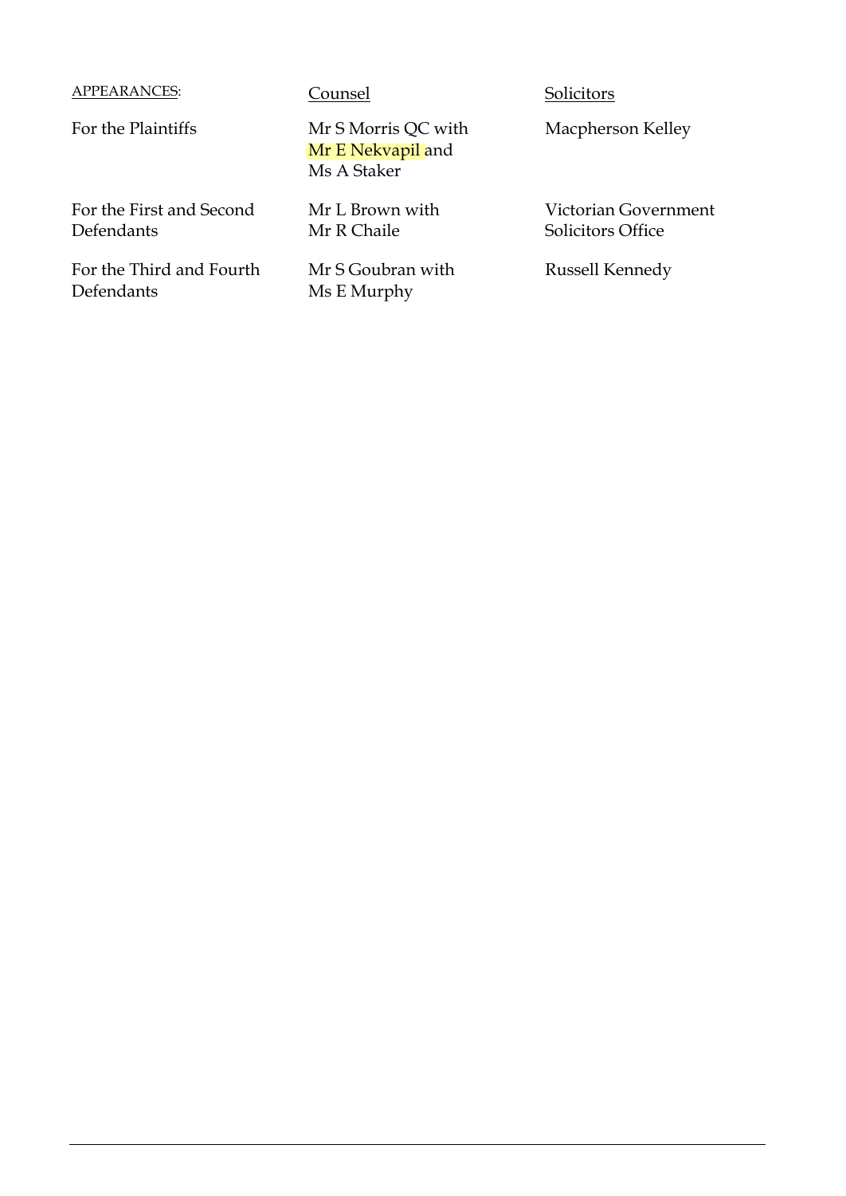| APPEARANCES: | Counsel | Solicitors |
| --- | --- | --- |
| For the Plaintiffs | Mr S Morris QC with Mr E Nekvapil and Ms A Staker | Macpherson Kelley |
| For the First and Second Defendants | Mr L Brown with Mr R Chaile | Victorian Government Solicitors Office |
| For the Third and Fourth Defendants | Mr S Goubran with Ms E Murphy | Russell Kennedy |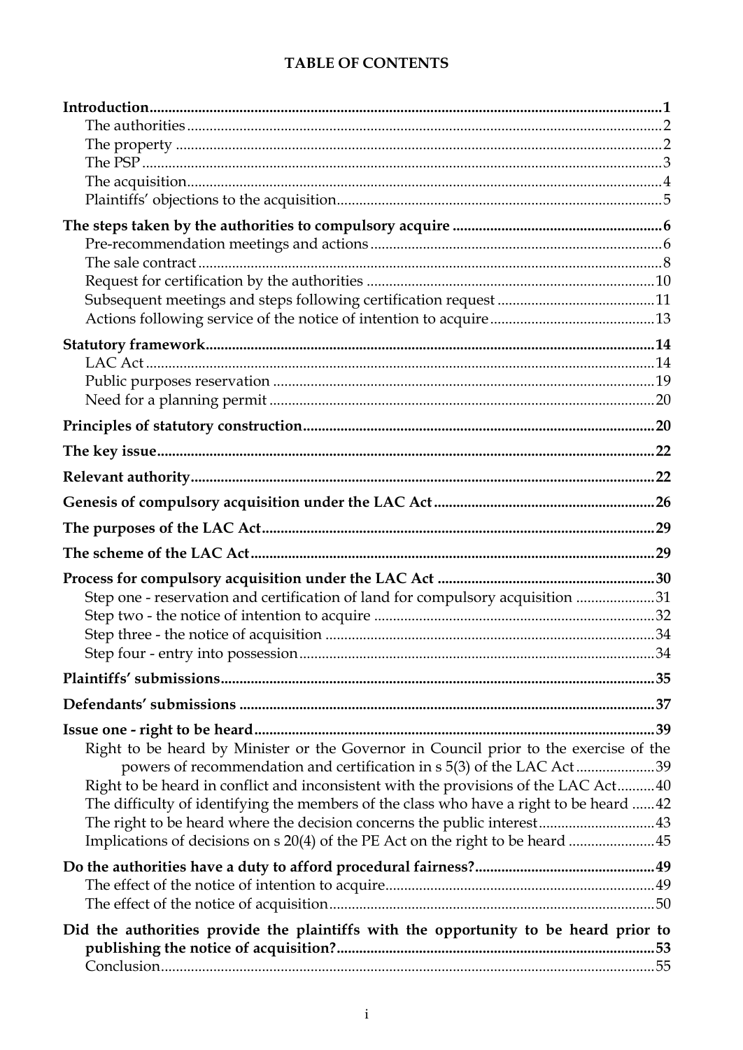**TABLE OF CONTENTS**

| | |
|---|---|
| **Introduction** | **1** |
| The authorities | 2 |
| The property | 2 |
| The PSP | 3 |
| The acquisition | 4 |
| Plaintiffs' objections to the acquisition | 5 |
| **The steps taken by the authorities to compulsory acquire** | **6** |
| Pre-recommendation meetings and actions | 6 |
| The sale contract | 8 |
| Request for certification by the authorities | 10 |
| Subsequent meetings and steps following certification request | 11 |
| Actions following service of the notice of intention to acquire | 13 |
| **Statutory framework** | **14** |
| LAC Act | 14 |
| Public purposes reservation | 19 |
| Need for a planning permit | 20 |
| **Principles of statutory construction** | **20** |
| **The key issue** | **22** |
| **Relevant authority** | **22** |
| **Genesis of compulsory acquisition under the LAC Act** | **26** |
| **The purposes of the LAC Act** | **29** |
| **The scheme of the LAC Act** | **29** |
| **Process for compulsory acquisition under the LAC Act** | **30** |
| Step one - reservation and certification of land for compulsory acquisition | 31 |
| Step two - the notice of intention to acquire | 32 |
| Step three - the notice of acquisition | 34 |
| Step four - entry into possession | 34 |
| **Plaintiffs' submissions** | **35** |
| **Defendants' submissions** | **37** |
| **Issue one - right to be heard** | **39** |
| Right to be heard by Minister or the Governor in Council prior to the exercise of the powers of recommendation and certification in s 5(3) of the LAC Act | 39 |
| Right to be heard in conflict and inconsistent with the provisions of the LAC Act | 40 |
| The difficulty of identifying the members of the class who have a right to be heard | 42 |
| The right to be heard where the decision concerns the public interest | 43 |
| Implications of decisions on s 20(4) of the PE Act on the right to be heard | 45 |
| **Do the authorities have a duty to afford procedural fairness?** | **49** |
| The effect of the notice of intention to acquire | 49 |
| The effect of the notice of acquisition | 50 |
| **Did the authorities provide the plaintiffs with the opportunity to be heard prior to publishing the notice of acquisition?** | **53** |
| Conclusion | 55 |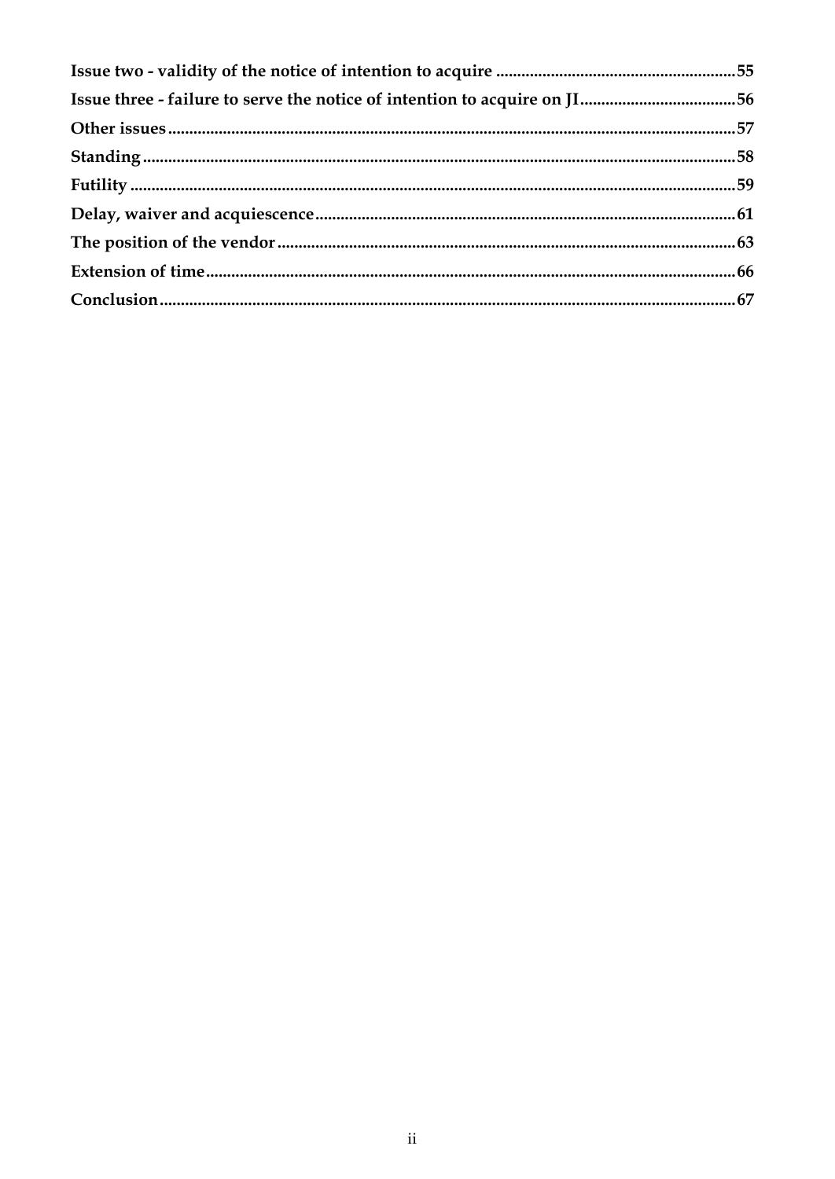**Issue two - validity of the notice of intention to acquire** ........................................................ 55

**Issue three - failure to serve the notice of intention to acquire on JI** .................................... 56

**Other issues** .................................................................................................................................. 57

**Standing** ........................................................................................................................................ 58

**Futility** .......................................................................................................................................... 59

**Delay, waiver and acquiescence** .................................................................................................. 61

**The position of the vendor** .......................................................................................................... 63

**Extension of time** .......................................................................................................................... 66

**Conclusion** ..................................................................................................................................... 67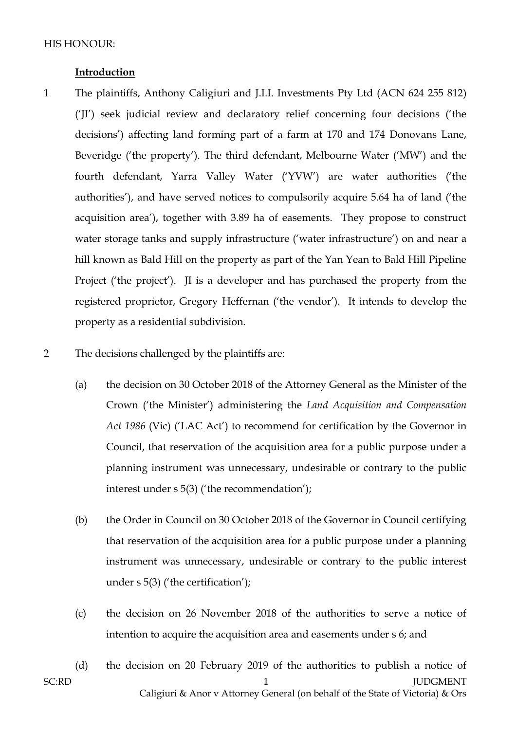HIS HONOUR:

**Introduction**

1 The plaintiffs, Anthony Caligiuri and J.I.I. Investments Pty Ltd (ACN 624 255 812) ('JI') seek judicial review and declaratory relief concerning four decisions ('the decisions') affecting land forming part of a farm at 170 and 174 Donovans Lane, Beveridge ('the property'). The third defendant, Melbourne Water ('MW') and the fourth defendant, Yarra Valley Water ('YVW') are water authorities ('the authorities'), and have served notices to compulsorily acquire 5.64 ha of land ('the acquisition area'), together with 3.89 ha of easements. They propose to construct water storage tanks and supply infrastructure ('water infrastructure') on and near a hill known as Bald Hill on the property as part of the Yan Yean to Bald Hill Pipeline Project ('the project'). JI is a developer and has purchased the property from the registered proprietor, Gregory Heffernan ('the vendor'). It intends to develop the property as a residential subdivision.

2 The decisions challenged by the plaintiffs are:

(a) the decision on 30 October 2018 of the Attorney General as the Minister of the Crown ('the Minister') administering the *Land Acquisition and Compensation Act 1986* (Vic) ('LAC Act') to recommend for certification by the Governor in Council, that reservation of the acquisition area for a public purpose under a planning instrument was unnecessary, undesirable or contrary to the public interest under s 5(3) ('the recommendation');

(b) the Order in Council on 30 October 2018 of the Governor in Council certifying that reservation of the acquisition area for a public purpose under a planning instrument was unnecessary, undesirable or contrary to the public interest under s 5(3) ('the certification');

(c) the decision on 26 November 2018 of the authorities to serve a notice of intention to acquire the acquisition area and easements under s 6; and

(d) the decision on 20 February 2019 of the authorities to publish a notice of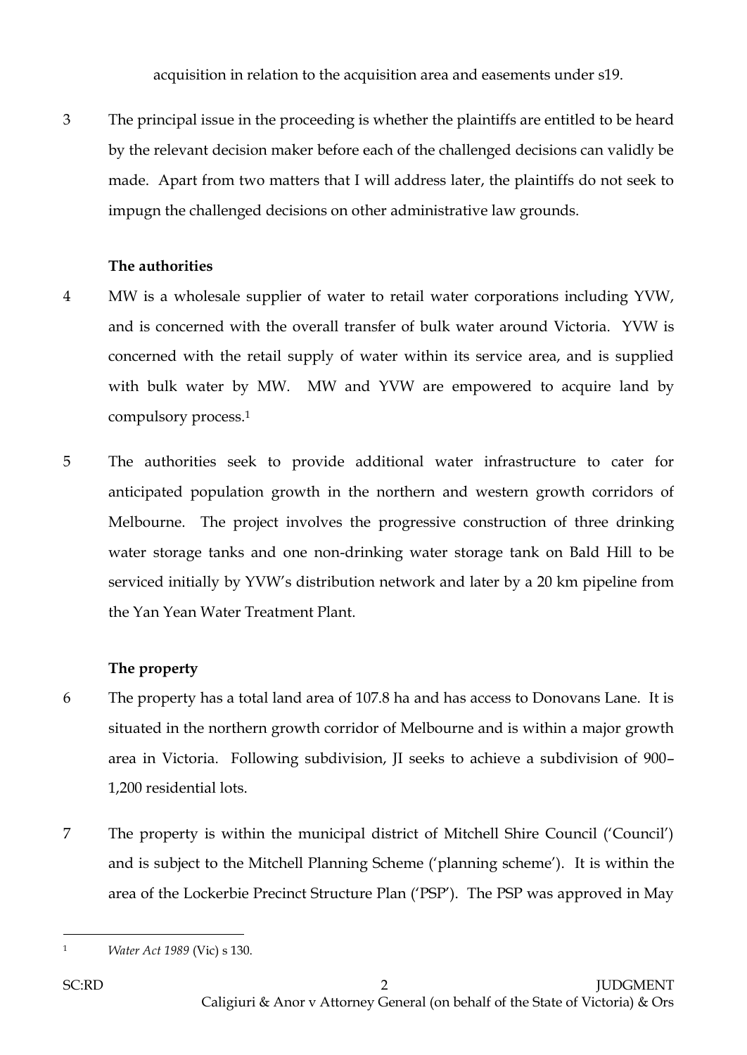acquisition in relation to the acquisition area and easements under s19.

3 The principal issue in the proceeding is whether the plaintiffs are entitled to be heard by the relevant decision maker before each of the challenged decisions can validly be made. Apart from two matters that I will address later, the plaintiffs do not seek to impugn the challenged decisions on other administrative law grounds.

**The authorities**

4 MW is a wholesale supplier of water to retail water corporations including YVW, and is concerned with the overall transfer of bulk water around Victoria. YVW is concerned with the retail supply of water within its service area, and is supplied with bulk water by MW. MW and YVW are empowered to acquire land by compulsory process.[1]

5 The authorities seek to provide additional water infrastructure to cater for anticipated population growth in the northern and western growth corridors of Melbourne. The project involves the progressive construction of three drinking water storage tanks and one non-drinking water storage tank on Bald Hill to be serviced initially by YVW's distribution network and later by a 20 km pipeline from the Yan Yean Water Treatment Plant.

**The property**

6 The property has a total land area of 107.8 ha and has access to Donovans Lane. It is situated in the northern growth corridor of Melbourne and is within a major growth area in Victoria. Following subdivision, JI seeks to achieve a subdivision of 900–1,200 residential lots.

7 The property is within the municipal district of Mitchell Shire Council ('Council') and is subject to the Mitchell Planning Scheme ('planning scheme'). It is within the area of the Lockerbie Precinct Structure Plan ('PSP'). The PSP was approved in May

---

[1] *Water Act 1989* (Vic) s 130.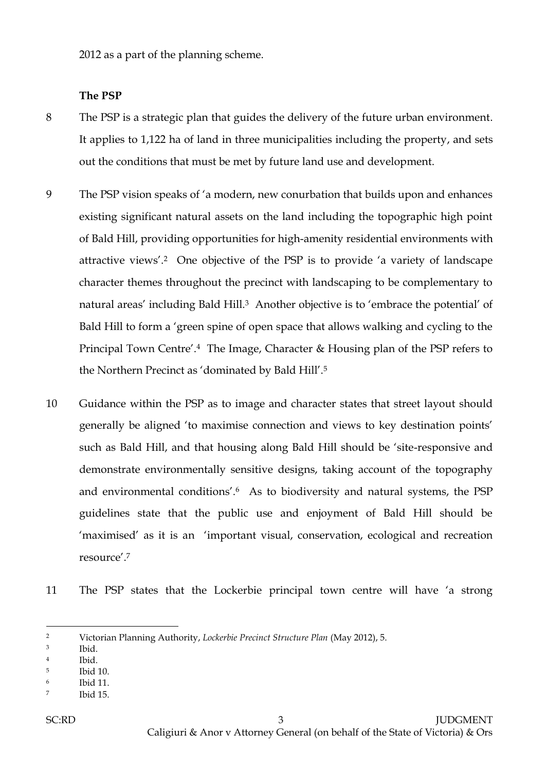2012 as a part of the planning scheme.

**The PSP**

8 The PSP is a strategic plan that guides the delivery of the future urban environment. It applies to 1,122 ha of land in three municipalities including the property, and sets out the conditions that must be met by future land use and development.

9 The PSP vision speaks of 'a modern, new conurbation that builds upon and enhances existing significant natural assets on the land including the topographic high point of Bald Hill, providing opportunities for high-amenity residential environments with attractive views'.[2] One objective of the PSP is to provide 'a variety of landscape character themes throughout the precinct with landscaping to be complementary to natural areas' including Bald Hill.[3] Another objective is to 'embrace the potential' of Bald Hill to form a 'green spine of open space that allows walking and cycling to the Principal Town Centre'.[4] The Image, Character & Housing plan of the PSP refers to the Northern Precinct as 'dominated by Bald Hill'.[5]

10 Guidance within the PSP as to image and character states that street layout should generally be aligned 'to maximise connection and views to key destination points' such as Bald Hill, and that housing along Bald Hill should be 'site-responsive and demonstrate environmentally sensitive designs, taking account of the topography and environmental conditions'.[6] As to biodiversity and natural systems, the PSP guidelines state that the public use and enjoyment of Bald Hill should be 'maximised' as it is an 'important visual, conservation, ecological and recreation resource'.[7]

11 The PSP states that the Lockerbie principal town centre will have 'a strong

---

[2] Victorian Planning Authority, *Lockerbie Precinct Structure Plan* (May 2012), 5.

[3] Ibid.

[4] Ibid.

[5] Ibid 10.

[6] Ibid 11.

[7] Ibid 15.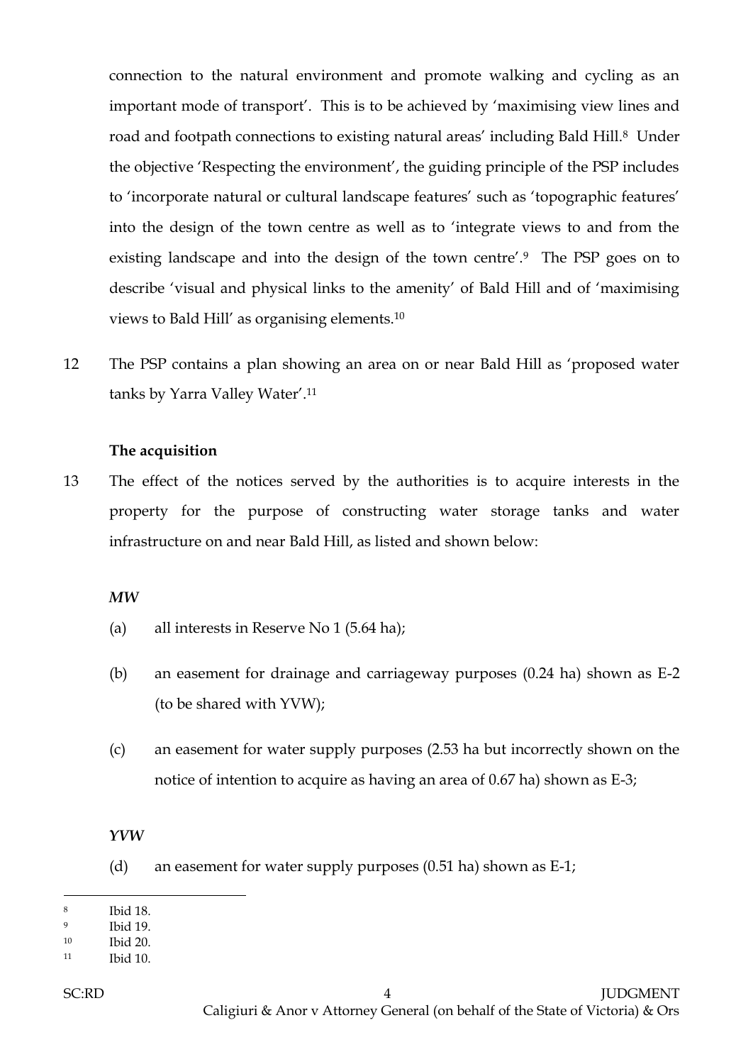connection to the natural environment and promote walking and cycling as an important mode of transport'. This is to be achieved by 'maximising view lines and road and footpath connections to existing natural areas' including Bald Hill.[8] Under the objective 'Respecting the environment', the guiding principle of the PSP includes to 'incorporate natural or cultural landscape features' such as 'topographic features' into the design of the town centre as well as to 'integrate views to and from the existing landscape and into the design of the town centre'.[9] The PSP goes on to describe 'visual and physical links to the amenity' of Bald Hill and of 'maximising views to Bald Hill' as organising elements.[10]

12 The PSP contains a plan showing an area on or near Bald Hill as 'proposed water tanks by Yarra Valley Water'.[11]

**The acquisition**

13 The effect of the notices served by the authorities is to acquire interests in the property for the purpose of constructing water storage tanks and water infrastructure on and near Bald Hill, as listed and shown below:

***MW***

(a) all interests in Reserve No 1 (5.64 ha);

(b) an easement for drainage and carriageway purposes (0.24 ha) shown as E-2 (to be shared with YVW);

(c) an easement for water supply purposes (2.53 ha but incorrectly shown on the notice of intention to acquire as having an area of 0.67 ha) shown as E-3;

***YVW***

(d) an easement for water supply purposes (0.51 ha) shown as E-1;

---

[8] Ibid 18.

[9] Ibid 19.

[10] Ibid 20.

[11] Ibid 10.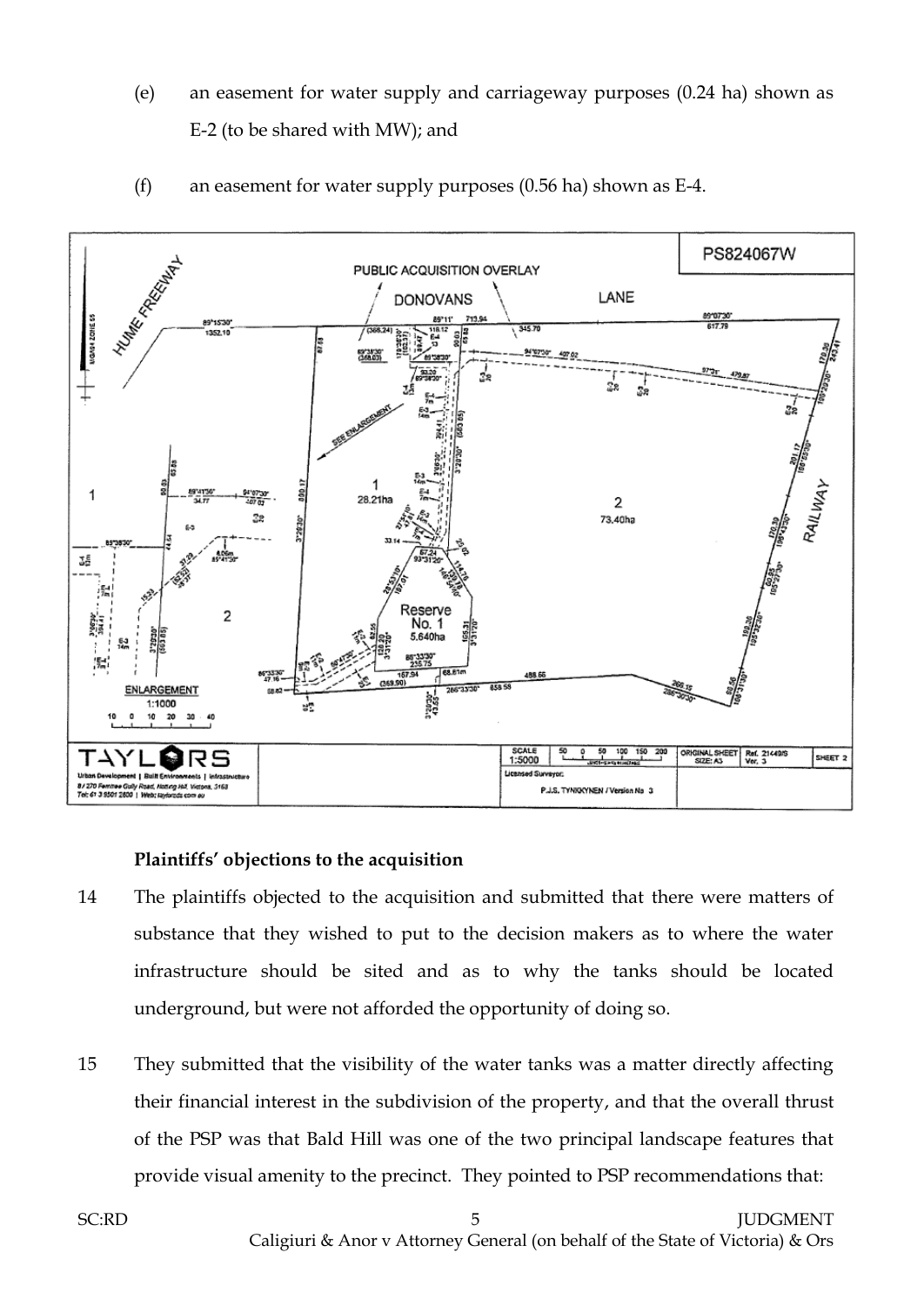(e) an easement for water supply and carriageway purposes (0.24 ha) shown as E-2 (to be shared with MW); and

(f) an easement for water supply purposes (0.56 ha) shown as E-4.

**Plaintiffs' objections to the acquisition**

14 The plaintiffs objected to the acquisition and submitted that there were matters of substance that they wished to put to the decision makers as to where the water infrastructure should be sited and as to why the tanks should be located underground, but were not afforded the opportunity of doing so.

15 They submitted that the visibility of the water tanks was a matter directly affecting their financial interest in the subdivision of the property, and that the overall thrust of the PSP was that Bald Hill was one of the two principal landscape features that provide visual amenity to the precinct. They pointed to PSP recommendations that: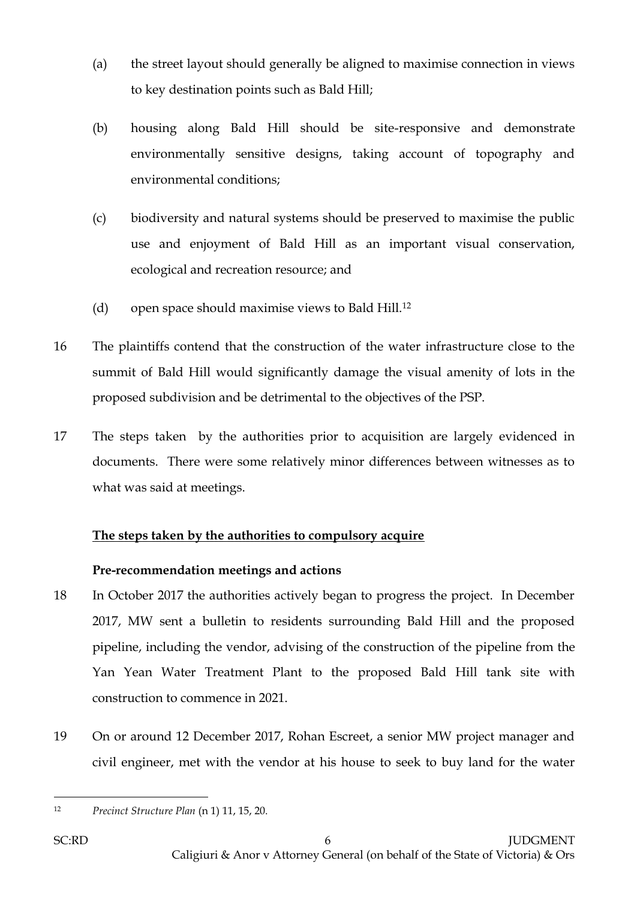(a) the street layout should generally be aligned to maximise connection in views to key destination points such as Bald Hill;

(b) housing along Bald Hill should be site-responsive and demonstrate environmentally sensitive designs, taking account of topography and environmental conditions;

(c) biodiversity and natural systems should be preserved to maximise the public use and enjoyment of Bald Hill as an important visual conservation, ecological and recreation resource; and

(d) open space should maximise views to Bald Hill.[12]

16 The plaintiffs contend that the construction of the water infrastructure close to the summit of Bald Hill would significantly damage the visual amenity of lots in the proposed subdivision and be detrimental to the objectives of the PSP.

17 The steps taken by the authorities prior to acquisition are largely evidenced in documents. There were some relatively minor differences between witnesses as to what was said at meetings.

**The steps taken by the authorities to compulsory acquire**

**Pre-recommendation meetings and actions**

18 In October 2017 the authorities actively began to progress the project. In December 2017, MW sent a bulletin to residents surrounding Bald Hill and the proposed pipeline, including the vendor, advising of the construction of the pipeline from the Yan Yean Water Treatment Plant to the proposed Bald Hill tank site with construction to commence in 2021.

19 On or around 12 December 2017, Rohan Escreet, a senior MW project manager and civil engineer, met with the vendor at his house to seek to buy land for the water

[12] *Precinct Structure Plan* (n 1) 11, 15, 20.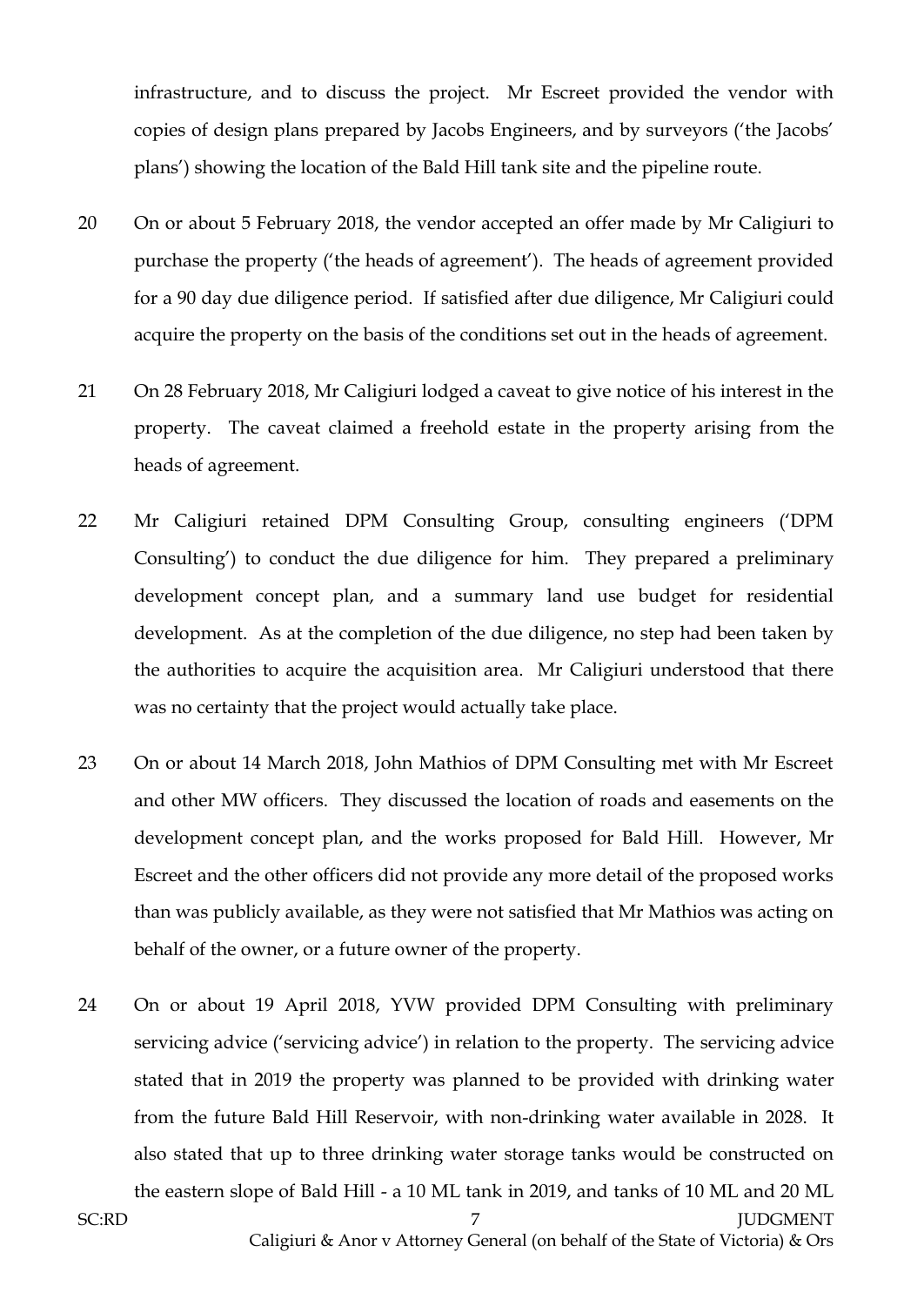infrastructure, and to discuss the project. Mr Escreet provided the vendor with copies of design plans prepared by Jacobs Engineers, and by surveyors ('the Jacobs' plans') showing the location of the Bald Hill tank site and the pipeline route.

20 On or about 5 February 2018, the vendor accepted an offer made by Mr Caligiuri to purchase the property ('the heads of agreement'). The heads of agreement provided for a 90 day due diligence period. If satisfied after due diligence, Mr Caligiuri could acquire the property on the basis of the conditions set out in the heads of agreement.

21 On 28 February 2018, Mr Caligiuri lodged a caveat to give notice of his interest in the property. The caveat claimed a freehold estate in the property arising from the heads of agreement.

22 Mr Caligiuri retained DPM Consulting Group, consulting engineers ('DPM Consulting') to conduct the due diligence for him. They prepared a preliminary development concept plan, and a summary land use budget for residential development. As at the completion of the due diligence, no step had been taken by the authorities to acquire the acquisition area. Mr Caligiuri understood that there was no certainty that the project would actually take place.

23 On or about 14 March 2018, John Mathios of DPM Consulting met with Mr Escreet and other MW officers. They discussed the location of roads and easements on the development concept plan, and the works proposed for Bald Hill. However, Mr Escreet and the other officers did not provide any more detail of the proposed works than was publicly available, as they were not satisfied that Mr Mathios was acting on behalf of the owner, or a future owner of the property.

24 On or about 19 April 2018, YVW provided DPM Consulting with preliminary servicing advice ('servicing advice') in relation to the property. The servicing advice stated that in 2019 the property was planned to be provided with drinking water from the future Bald Hill Reservoir, with non-drinking water available in 2028. It also stated that up to three drinking water storage tanks would be constructed on the eastern slope of Bald Hill - a 10 ML tank in 2019, and tanks of 10 ML and 20 ML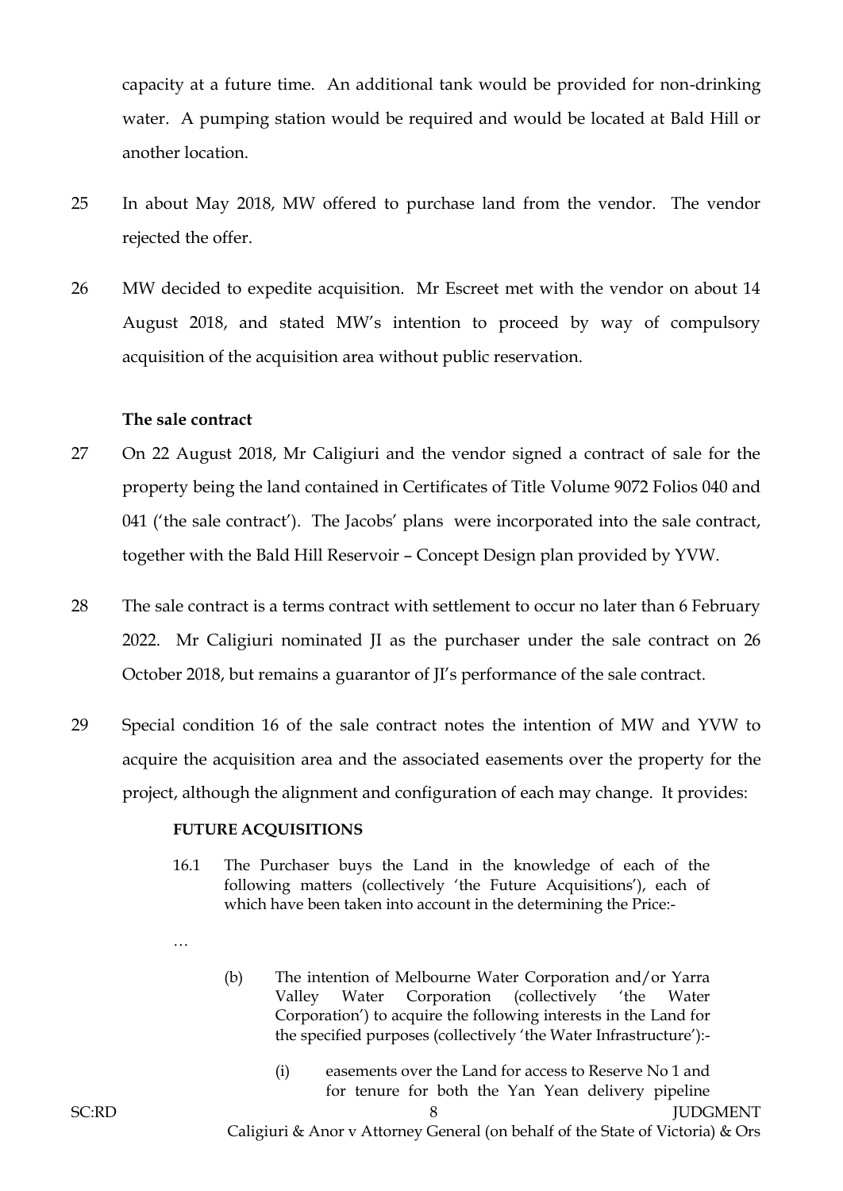capacity at a future time. An additional tank would be provided for non-drinking water. A pumping station would be required and would be located at Bald Hill or another location.

25 In about May 2018, MW offered to purchase land from the vendor. The vendor rejected the offer.

26 MW decided to expedite acquisition. Mr Escreet met with the vendor on about 14 August 2018, and stated MW's intention to proceed by way of compulsory acquisition of the acquisition area without public reservation.

### The sale contract

27 On 22 August 2018, Mr Caligiuri and the vendor signed a contract of sale for the property being the land contained in Certificates of Title Volume 9072 Folios 040 and 041 ('the sale contract'). The Jacobs' plans were incorporated into the sale contract, together with the Bald Hill Reservoir – Concept Design plan provided by YVW.

28 The sale contract is a terms contract with settlement to occur no later than 6 February 2022. Mr Caligiuri nominated JI as the purchaser under the sale contract on 26 October 2018, but remains a guarantor of JI's performance of the sale contract.

29 Special condition 16 of the sale contract notes the intention of MW and YVW to acquire the acquisition area and the associated easements over the property for the project, although the alignment and configuration of each may change. It provides:

> **FUTURE ACQUISITIONS**
>
> 16.1 The Purchaser buys the Land in the knowledge of each of the following matters (collectively 'the Future Acquisitions'), each of which have been taken into account in the determining the Price:-
>
> …
>
> (b) The intention of Melbourne Water Corporation and/or Yarra Valley Water Corporation (collectively 'the Water Corporation') to acquire the following interests in the Land for the specified purposes (collectively 'the Water Infrastructure'):-
>
> (i) easements over the Land for access to Reserve No 1 and for tenure for both the Yan Yean delivery pipeline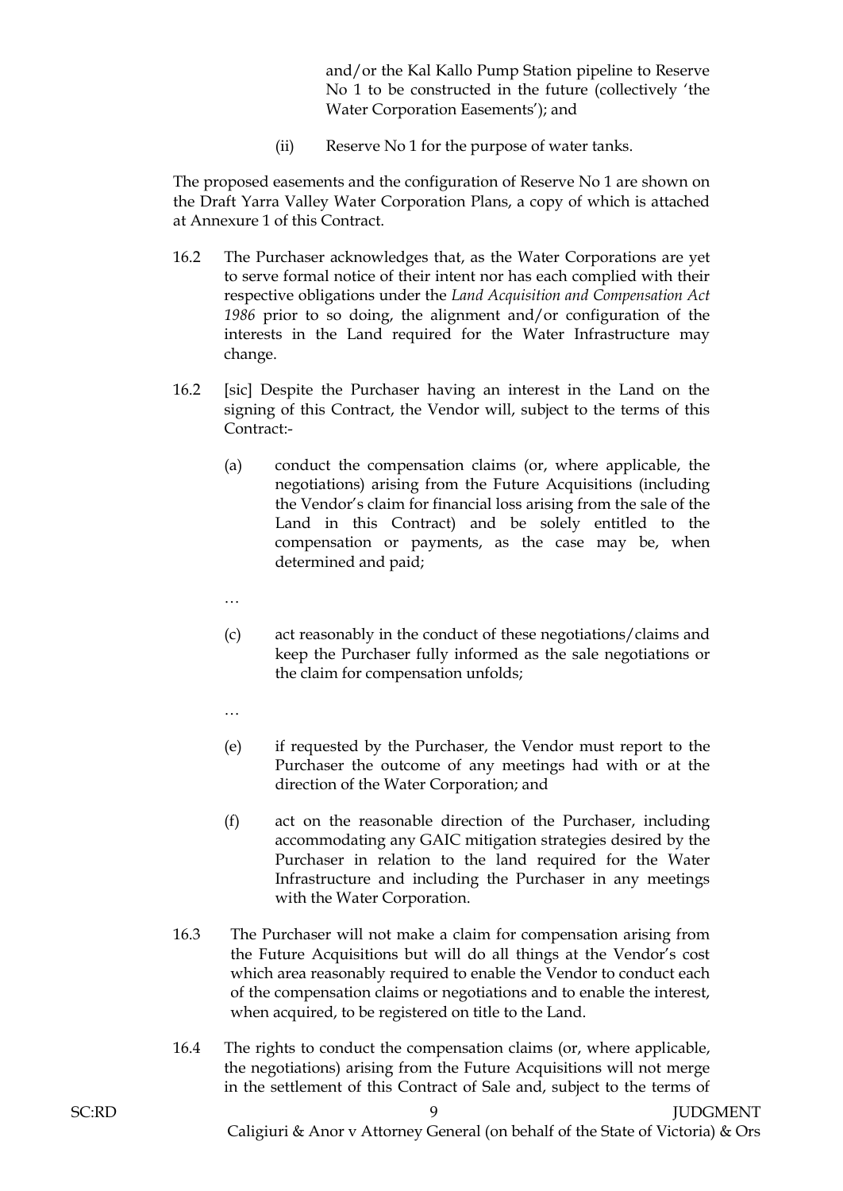and/or the Kal Kallo Pump Station pipeline to Reserve No 1 to be constructed in the future (collectively 'the Water Corporation Easements'); and

(ii) Reserve No 1 for the purpose of water tanks.

The proposed easements and the configuration of Reserve No 1 are shown on the Draft Yarra Valley Water Corporation Plans, a copy of which is attached at Annexure 1 of this Contract.

16.2 The Purchaser acknowledges that, as the Water Corporations are yet to serve formal notice of their intent nor has each complied with their respective obligations under the *Land Acquisition and Compensation Act 1986* prior to so doing, the alignment and/or configuration of the interests in the Land required for the Water Infrastructure may change.

16.2 [sic] Despite the Purchaser having an interest in the Land on the signing of this Contract, the Vendor will, subject to the terms of this Contract:-

(a) conduct the compensation claims (or, where applicable, the negotiations) arising from the Future Acquisitions (including the Vendor's claim for financial loss arising from the sale of the Land in this Contract) and be solely entitled to the compensation or payments, as the case may be, when determined and paid;

…

(c) act reasonably in the conduct of these negotiations/claims and keep the Purchaser fully informed as the sale negotiations or the claim for compensation unfolds;

…

(e) if requested by the Purchaser, the Vendor must report to the Purchaser the outcome of any meetings had with or at the direction of the Water Corporation; and

(f) act on the reasonable direction of the Purchaser, including accommodating any GAIC mitigation strategies desired by the Purchaser in relation to the land required for the Water Infrastructure and including the Purchaser in any meetings with the Water Corporation.

16.3 The Purchaser will not make a claim for compensation arising from the Future Acquisitions but will do all things at the Vendor's cost which area reasonably required to enable the Vendor to conduct each of the compensation claims or negotiations and to enable the interest, when acquired, to be registered on title to the Land.

16.4 The rights to conduct the compensation claims (or, where applicable, the negotiations) arising from the Future Acquisitions will not merge in the settlement of this Contract of Sale and, subject to the terms of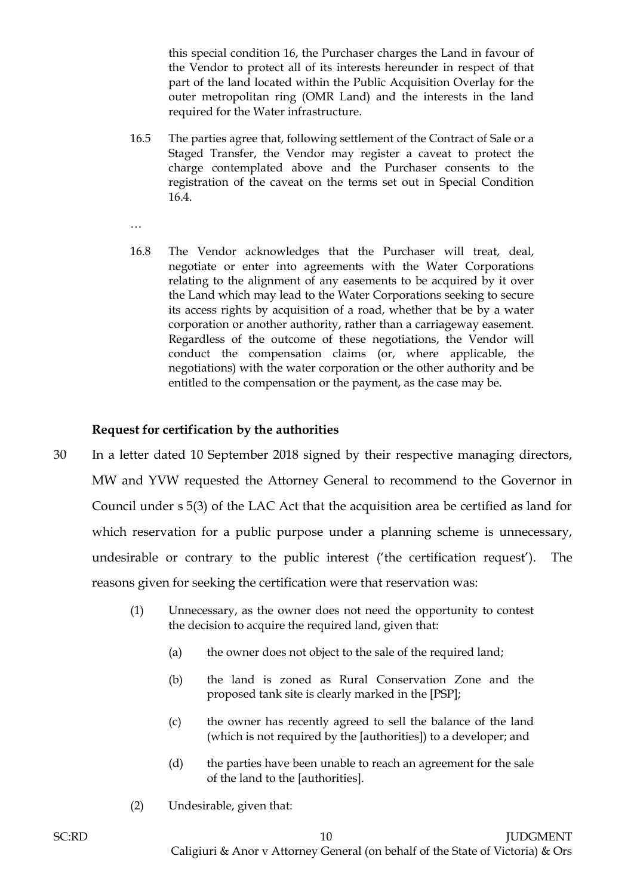this special condition 16, the Purchaser charges the Land in favour of the Vendor to protect all of its interests hereunder in respect of that part of the land located within the Public Acquisition Overlay for the outer metropolitan ring (OMR Land) and the interests in the land required for the Water infrastructure.

> 16.5 The parties agree that, following settlement of the Contract of Sale or a Staged Transfer, the Vendor may register a caveat to protect the charge contemplated above and the Purchaser consents to the registration of the caveat on the terms set out in Special Condition 16.4.
>
> …
>
> 16.8 The Vendor acknowledges that the Purchaser will treat, deal, negotiate or enter into agreements with the Water Corporations relating to the alignment of any easements to be acquired by it over the Land which may lead to the Water Corporations seeking to secure its access rights by acquisition of a road, whether that be by a water corporation or another authority, rather than a carriageway easement. Regardless of the outcome of these negotiations, the Vendor will conduct the compensation claims (or, where applicable, the negotiations) with the water corporation or the other authority and be entitled to the compensation or the payment, as the case may be.

**Request for certification by the authorities**

30 In a letter dated 10 September 2018 signed by their respective managing directors, MW and YVW requested the Attorney General to recommend to the Governor in Council under s 5(3) of the LAC Act that the acquisition area be certified as land for which reservation for a public purpose under a planning scheme is unnecessary, undesirable or contrary to the public interest ('the certification request'). The reasons given for seeking the certification were that reservation was:

> (1) Unnecessary, as the owner does not need the opportunity to contest the decision to acquire the required land, given that:
>
> (a) the owner does not object to the sale of the required land;
>
> (b) the land is zoned as Rural Conservation Zone and the proposed tank site is clearly marked in the [PSP];
>
> (c) the owner has recently agreed to sell the balance of the land (which is not required by the [authorities]) to a developer; and
>
> (d) the parties have been unable to reach an agreement for the sale of the land to the [authorities].
>
> (2) Undesirable, given that: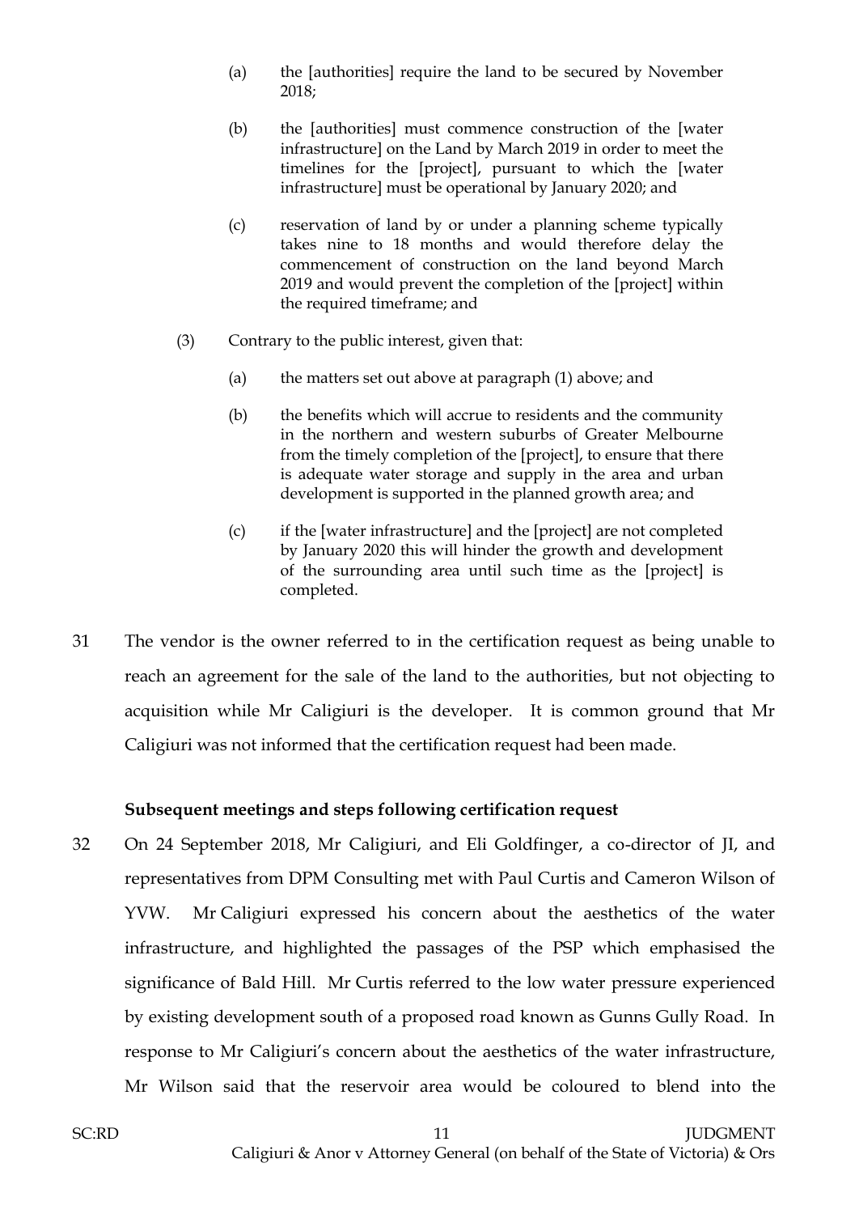(a) the [authorities] require the land to be secured by November 2018;

(b) the [authorities] must commence construction of the [water infrastructure] on the Land by March 2019 in order to meet the timelines for the [project], pursuant to which the [water infrastructure] must be operational by January 2020; and

(c) reservation of land by or under a planning scheme typically takes nine to 18 months and would therefore delay the commencement of construction on the land beyond March 2019 and would prevent the completion of the [project] within the required timeframe; and

(3) Contrary to the public interest, given that:

(a) the matters set out above at paragraph (1) above; and

(b) the benefits which will accrue to residents and the community in the northern and western suburbs of Greater Melbourne from the timely completion of the [project], to ensure that there is adequate water storage and supply in the area and urban development is supported in the planned growth area; and

(c) if the [water infrastructure] and the [project] are not completed by January 2020 this will hinder the growth and development of the surrounding area until such time as the [project] is completed.

31 The vendor is the owner referred to in the certification request as being unable to reach an agreement for the sale of the land to the authorities, but not objecting to acquisition while Mr Caligiuri is the developer. It is common ground that Mr Caligiuri was not informed that the certification request had been made.

**Subsequent meetings and steps following certification request**

32 On 24 September 2018, Mr Caligiuri, and Eli Goldfinger, a co-director of JI, and representatives from DPM Consulting met with Paul Curtis and Cameron Wilson of YVW. Mr Caligiuri expressed his concern about the aesthetics of the water infrastructure, and highlighted the passages of the PSP which emphasised the significance of Bald Hill. Mr Curtis referred to the low water pressure experienced by existing development south of a proposed road known as Gunns Gully Road. In response to Mr Caligiuri's concern about the aesthetics of the water infrastructure, Mr Wilson said that the reservoir area would be coloured to blend into the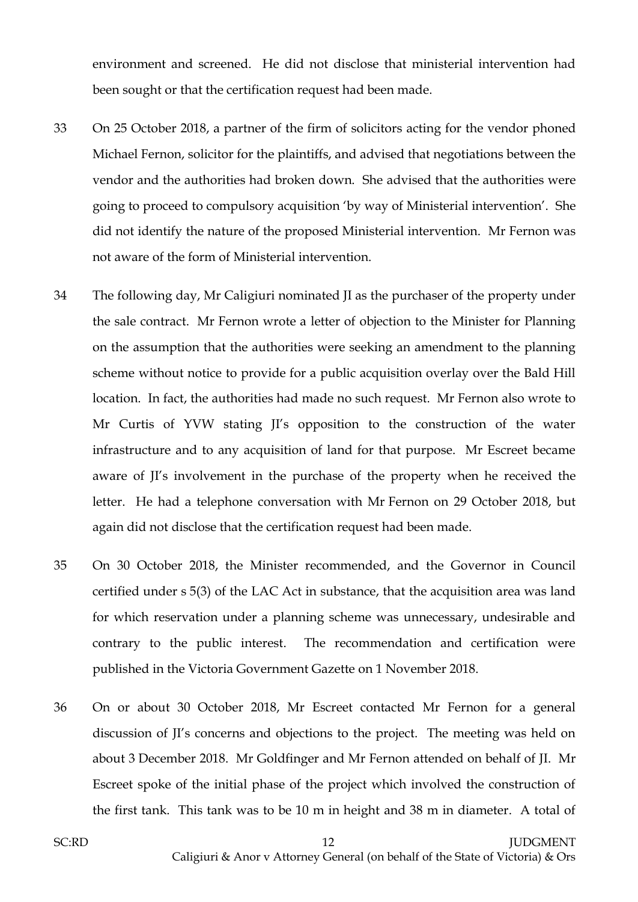environment and screened. He did not disclose that ministerial intervention had been sought or that the certification request had been made.

33 On 25 October 2018, a partner of the firm of solicitors acting for the vendor phoned Michael Fernon, solicitor for the plaintiffs, and advised that negotiations between the vendor and the authorities had broken down. She advised that the authorities were going to proceed to compulsory acquisition 'by way of Ministerial intervention'. She did not identify the nature of the proposed Ministerial intervention. Mr Fernon was not aware of the form of Ministerial intervention.

34 The following day, Mr Caligiuri nominated JI as the purchaser of the property under the sale contract. Mr Fernon wrote a letter of objection to the Minister for Planning on the assumption that the authorities were seeking an amendment to the planning scheme without notice to provide for a public acquisition overlay over the Bald Hill location. In fact, the authorities had made no such request. Mr Fernon also wrote to Mr Curtis of YVW stating JI's opposition to the construction of the water infrastructure and to any acquisition of land for that purpose. Mr Escreet became aware of JI's involvement in the purchase of the property when he received the letter. He had a telephone conversation with Mr Fernon on 29 October 2018, but again did not disclose that the certification request had been made.

35 On 30 October 2018, the Minister recommended, and the Governor in Council certified under s 5(3) of the LAC Act in substance, that the acquisition area was land for which reservation under a planning scheme was unnecessary, undesirable and contrary to the public interest. The recommendation and certification were published in the Victoria Government Gazette on 1 November 2018.

36 On or about 30 October 2018, Mr Escreet contacted Mr Fernon for a general discussion of JI's concerns and objections to the project. The meeting was held on about 3 December 2018. Mr Goldfinger and Mr Fernon attended on behalf of JI. Mr Escreet spoke of the initial phase of the project which involved the construction of the first tank. This tank was to be 10 m in height and 38 m in diameter. A total of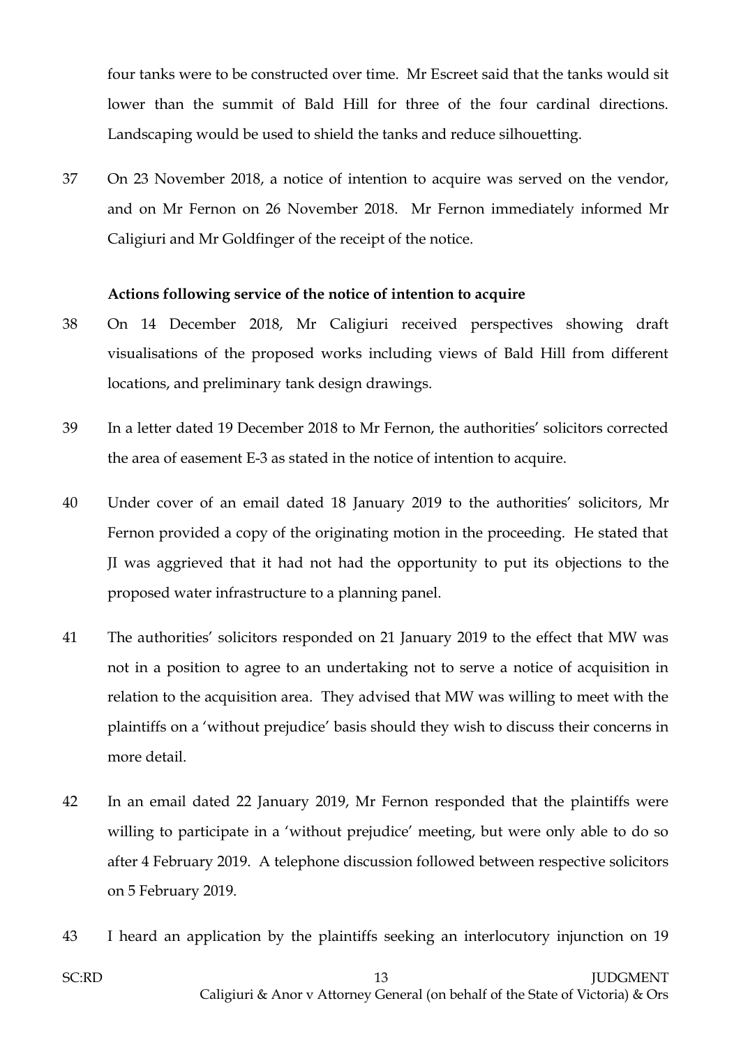four tanks were to be constructed over time. Mr Escreet said that the tanks would sit lower than the summit of Bald Hill for three of the four cardinal directions. Landscaping would be used to shield the tanks and reduce silhouetting.

37 On 23 November 2018, a notice of intention to acquire was served on the vendor, and on Mr Fernon on 26 November 2018. Mr Fernon immediately informed Mr Caligiuri and Mr Goldfinger of the receipt of the notice.

**Actions following service of the notice of intention to acquire**

38 On 14 December 2018, Mr Caligiuri received perspectives showing draft visualisations of the proposed works including views of Bald Hill from different locations, and preliminary tank design drawings.

39 In a letter dated 19 December 2018 to Mr Fernon, the authorities' solicitors corrected the area of easement E-3 as stated in the notice of intention to acquire.

40 Under cover of an email dated 18 January 2019 to the authorities' solicitors, Mr Fernon provided a copy of the originating motion in the proceeding. He stated that JI was aggrieved that it had not had the opportunity to put its objections to the proposed water infrastructure to a planning panel.

41 The authorities' solicitors responded on 21 January 2019 to the effect that MW was not in a position to agree to an undertaking not to serve a notice of acquisition in relation to the acquisition area. They advised that MW was willing to meet with the plaintiffs on a 'without prejudice' basis should they wish to discuss their concerns in more detail.

42 In an email dated 22 January 2019, Mr Fernon responded that the plaintiffs were willing to participate in a 'without prejudice' meeting, but were only able to do so after 4 February 2019. A telephone discussion followed between respective solicitors on 5 February 2019.

43 I heard an application by the plaintiffs seeking an interlocutory injunction on 19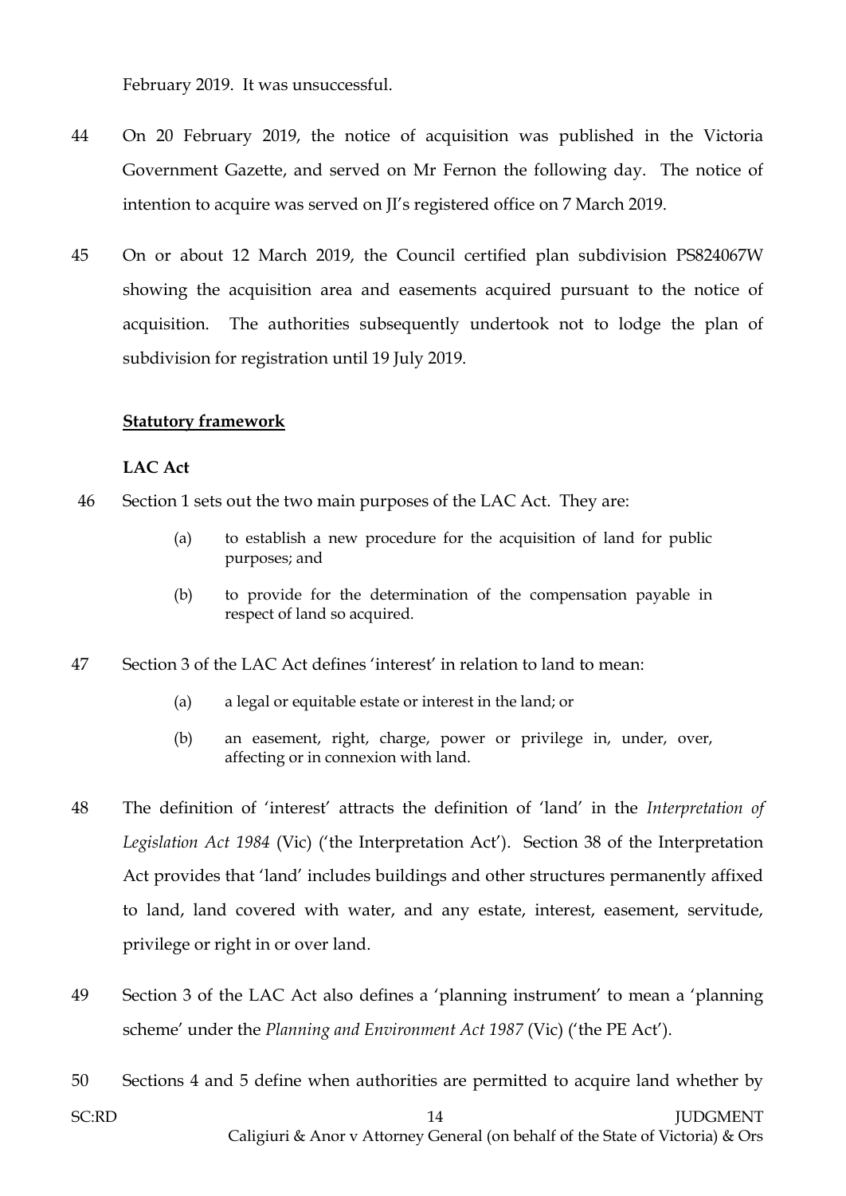February 2019. It was unsuccessful.

44 On 20 February 2019, the notice of acquisition was published in the Victoria Government Gazette, and served on Mr Fernon the following day. The notice of intention to acquire was served on JI's registered office on 7 March 2019.

45 On or about 12 March 2019, the Council certified plan subdivision PS824067W showing the acquisition area and easements acquired pursuant to the notice of acquisition. The authorities subsequently undertook not to lodge the plan of subdivision for registration until 19 July 2019.

## Statutory framework

### LAC Act

46 Section 1 sets out the two main purposes of the LAC Act. They are:

> (a) to establish a new procedure for the acquisition of land for public purposes; and
>
> (b) to provide for the determination of the compensation payable in respect of land so acquired.

47 Section 3 of the LAC Act defines 'interest' in relation to land to mean:

> (a) a legal or equitable estate or interest in the land; or
>
> (b) an easement, right, charge, power or privilege in, under, over, affecting or in connexion with land.

48 The definition of 'interest' attracts the definition of 'land' in the *Interpretation of Legislation Act 1984* (Vic) ('the Interpretation Act'). Section 38 of the Interpretation Act provides that 'land' includes buildings and other structures permanently affixed to land, land covered with water, and any estate, interest, easement, servitude, privilege or right in or over land.

49 Section 3 of the LAC Act also defines a 'planning instrument' to mean a 'planning scheme' under the *Planning and Environment Act 1987* (Vic) ('the PE Act').

50 Sections 4 and 5 define when authorities are permitted to acquire land whether by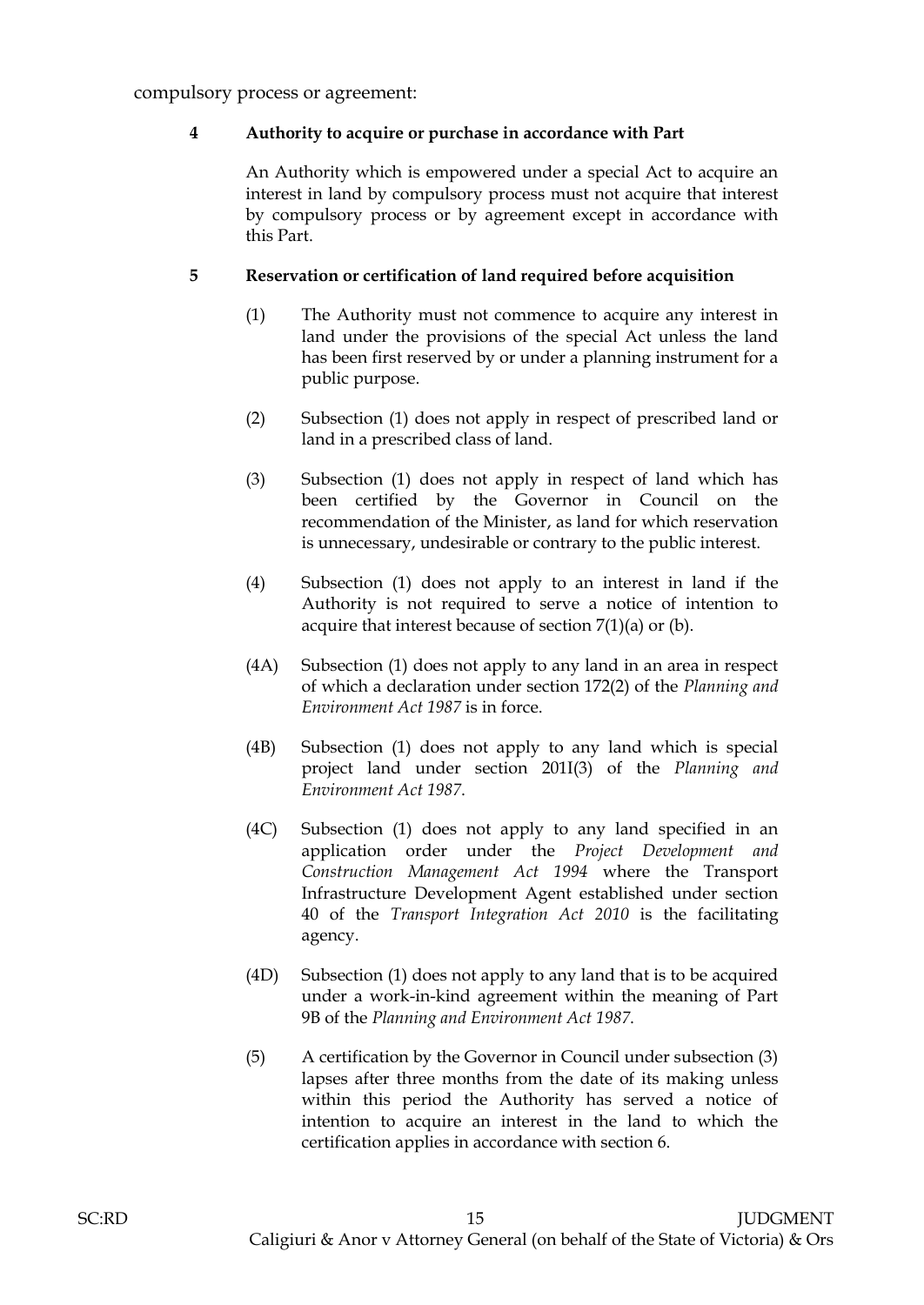compulsory process or agreement:

> **4 Authority to acquire or purchase in accordance with Part**
>
> An Authority which is empowered under a special Act to acquire an interest in land by compulsory process must not acquire that interest by compulsory process or by agreement except in accordance with this Part.
>
> **5 Reservation or certification of land required before acquisition**
>
> (1) The Authority must not commence to acquire any interest in land under the provisions of the special Act unless the land has been first reserved by or under a planning instrument for a public purpose.
>
> (2) Subsection (1) does not apply in respect of prescribed land or land in a prescribed class of land.
>
> (3) Subsection (1) does not apply in respect of land which has been certified by the Governor in Council on the recommendation of the Minister, as land for which reservation is unnecessary, undesirable or contrary to the public interest.
>
> (4) Subsection (1) does not apply to an interest in land if the Authority is not required to serve a notice of intention to acquire that interest because of section 7(1)(a) or (b).
>
> (4A) Subsection (1) does not apply to any land in an area in respect of which a declaration under section 172(2) of the *Planning and Environment Act 1987* is in force.
>
> (4B) Subsection (1) does not apply to any land which is special project land under section 201I(3) of the *Planning and Environment Act 1987*.
>
> (4C) Subsection (1) does not apply to any land specified in an application order under the *Project Development and Construction Management Act 1994* where the Transport Infrastructure Development Agent established under section 40 of the *Transport Integration Act 2010* is the facilitating agency.
>
> (4D) Subsection (1) does not apply to any land that is to be acquired under a work-in-kind agreement within the meaning of Part 9B of the *Planning and Environment Act 1987*.
>
> (5) A certification by the Governor in Council under subsection (3) lapses after three months from the date of its making unless within this period the Authority has served a notice of intention to acquire an interest in the land to which the certification applies in accordance with section 6.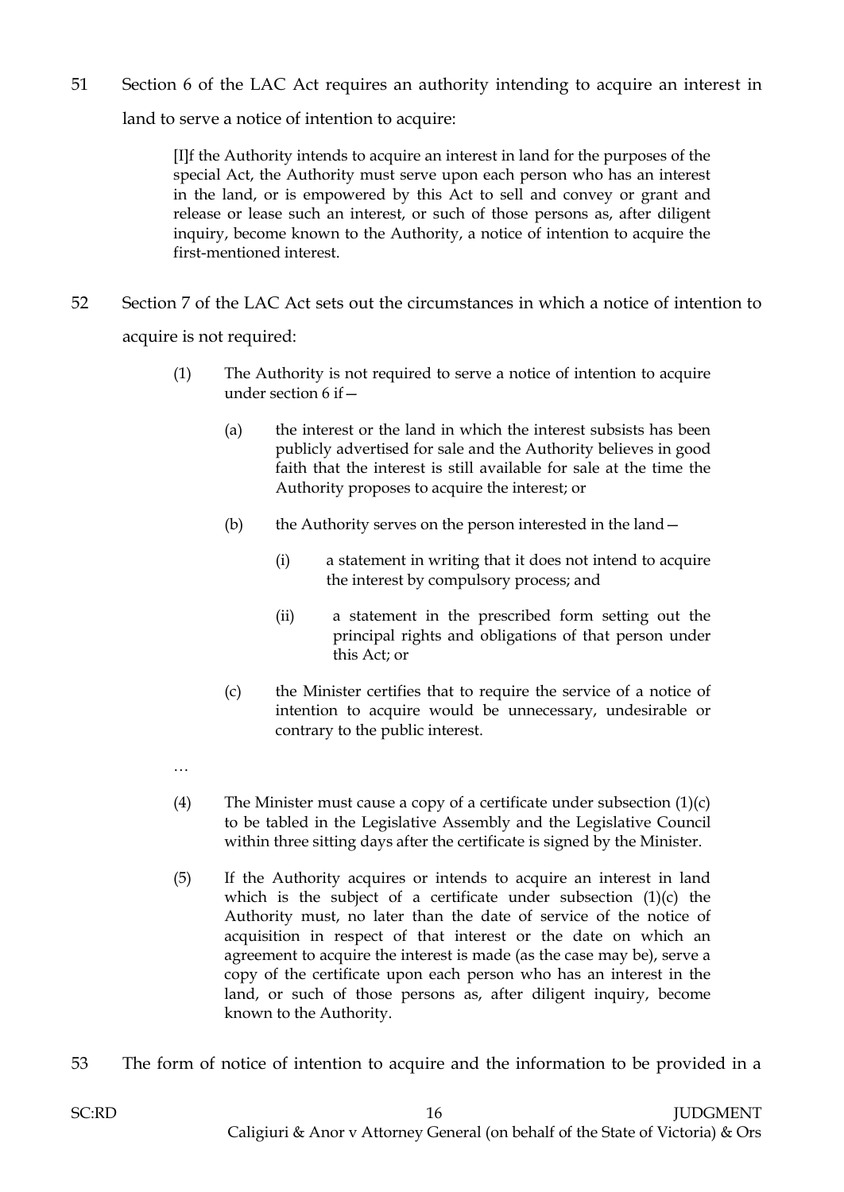51 Section 6 of the LAC Act requires an authority intending to acquire an interest in land to serve a notice of intention to acquire:

> [I]f the Authority intends to acquire an interest in land for the purposes of the special Act, the Authority must serve upon each person who has an interest in the land, or is empowered by this Act to sell and convey or grant and release or lease such an interest, or such of those persons as, after diligent inquiry, become known to the Authority, a notice of intention to acquire the first-mentioned interest.

52 Section 7 of the LAC Act sets out the circumstances in which a notice of intention to acquire is not required:

> (1) The Authority is not required to serve a notice of intention to acquire under section 6 if—
>
> (a) the interest or the land in which the interest subsists has been publicly advertised for sale and the Authority believes in good faith that the interest is still available for sale at the time the Authority proposes to acquire the interest; or
>
> (b) the Authority serves on the person interested in the land—
>
> (i) a statement in writing that it does not intend to acquire the interest by compulsory process; and
>
> (ii) a statement in the prescribed form setting out the principal rights and obligations of that person under this Act; or
>
> (c) the Minister certifies that to require the service of a notice of intention to acquire would be unnecessary, undesirable or contrary to the public interest.
>
> …
>
> (4) The Minister must cause a copy of a certificate under subsection (1)(c) to be tabled in the Legislative Assembly and the Legislative Council within three sitting days after the certificate is signed by the Minister.
>
> (5) If the Authority acquires or intends to acquire an interest in land which is the subject of a certificate under subsection (1)(c) the Authority must, no later than the date of service of the notice of acquisition in respect of that interest or the date on which an agreement to acquire the interest is made (as the case may be), serve a copy of the certificate upon each person who has an interest in the land, or such of those persons as, after diligent inquiry, become known to the Authority.

53 The form of notice of intention to acquire and the information to be provided in a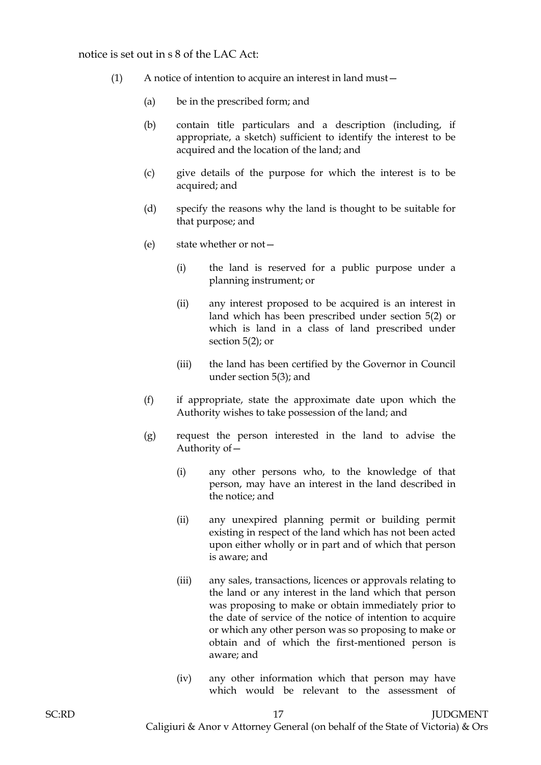notice is set out in s 8 of the LAC Act:

(1) A notice of intention to acquire an interest in land must—

(a) be in the prescribed form; and

(b) contain title particulars and a description (including, if appropriate, a sketch) sufficient to identify the interest to be acquired and the location of the land; and

(c) give details of the purpose for which the interest is to be acquired; and

(d) specify the reasons why the land is thought to be suitable for that purpose; and

(e) state whether or not—

(i) the land is reserved for a public purpose under a planning instrument; or

(ii) any interest proposed to be acquired is an interest in land which has been prescribed under section 5(2) or which is land in a class of land prescribed under section 5(2); or

(iii) the land has been certified by the Governor in Council under section 5(3); and

(f) if appropriate, state the approximate date upon which the Authority wishes to take possession of the land; and

(g) request the person interested in the land to advise the Authority of—

(i) any other persons who, to the knowledge of that person, may have an interest in the land described in the notice; and

(ii) any unexpired planning permit or building permit existing in respect of the land which has not been acted upon either wholly or in part and of which that person is aware; and

(iii) any sales, transactions, licences or approvals relating to the land or any interest in the land which that person was proposing to make or obtain immediately prior to the date of service of the notice of intention to acquire or which any other person was so proposing to make or obtain and of which the first-mentioned person is aware; and

(iv) any other information which that person may have which would be relevant to the assessment of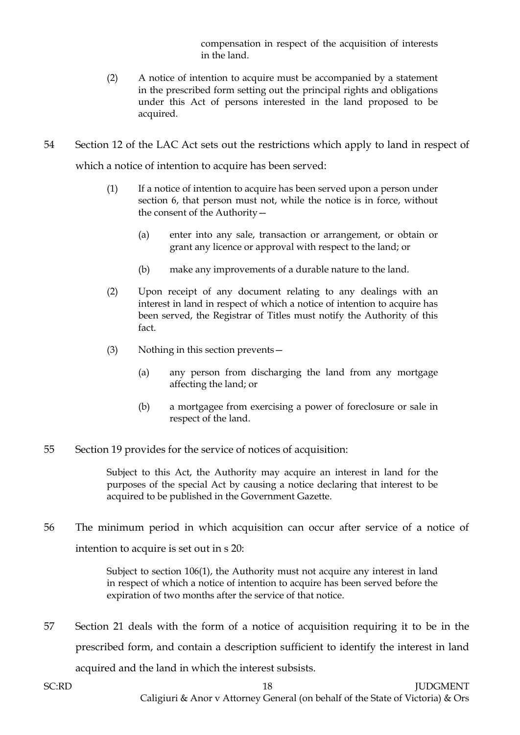compensation in respect of the acquisition of interests in the land.

(2) A notice of intention to acquire must be accompanied by a statement in the prescribed form setting out the principal rights and obligations under this Act of persons interested in the land proposed to be acquired.

54 Section 12 of the LAC Act sets out the restrictions which apply to land in respect of which a notice of intention to acquire has been served:

> (1) If a notice of intention to acquire has been served upon a person under section 6, that person must not, while the notice is in force, without the consent of the Authority—
>
> (a) enter into any sale, transaction or arrangement, or obtain or grant any licence or approval with respect to the land; or
>
> (b) make any improvements of a durable nature to the land.
>
> (2) Upon receipt of any document relating to any dealings with an interest in land in respect of which a notice of intention to acquire has been served, the Registrar of Titles must notify the Authority of this fact.
>
> (3) Nothing in this section prevents—
>
> (a) any person from discharging the land from any mortgage affecting the land; or
>
> (b) a mortgagee from exercising a power of foreclosure or sale in respect of the land.

55 Section 19 provides for the service of notices of acquisition:

> Subject to this Act, the Authority may acquire an interest in land for the purposes of the special Act by causing a notice declaring that interest to be acquired to be published in the Government Gazette.

56 The minimum period in which acquisition can occur after service of a notice of intention to acquire is set out in s 20:

> Subject to section 106(1), the Authority must not acquire any interest in land in respect of which a notice of intention to acquire has been served before the expiration of two months after the service of that notice.

57 Section 21 deals with the form of a notice of acquisition requiring it to be in the prescribed form, and contain a description sufficient to identify the interest in land acquired and the land in which the interest subsists.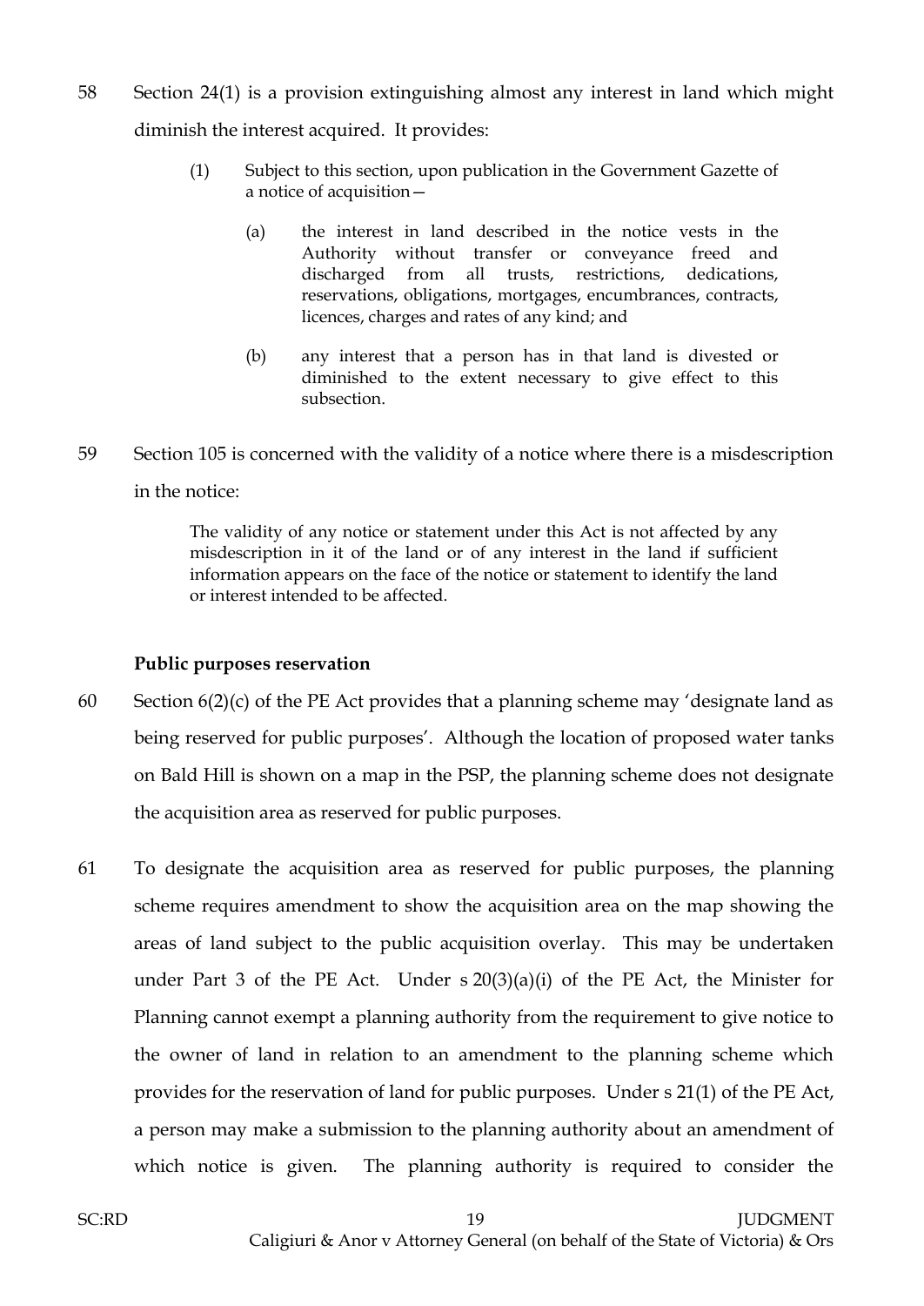58 Section 24(1) is a provision extinguishing almost any interest in land which might diminish the interest acquired. It provides:

> (1) Subject to this section, upon publication in the Government Gazette of a notice of acquisition—
>
> (a) the interest in land described in the notice vests in the Authority without transfer or conveyance freed and discharged from all trusts, restrictions, dedications, reservations, obligations, mortgages, encumbrances, contracts, licences, charges and rates of any kind; and
>
> (b) any interest that a person has in that land is divested or diminished to the extent necessary to give effect to this subsection.

59 Section 105 is concerned with the validity of a notice where there is a misdescription in the notice:

> The validity of any notice or statement under this Act is not affected by any misdescription in it of the land or of any interest in the land if sufficient information appears on the face of the notice or statement to identify the land or interest intended to be affected.

**Public purposes reservation**

60 Section 6(2)(c) of the PE Act provides that a planning scheme may 'designate land as being reserved for public purposes'. Although the location of proposed water tanks on Bald Hill is shown on a map in the PSP, the planning scheme does not designate the acquisition area as reserved for public purposes.

61 To designate the acquisition area as reserved for public purposes, the planning scheme requires amendment to show the acquisition area on the map showing the areas of land subject to the public acquisition overlay. This may be undertaken under Part 3 of the PE Act. Under s 20(3)(a)(i) of the PE Act, the Minister for Planning cannot exempt a planning authority from the requirement to give notice to the owner of land in relation to an amendment to the planning scheme which provides for the reservation of land for public purposes. Under s 21(1) of the PE Act, a person may make a submission to the planning authority about an amendment of which notice is given. The planning authority is required to consider the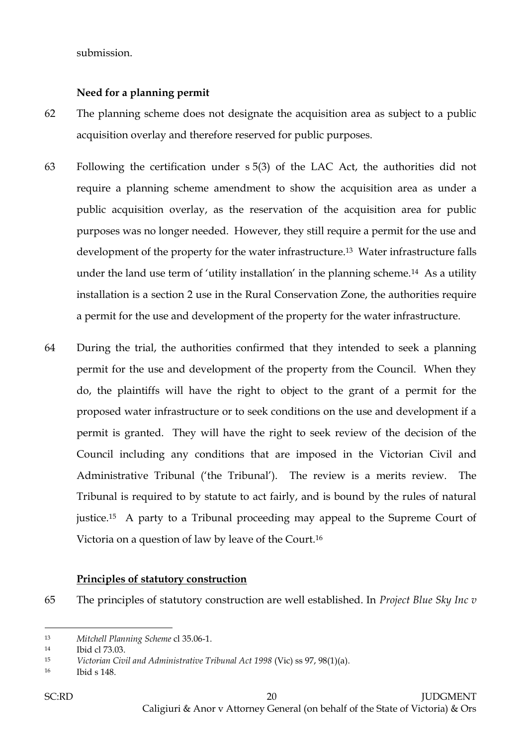submission.

**Need for a planning permit**

62 The planning scheme does not designate the acquisition area as subject to a public acquisition overlay and therefore reserved for public purposes.

63 Following the certification under s 5(3) of the LAC Act, the authorities did not require a planning scheme amendment to show the acquisition area as under a public acquisition overlay, as the reservation of the acquisition area for public purposes was no longer needed. However, they still require a permit for the use and development of the property for the water infrastructure.[13] Water infrastructure falls under the land use term of 'utility installation' in the planning scheme.[14] As a utility installation is a section 2 use in the Rural Conservation Zone, the authorities require a permit for the use and development of the property for the water infrastructure.

64 During the trial, the authorities confirmed that they intended to seek a planning permit for the use and development of the property from the Council. When they do, the plaintiffs will have the right to object to the grant of a permit for the proposed water infrastructure or to seek conditions on the use and development if a permit is granted. They will have the right to seek review of the decision of the Council including any conditions that are imposed in the Victorian Civil and Administrative Tribunal ('the Tribunal'). The review is a merits review. The Tribunal is required to by statute to act fairly, and is bound by the rules of natural justice.[15] A party to a Tribunal proceeding may appeal to the Supreme Court of Victoria on a question of law by leave of the Court.[16]

**Principles of statutory construction**

65 The principles of statutory construction are well established. In *Project Blue Sky Inc v*

---

[13] *Mitchell Planning Scheme* cl 35.06-1.

[14] Ibid cl 73.03.

[15] *Victorian Civil and Administrative Tribunal Act 1998* (Vic) ss 97, 98(1)(a).

[16] Ibid s 148.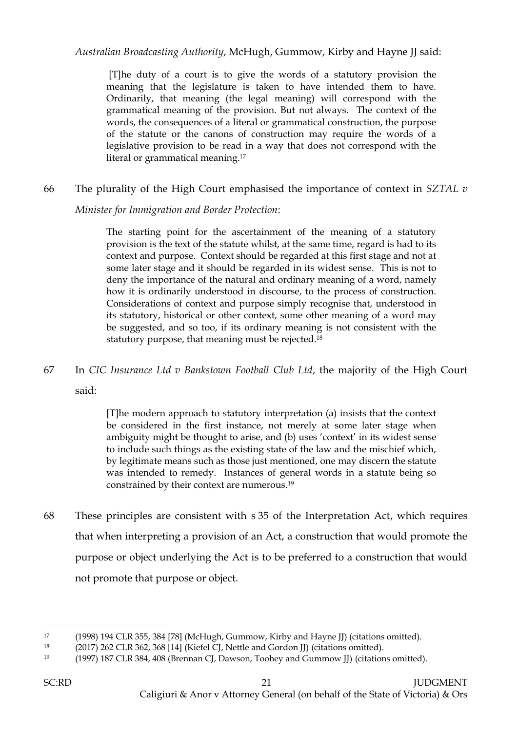*Australian Broadcasting Authority*, McHugh, Gummow, Kirby and Hayne JJ said:

> [T]he duty of a court is to give the words of a statutory provision the meaning that the legislature is taken to have intended them to have. Ordinarily, that meaning (the legal meaning) will correspond with the grammatical meaning of the provision. But not always. The context of the words, the consequences of a literal or grammatical construction, the purpose of the statute or the canons of construction may require the words of a legislative provision to be read in a way that does not correspond with the literal or grammatical meaning.[17]

66 The plurality of the High Court emphasised the importance of context in *SZTAL v Minister for Immigration and Border Protection*:

> The starting point for the ascertainment of the meaning of a statutory provision is the text of the statute whilst, at the same time, regard is had to its context and purpose. Context should be regarded at this first stage and not at some later stage and it should be regarded in its widest sense. This is not to deny the importance of the natural and ordinary meaning of a word, namely how it is ordinarily understood in discourse, to the process of construction. Considerations of context and purpose simply recognise that, understood in its statutory, historical or other context, some other meaning of a word may be suggested, and so too, if its ordinary meaning is not consistent with the statutory purpose, that meaning must be rejected.[18]

67 In *CIC Insurance Ltd v Bankstown Football Club Ltd*, the majority of the High Court said:

> [T]he modern approach to statutory interpretation (a) insists that the context be considered in the first instance, not merely at some later stage when ambiguity might be thought to arise, and (b) uses 'context' in its widest sense to include such things as the existing state of the law and the mischief which, by legitimate means such as those just mentioned, one may discern the statute was intended to remedy. Instances of general words in a statute being so constrained by their context are numerous.[19]

68 These principles are consistent with s 35 of the Interpretation Act, which requires that when interpreting a provision of an Act, a construction that would promote the purpose or object underlying the Act is to be preferred to a construction that would not promote that purpose or object.

---

[17] (1998) 194 CLR 355, 384 [78] (McHugh, Gummow, Kirby and Hayne JJ) (citations omitted).

[18] (2017) 262 CLR 362, 368 [14] (Kiefel CJ, Nettle and Gordon JJ) (citations omitted).

[19] (1997) 187 CLR 384, 408 (Brennan CJ, Dawson, Toohey and Gummow JJ) (citations omitted).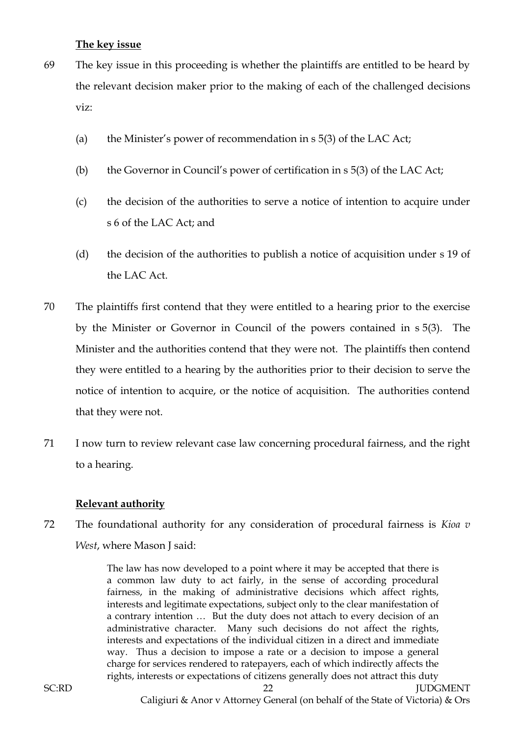**The key issue**

69 The key issue in this proceeding is whether the plaintiffs are entitled to be heard by the relevant decision maker prior to the making of each of the challenged decisions viz:

(a) the Minister's power of recommendation in s 5(3) of the LAC Act;

(b) the Governor in Council's power of certification in s 5(3) of the LAC Act;

(c) the decision of the authorities to serve a notice of intention to acquire under s 6 of the LAC Act; and

(d) the decision of the authorities to publish a notice of acquisition under s 19 of the LAC Act.

70 The plaintiffs first contend that they were entitled to a hearing prior to the exercise by the Minister or Governor in Council of the powers contained in s 5(3). The Minister and the authorities contend that they were not. The plaintiffs then contend they were entitled to a hearing by the authorities prior to their decision to serve the notice of intention to acquire, or the notice of acquisition. The authorities contend that they were not.

71 I now turn to review relevant case law concerning procedural fairness, and the right to a hearing.

**Relevant authority**

72 The foundational authority for any consideration of procedural fairness is *Kioa v West*, where Mason J said:

> The law has now developed to a point where it may be accepted that there is a common law duty to act fairly, in the sense of according procedural fairness, in the making of administrative decisions which affect rights, interests and legitimate expectations, subject only to the clear manifestation of a contrary intention … But the duty does not attach to every decision of an administrative character. Many such decisions do not affect the rights, interests and expectations of the individual citizen in a direct and immediate way. Thus a decision to impose a rate or a decision to impose a general charge for services rendered to ratepayers, each of which indirectly affects the rights, interests or expectations of citizens generally does not attract this duty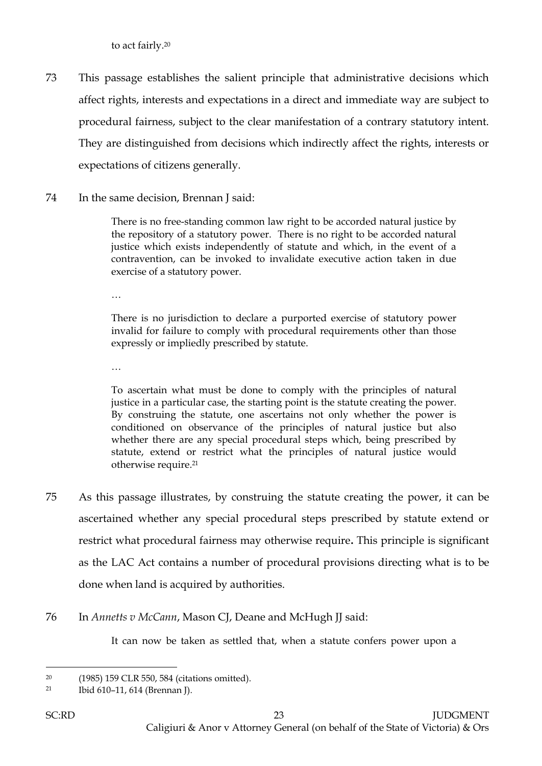to act fairly.[20]

73 This passage establishes the salient principle that administrative decisions which affect rights, interests and expectations in a direct and immediate way are subject to procedural fairness, subject to the clear manifestation of a contrary statutory intent. They are distinguished from decisions which indirectly affect the rights, interests or expectations of citizens generally.

74 In the same decision, Brennan J said:

> There is no free-standing common law right to be accorded natural justice by the repository of a statutory power. There is no right to be accorded natural justice which exists independently of statute and which, in the event of a contravention, can be invoked to invalidate executive action taken in due exercise of a statutory power.
>
> …
>
> There is no jurisdiction to declare a purported exercise of statutory power invalid for failure to comply with procedural requirements other than those expressly or impliedly prescribed by statute.
>
> …
>
> To ascertain what must be done to comply with the principles of natural justice in a particular case, the starting point is the statute creating the power. By construing the statute, one ascertains not only whether the power is conditioned on observance of the principles of natural justice but also whether there are any special procedural steps which, being prescribed by statute, extend or restrict what the principles of natural justice would otherwise require.[21]

75 As this passage illustrates, by construing the statute creating the power, it can be ascertained whether any special procedural steps prescribed by statute extend or restrict what procedural fairness may otherwise require**.** This principle is significant as the LAC Act contains a number of procedural provisions directing what is to be done when land is acquired by authorities.

76 In *Annetts v McCann*, Mason CJ, Deane and McHugh JJ said:

> It can now be taken as settled that, when a statute confers power upon a

---

[20] (1985) 159 CLR 550, 584 (citations omitted).

[21] Ibid 610–11, 614 (Brennan J).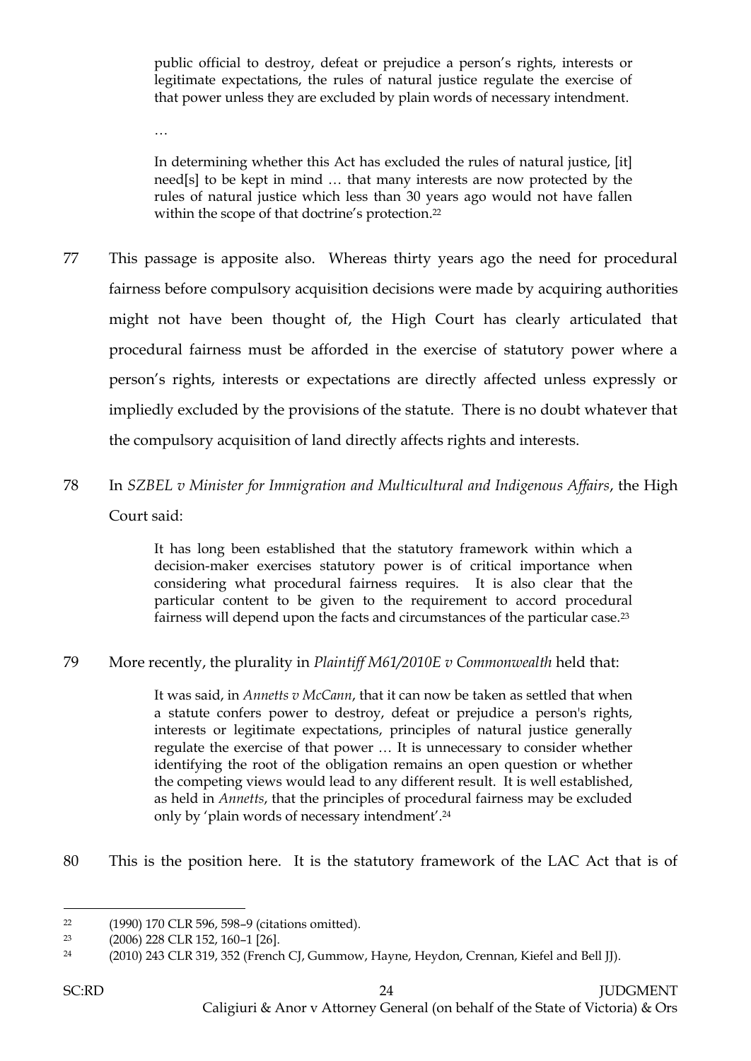> public official to destroy, defeat or prejudice a person's rights, interests or legitimate expectations, the rules of natural justice regulate the exercise of that power unless they are excluded by plain words of necessary intendment.
>
> …
>
> In determining whether this Act has excluded the rules of natural justice, [it] need[s] to be kept in mind … that many interests are now protected by the rules of natural justice which less than 30 years ago would not have fallen within the scope of that doctrine's protection.[22]

77 This passage is apposite also. Whereas thirty years ago the need for procedural fairness before compulsory acquisition decisions were made by acquiring authorities might not have been thought of, the High Court has clearly articulated that procedural fairness must be afforded in the exercise of statutory power where a person's rights, interests or expectations are directly affected unless expressly or impliedly excluded by the provisions of the statute. There is no doubt whatever that the compulsory acquisition of land directly affects rights and interests.

78 In *SZBEL v Minister for Immigration and Multicultural and Indigenous Affairs*, the High Court said:

> It has long been established that the statutory framework within which a decision-maker exercises statutory power is of critical importance when considering what procedural fairness requires. It is also clear that the particular content to be given to the requirement to accord procedural fairness will depend upon the facts and circumstances of the particular case.[23]

79 More recently, the plurality in *Plaintiff M61/2010E v Commonwealth* held that:

> It was said, in *Annetts v McCann*, that it can now be taken as settled that when a statute confers power to destroy, defeat or prejudice a person's rights, interests or legitimate expectations, principles of natural justice generally regulate the exercise of that power … It is unnecessary to consider whether identifying the root of the obligation remains an open question or whether the competing views would lead to any different result. It is well established, as held in *Annetts*, that the principles of procedural fairness may be excluded only by 'plain words of necessary intendment'.[24]

80 This is the position here. It is the statutory framework of the LAC Act that is of

---

[22] (1990) 170 CLR 596, 598–9 (citations omitted).

[23] (2006) 228 CLR 152, 160–1 [26].

[24] (2010) 243 CLR 319, 352 (French CJ, Gummow, Hayne, Heydon, Crennan, Kiefel and Bell JJ).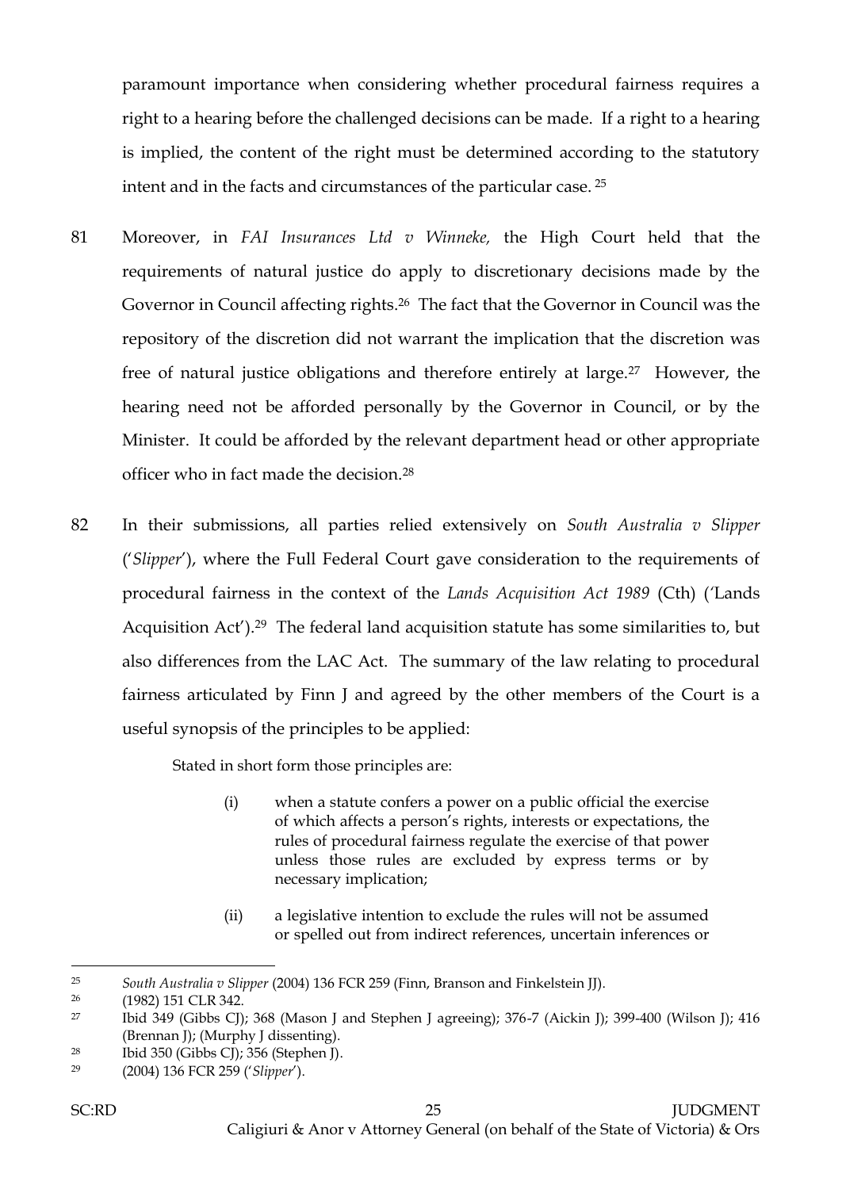paramount importance when considering whether procedural fairness requires a right to a hearing before the challenged decisions can be made. If a right to a hearing is implied, the content of the right must be determined according to the statutory intent and in the facts and circumstances of the particular case. [25]

81 Moreover, in *FAI Insurances Ltd v Winneke,* the High Court held that the requirements of natural justice do apply to discretionary decisions made by the Governor in Council affecting rights.[26] The fact that the Governor in Council was the repository of the discretion did not warrant the implication that the discretion was free of natural justice obligations and therefore entirely at large.[27] However, the hearing need not be afforded personally by the Governor in Council, or by the Minister. It could be afforded by the relevant department head or other appropriate officer who in fact made the decision.[28]

82 In their submissions, all parties relied extensively on *South Australia v Slipper* ('*Slipper*'), where the Full Federal Court gave consideration to the requirements of procedural fairness in the context of the *Lands Acquisition Act 1989* (Cth) ('Lands Acquisition Act').[29] The federal land acquisition statute has some similarities to, but also differences from the LAC Act. The summary of the law relating to procedural fairness articulated by Finn J and agreed by the other members of the Court is a useful synopsis of the principles to be applied:

> Stated in short form those principles are:
>
> (i) when a statute confers a power on a public official the exercise of which affects a person's rights, interests or expectations, the rules of procedural fairness regulate the exercise of that power unless those rules are excluded by express terms or by necessary implication;
>
> (ii) a legislative intention to exclude the rules will not be assumed or spelled out from indirect references, uncertain inferences or

---

[25] *South Australia v Slipper* (2004) 136 FCR 259 (Finn, Branson and Finkelstein JJ).

[26] (1982) 151 CLR 342.

[27] Ibid 349 (Gibbs CJ); 368 (Mason J and Stephen J agreeing); 376-7 (Aickin J); 399-400 (Wilson J); 416 (Brennan J); (Murphy J dissenting).

[28] Ibid 350 (Gibbs CJ); 356 (Stephen J).

[29] (2004) 136 FCR 259 ('*Slipper*').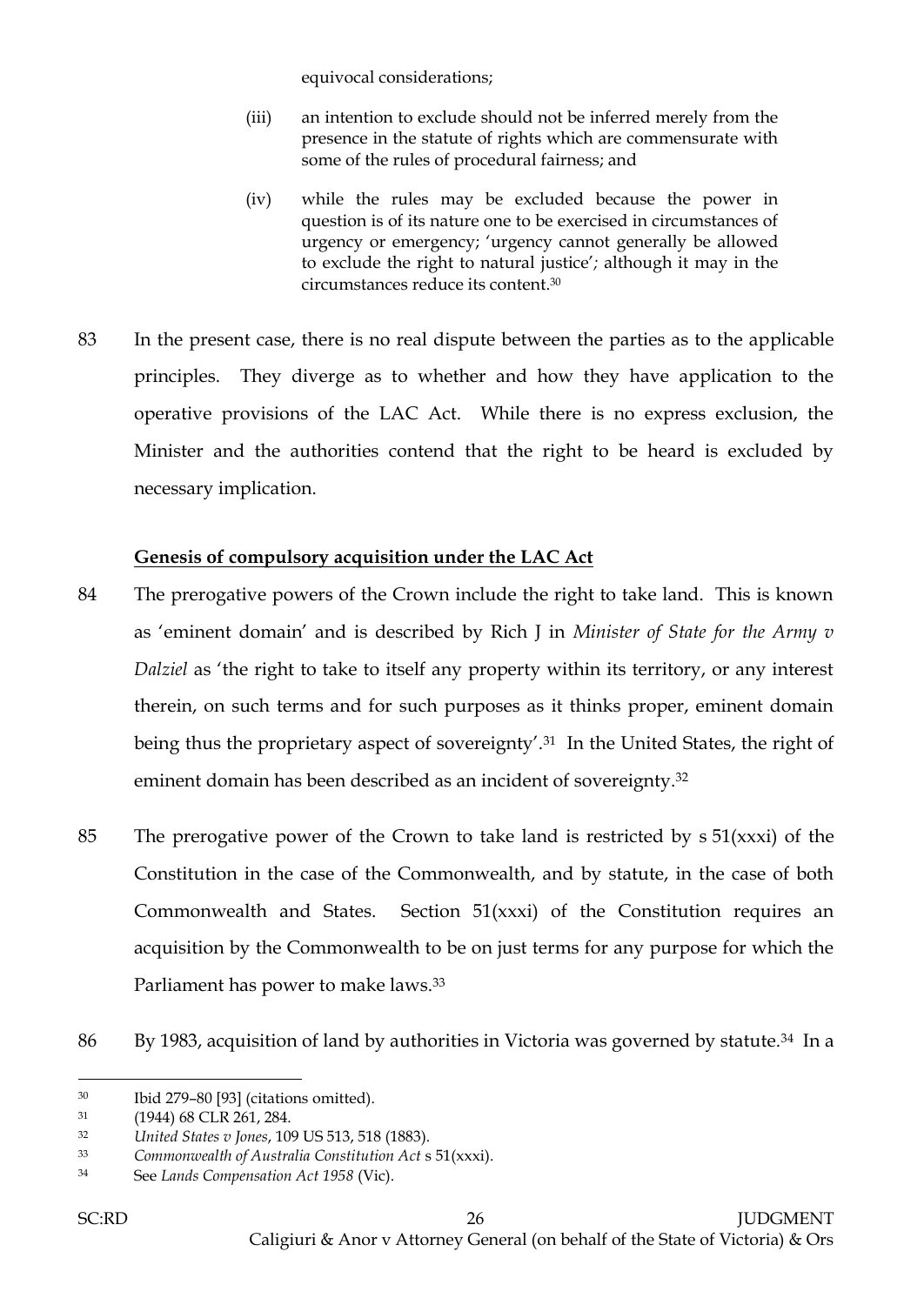equivocal considerations;

(iii) an intention to exclude should not be inferred merely from the presence in the statute of rights which are commensurate with some of the rules of procedural fairness; and

(iv) while the rules may be excluded because the power in question is of its nature one to be exercised in circumstances of urgency or emergency; 'urgency cannot generally be allowed to exclude the right to natural justice'; although it may in the circumstances reduce its content.[30]

83 In the present case, there is no real dispute between the parties as to the applicable principles. They diverge as to whether and how they have application to the operative provisions of the LAC Act. While there is no express exclusion, the Minister and the authorities contend that the right to be heard is excluded by necessary implication.

**Genesis of compulsory acquisition under the LAC Act**

84 The prerogative powers of the Crown include the right to take land. This is known as 'eminent domain' and is described by Rich J in *Minister of State for the Army v Dalziel* as 'the right to take to itself any property within its territory, or any interest therein, on such terms and for such purposes as it thinks proper, eminent domain being thus the proprietary aspect of sovereignty'.[31] In the United States, the right of eminent domain has been described as an incident of sovereignty.[32]

85 The prerogative power of the Crown to take land is restricted by s 51(xxxi) of the Constitution in the case of the Commonwealth, and by statute, in the case of both Commonwealth and States. Section 51(xxxi) of the Constitution requires an acquisition by the Commonwealth to be on just terms for any purpose for which the Parliament has power to make laws.[33]

86 By 1983, acquisition of land by authorities in Victoria was governed by statute.[34] In a

---

[30] Ibid 279–80 [93] (citations omitted).

[31] (1944) 68 CLR 261, 284.

[32] *United States v Jones*, 109 US 513, 518 (1883).

[33] *Commonwealth of Australia Constitution Act* s 51(xxxi).

[34] See *Lands Compensation Act 1958* (Vic).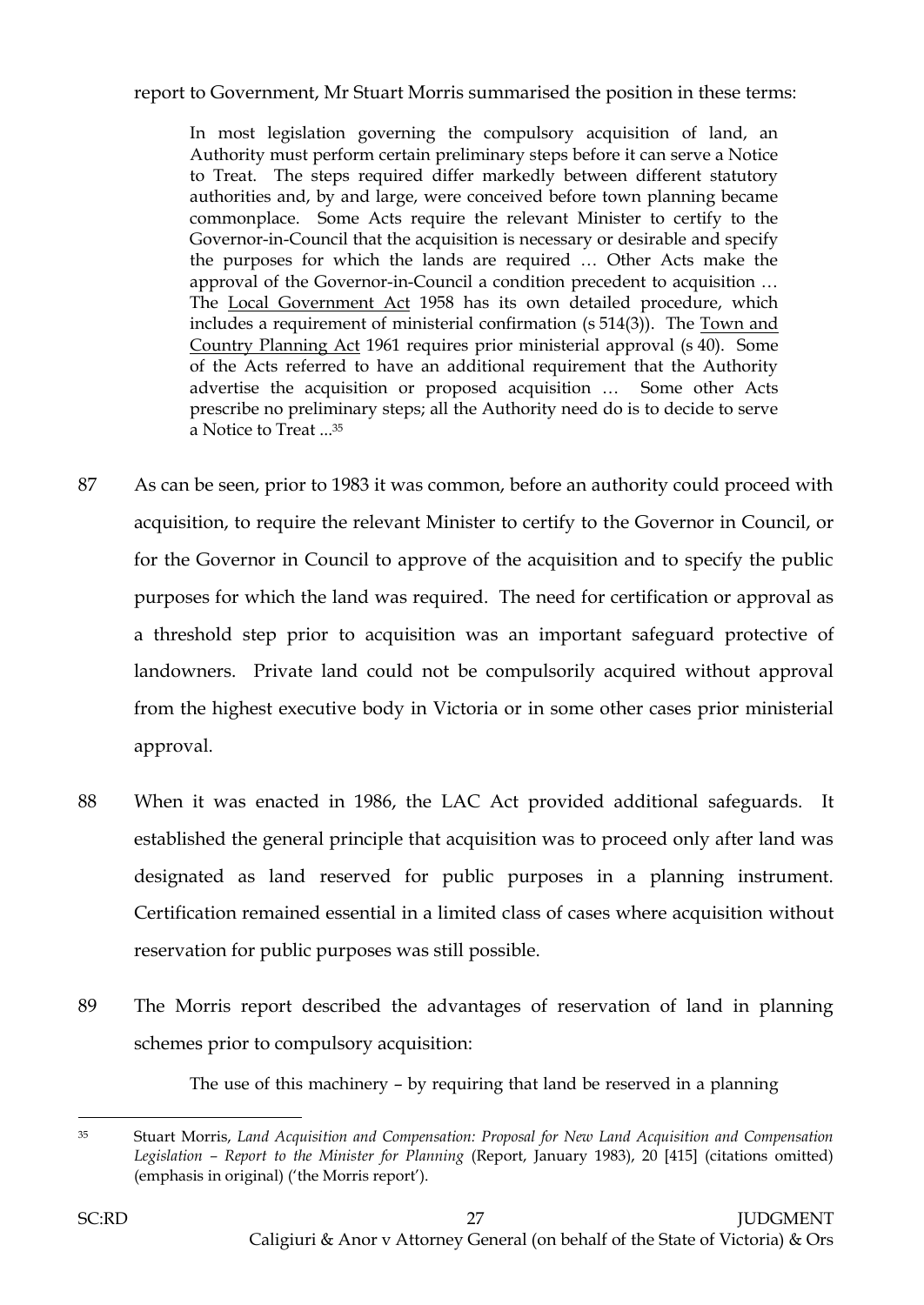report to Government, Mr Stuart Morris summarised the position in these terms:

> In most legislation governing the compulsory acquisition of land, an Authority must perform certain preliminary steps before it can serve a Notice to Treat. The steps required differ markedly between different statutory authorities and, by and large, were conceived before town planning became commonplace. Some Acts require the relevant Minister to certify to the Governor-in-Council that the acquisition is necessary or desirable and specify the purposes for which the lands are required … Other Acts make the approval of the Governor-in-Council a condition precedent to acquisition … The <u>Local Government Act</u> 1958 has its own detailed procedure, which includes a requirement of ministerial confirmation (s 514(3)). The <u>Town and Country Planning Act</u> 1961 requires prior ministerial approval (s 40). Some of the Acts referred to have an additional requirement that the Authority advertise the acquisition or proposed acquisition … Some other Acts prescribe no preliminary steps; all the Authority need do is to decide to serve a Notice to Treat ...[35]

87 As can be seen, prior to 1983 it was common, before an authority could proceed with acquisition, to require the relevant Minister to certify to the Governor in Council, or for the Governor in Council to approve of the acquisition and to specify the public purposes for which the land was required. The need for certification or approval as a threshold step prior to acquisition was an important safeguard protective of landowners. Private land could not be compulsorily acquired without approval from the highest executive body in Victoria or in some other cases prior ministerial approval.

88 When it was enacted in 1986, the LAC Act provided additional safeguards. It established the general principle that acquisition was to proceed only after land was designated as land reserved for public purposes in a planning instrument. Certification remained essential in a limited class of cases where acquisition without reservation for public purposes was still possible.

89 The Morris report described the advantages of reservation of land in planning schemes prior to compulsory acquisition:

> The use of this machinery – by requiring that land be reserved in a planning

---

[35] Stuart Morris, *Land Acquisition and Compensation: Proposal for New Land Acquisition and Compensation Legislation – Report to the Minister for Planning* (Report, January 1983), 20 [415] (citations omitted) (emphasis in original) ('the Morris report').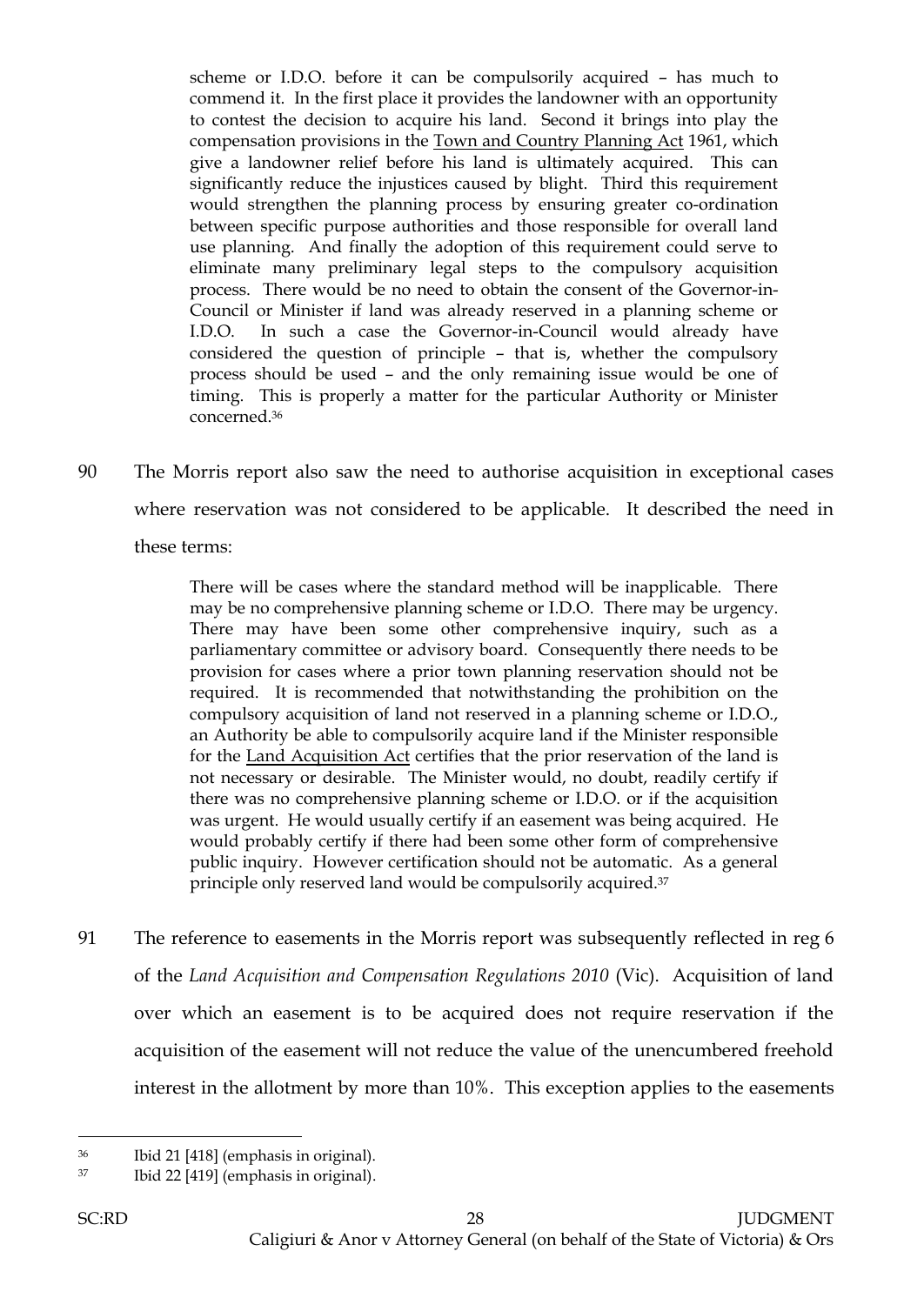> scheme or I.D.O. before it can be compulsorily acquired – has much to commend it. In the first place it provides the landowner with an opportunity to contest the decision to acquire his land. Second it brings into play the compensation provisions in the Town and Country Planning Act 1961, which give a landowner relief before his land is ultimately acquired. This can significantly reduce the injustices caused by blight. Third this requirement would strengthen the planning process by ensuring greater co-ordination between specific purpose authorities and those responsible for overall land use planning. And finally the adoption of this requirement could serve to eliminate many preliminary legal steps to the compulsory acquisition process. There would be no need to obtain the consent of the Governor-in-Council or Minister if land was already reserved in a planning scheme or I.D.O. In such a case the Governor-in-Council would already have considered the question of principle – that is, whether the compulsory process should be used – and the only remaining issue would be one of timing. This is properly a matter for the particular Authority or Minister concerned.[36]

90 The Morris report also saw the need to authorise acquisition in exceptional cases where reservation was not considered to be applicable. It described the need in these terms:

> There will be cases where the standard method will be inapplicable. There may be no comprehensive planning scheme or I.D.O. There may be urgency. There may have been some other comprehensive inquiry, such as a parliamentary committee or advisory board. Consequently there needs to be provision for cases where a prior town planning reservation should not be required. It is recommended that notwithstanding the prohibition on the compulsory acquisition of land not reserved in a planning scheme or I.D.O., an Authority be able to compulsorily acquire land if the Minister responsible for the Land Acquisition Act certifies that the prior reservation of the land is not necessary or desirable. The Minister would, no doubt, readily certify if there was no comprehensive planning scheme or I.D.O. or if the acquisition was urgent. He would usually certify if an easement was being acquired. He would probably certify if there had been some other form of comprehensive public inquiry. However certification should not be automatic. As a general principle only reserved land would be compulsorily acquired.[37]

91 The reference to easements in the Morris report was subsequently reflected in reg 6 of the *Land Acquisition and Compensation Regulations 2010* (Vic). Acquisition of land over which an easement is to be acquired does not require reservation if the acquisition of the easement will not reduce the value of the unencumbered freehold interest in the allotment by more than 10%. This exception applies to the easements

---

[36] Ibid 21 [418] (emphasis in original).

[37] Ibid 22 [419] (emphasis in original).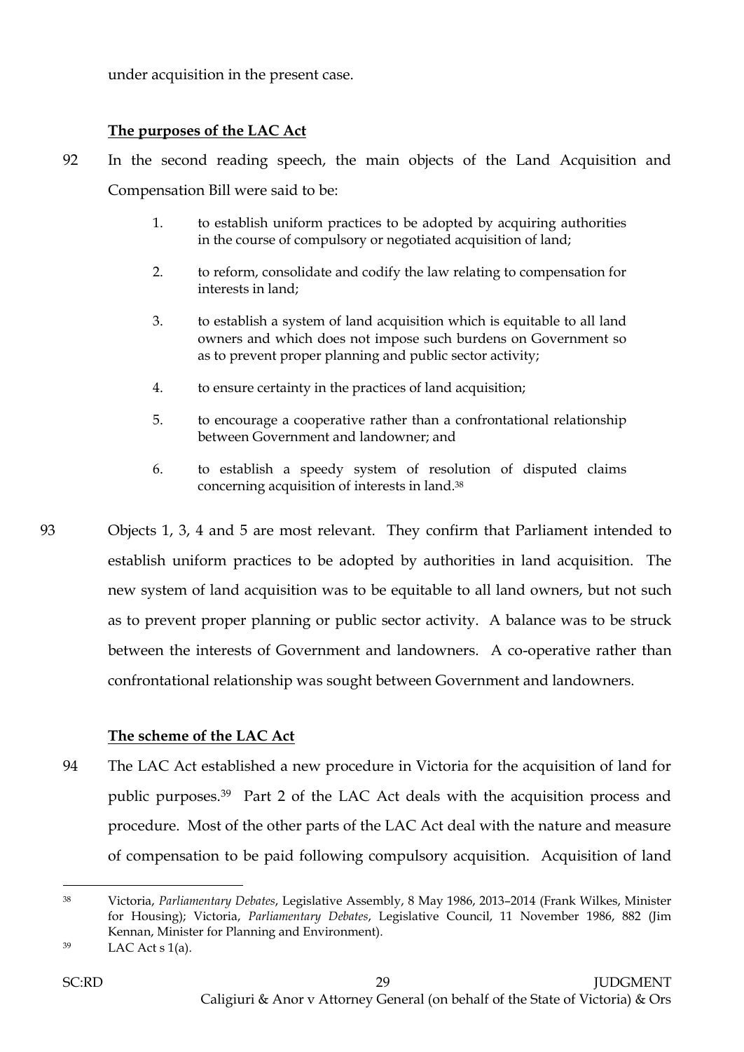under acquisition in the present case.

### The purposes of the LAC Act

92 In the second reading speech, the main objects of the Land Acquisition and Compensation Bill were said to be:

> 1. to establish uniform practices to be adopted by acquiring authorities in the course of compulsory or negotiated acquisition of land;
>
> 2. to reform, consolidate and codify the law relating to compensation for interests in land;
>
> 3. to establish a system of land acquisition which is equitable to all land owners and which does not impose such burdens on Government so as to prevent proper planning and public sector activity;
>
> 4. to ensure certainty in the practices of land acquisition;
>
> 5. to encourage a cooperative rather than a confrontational relationship between Government and landowner; and
>
> 6. to establish a speedy system of resolution of disputed claims concerning acquisition of interests in land.[38]

93 Objects 1, 3, 4 and 5 are most relevant. They confirm that Parliament intended to establish uniform practices to be adopted by authorities in land acquisition. The new system of land acquisition was to be equitable to all land owners, but not such as to prevent proper planning or public sector activity. A balance was to be struck between the interests of Government and landowners. A co-operative rather than confrontational relationship was sought between Government and landowners.

### The scheme of the LAC Act

94 The LAC Act established a new procedure in Victoria for the acquisition of land for public purposes.[39] Part 2 of the LAC Act deals with the acquisition process and procedure. Most of the other parts of the LAC Act deal with the nature and measure of compensation to be paid following compulsory acquisition. Acquisition of land

---

[38] Victoria, *Parliamentary Debates*, Legislative Assembly, 8 May 1986, 2013–2014 (Frank Wilkes, Minister for Housing); Victoria, *Parliamentary Debates*, Legislative Council, 11 November 1986, 882 (Jim Kennan, Minister for Planning and Environment).

[39] LAC Act s 1(a).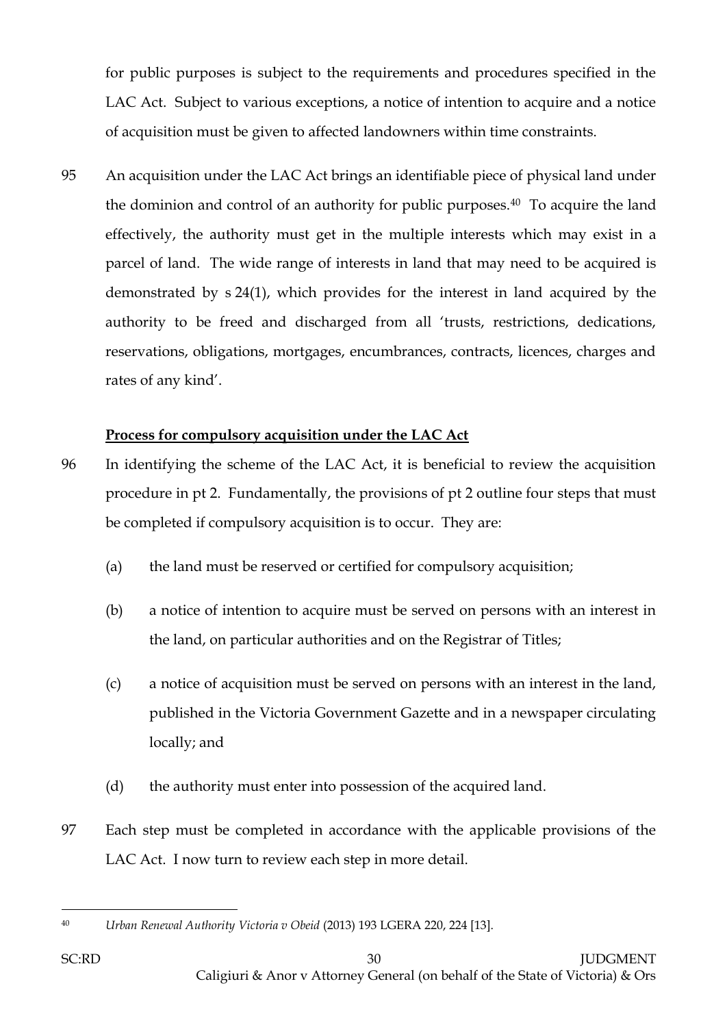for public purposes is subject to the requirements and procedures specified in the LAC Act. Subject to various exceptions, a notice of intention to acquire and a notice of acquisition must be given to affected landowners within time constraints.

95 An acquisition under the LAC Act brings an identifiable piece of physical land under the dominion and control of an authority for public purposes.[40] To acquire the land effectively, the authority must get in the multiple interests which may exist in a parcel of land. The wide range of interests in land that may need to be acquired is demonstrated by s 24(1), which provides for the interest in land acquired by the authority to be freed and discharged from all 'trusts, restrictions, dedications, reservations, obligations, mortgages, encumbrances, contracts, licences, charges and rates of any kind'.

**Process for compulsory acquisition under the LAC Act**

96 In identifying the scheme of the LAC Act, it is beneficial to review the acquisition procedure in pt 2. Fundamentally, the provisions of pt 2 outline four steps that must be completed if compulsory acquisition is to occur. They are:

(a) the land must be reserved or certified for compulsory acquisition;

(b) a notice of intention to acquire must be served on persons with an interest in the land, on particular authorities and on the Registrar of Titles;

(c) a notice of acquisition must be served on persons with an interest in the land, published in the Victoria Government Gazette and in a newspaper circulating locally; and

(d) the authority must enter into possession of the acquired land.

97 Each step must be completed in accordance with the applicable provisions of the LAC Act. I now turn to review each step in more detail.

---

[40] *Urban Renewal Authority Victoria v Obeid* (2013) 193 LGERA 220, 224 [13].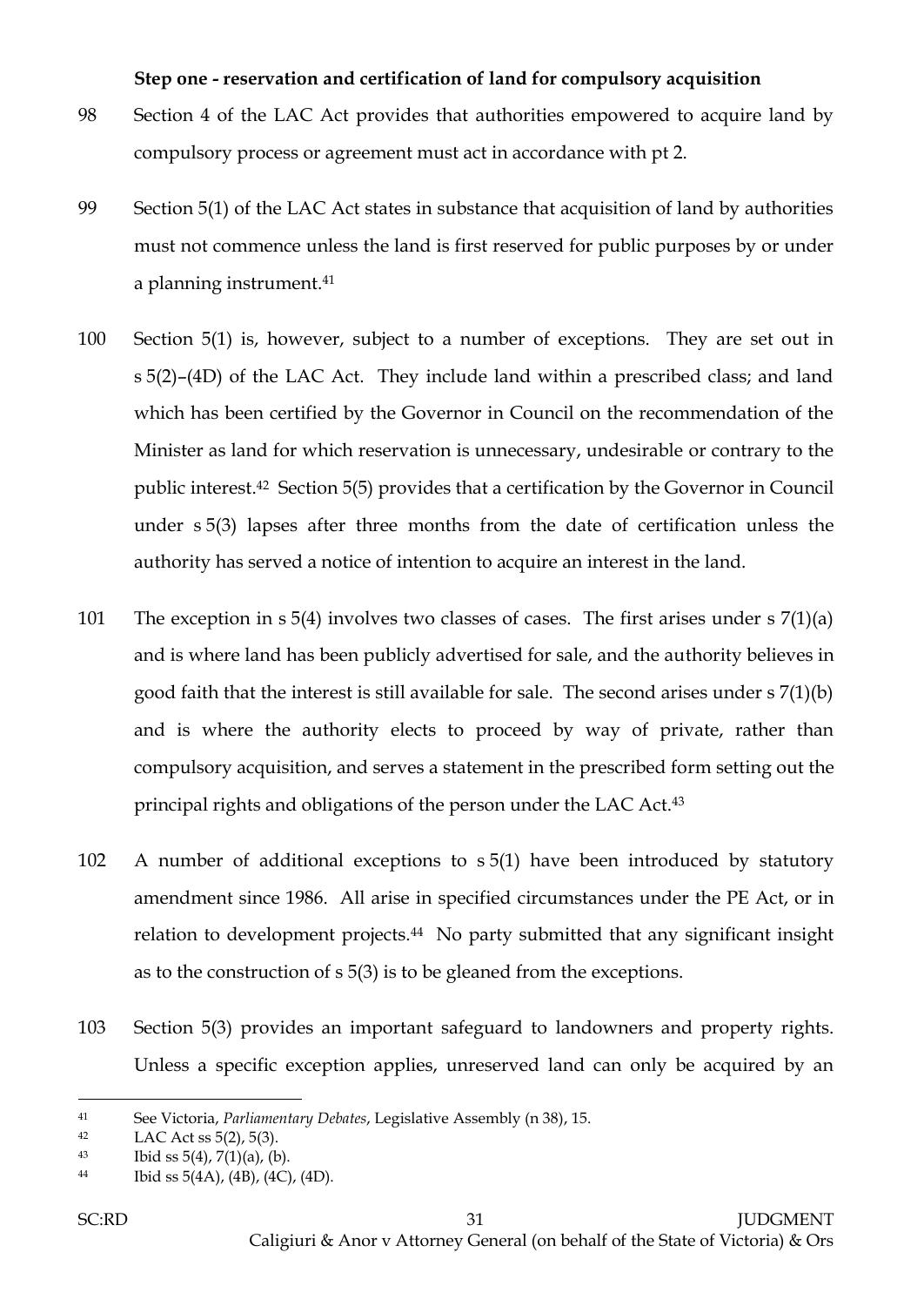**Step one - reservation and certification of land for compulsory acquisition**

98 Section 4 of the LAC Act provides that authorities empowered to acquire land by compulsory process or agreement must act in accordance with pt 2.

99 Section 5(1) of the LAC Act states in substance that acquisition of land by authorities must not commence unless the land is first reserved for public purposes by or under a planning instrument.[41]

100 Section 5(1) is, however, subject to a number of exceptions. They are set out in s 5(2)–(4D) of the LAC Act. They include land within a prescribed class; and land which has been certified by the Governor in Council on the recommendation of the Minister as land for which reservation is unnecessary, undesirable or contrary to the public interest.[42] Section 5(5) provides that a certification by the Governor in Council under s 5(3) lapses after three months from the date of certification unless the authority has served a notice of intention to acquire an interest in the land.

101 The exception in s 5(4) involves two classes of cases. The first arises under s 7(1)(a) and is where land has been publicly advertised for sale, and the authority believes in good faith that the interest is still available for sale. The second arises under s 7(1)(b) and is where the authority elects to proceed by way of private, rather than compulsory acquisition, and serves a statement in the prescribed form setting out the principal rights and obligations of the person under the LAC Act.[43]

102 A number of additional exceptions to s 5(1) have been introduced by statutory amendment since 1986. All arise in specified circumstances under the PE Act, or in relation to development projects.[44] No party submitted that any significant insight as to the construction of s 5(3) is to be gleaned from the exceptions.

103 Section 5(3) provides an important safeguard to landowners and property rights. Unless a specific exception applies, unreserved land can only be acquired by an

---

[41] See Victoria, *Parliamentary Debates*, Legislative Assembly (n 38), 15.

[42] LAC Act ss 5(2), 5(3).

[43] Ibid ss 5(4), 7(1)(a), (b).

[44] Ibid ss 5(4A), (4B), (4C), (4D).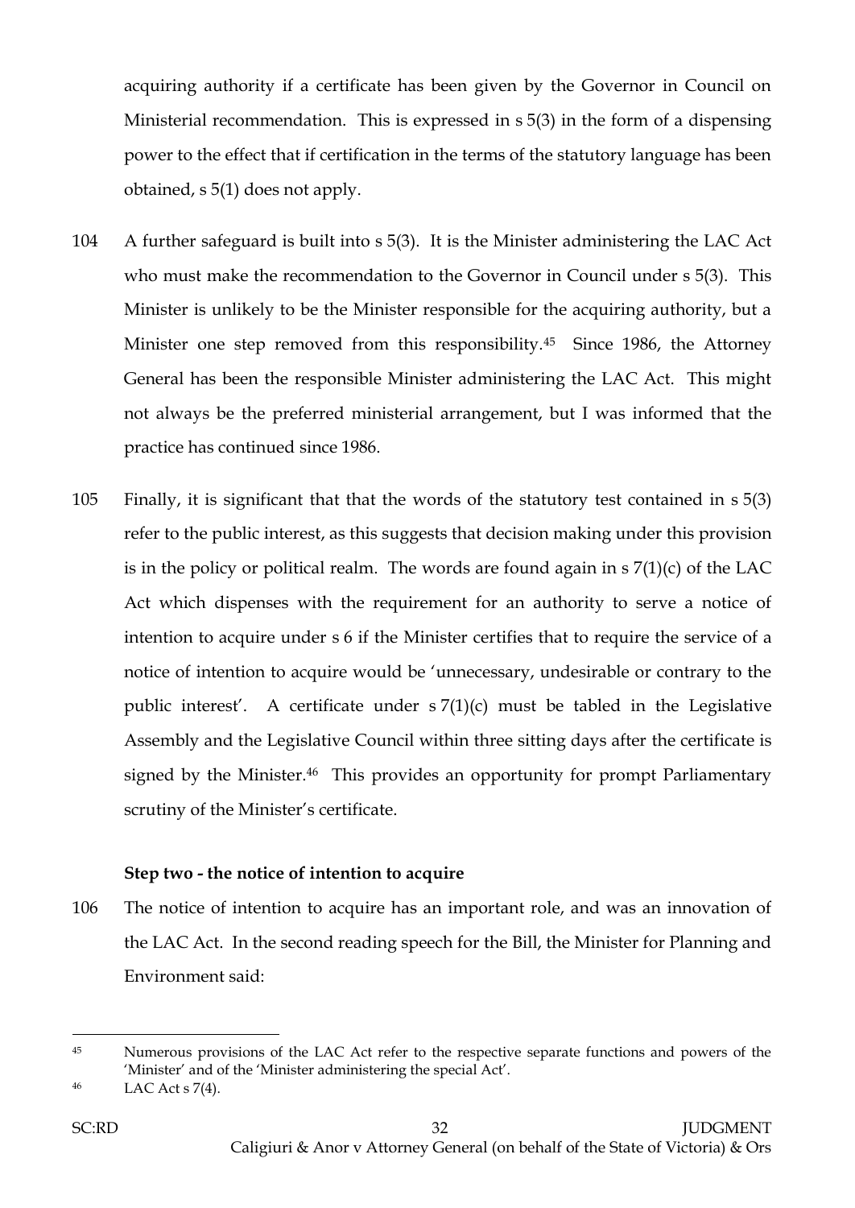acquiring authority if a certificate has been given by the Governor in Council on Ministerial recommendation. This is expressed in s 5(3) in the form of a dispensing power to the effect that if certification in the terms of the statutory language has been obtained, s 5(1) does not apply.

104 A further safeguard is built into s 5(3). It is the Minister administering the LAC Act who must make the recommendation to the Governor in Council under s 5(3). This Minister is unlikely to be the Minister responsible for the acquiring authority, but a Minister one step removed from this responsibility.[45] Since 1986, the Attorney General has been the responsible Minister administering the LAC Act. This might not always be the preferred ministerial arrangement, but I was informed that the practice has continued since 1986.

105 Finally, it is significant that that the words of the statutory test contained in s 5(3) refer to the public interest, as this suggests that decision making under this provision is in the policy or political realm. The words are found again in s 7(1)(c) of the LAC Act which dispenses with the requirement for an authority to serve a notice of intention to acquire under s 6 if the Minister certifies that to require the service of a notice of intention to acquire would be 'unnecessary, undesirable or contrary to the public interest'. A certificate under s 7(1)(c) must be tabled in the Legislative Assembly and the Legislative Council within three sitting days after the certificate is signed by the Minister.[46] This provides an opportunity for prompt Parliamentary scrutiny of the Minister's certificate.

**Step two - the notice of intention to acquire**

106 The notice of intention to acquire has an important role, and was an innovation of the LAC Act. In the second reading speech for the Bill, the Minister for Planning and Environment said:

---

[45] Numerous provisions of the LAC Act refer to the respective separate functions and powers of the 'Minister' and of the 'Minister administering the special Act'.

[46] LAC Act s 7(4).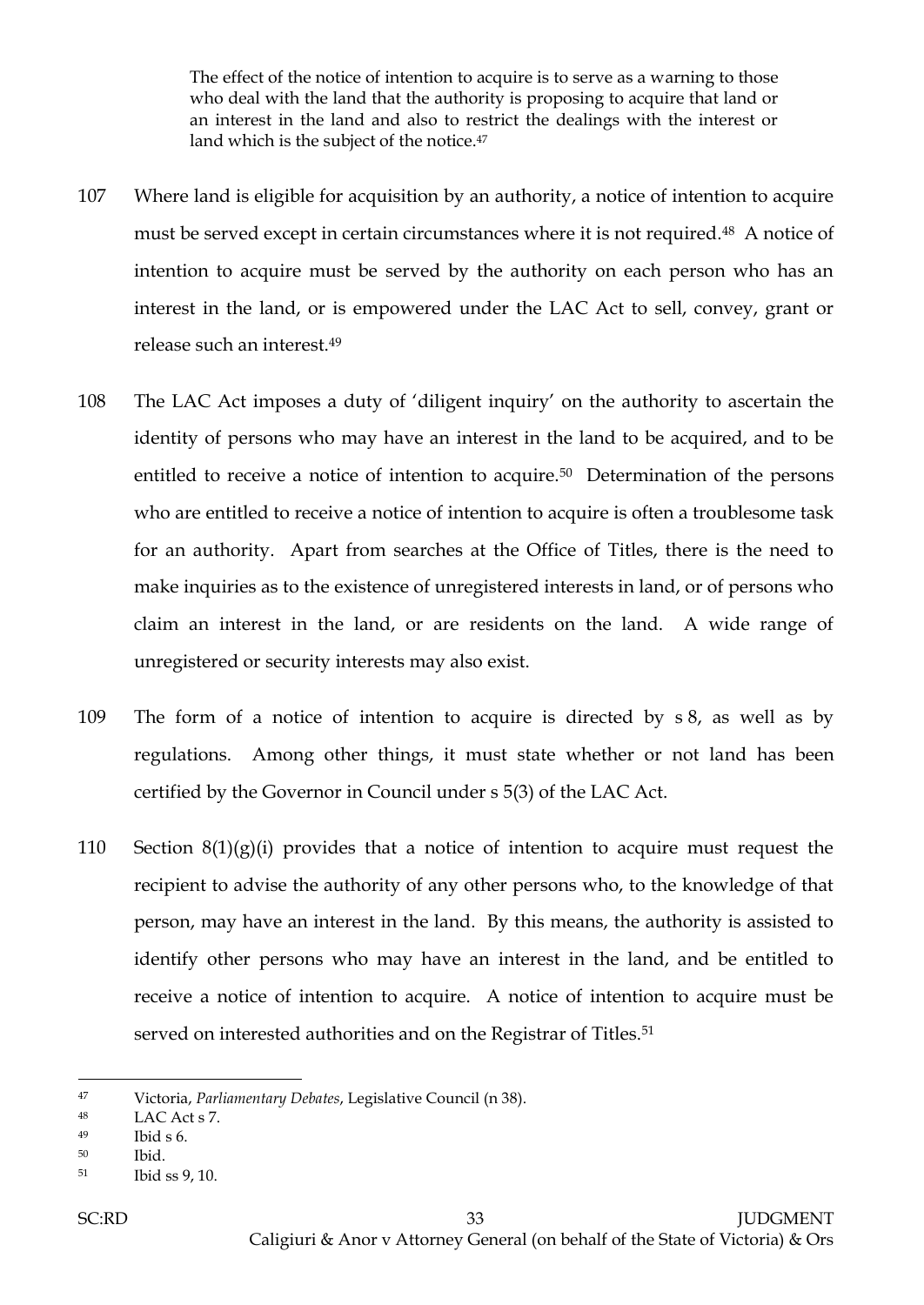> The effect of the notice of intention to acquire is to serve as a warning to those who deal with the land that the authority is proposing to acquire that land or an interest in the land and also to restrict the dealings with the interest or land which is the subject of the notice.[47]

107 Where land is eligible for acquisition by an authority, a notice of intention to acquire must be served except in certain circumstances where it is not required.[48] A notice of intention to acquire must be served by the authority on each person who has an interest in the land, or is empowered under the LAC Act to sell, convey, grant or release such an interest.[49]

108 The LAC Act imposes a duty of 'diligent inquiry' on the authority to ascertain the identity of persons who may have an interest in the land to be acquired, and to be entitled to receive a notice of intention to acquire.[50] Determination of the persons who are entitled to receive a notice of intention to acquire is often a troublesome task for an authority. Apart from searches at the Office of Titles, there is the need to make inquiries as to the existence of unregistered interests in land, or of persons who claim an interest in the land, or are residents on the land. A wide range of unregistered or security interests may also exist.

109 The form of a notice of intention to acquire is directed by s 8, as well as by regulations. Among other things, it must state whether or not land has been certified by the Governor in Council under s 5(3) of the LAC Act.

110 Section 8(1)(g)(i) provides that a notice of intention to acquire must request the recipient to advise the authority of any other persons who, to the knowledge of that person, may have an interest in the land. By this means, the authority is assisted to identify other persons who may have an interest in the land, and be entitled to receive a notice of intention to acquire. A notice of intention to acquire must be served on interested authorities and on the Registrar of Titles.[51]

---

[47] Victoria, *Parliamentary Debates*, Legislative Council (n 38).

[48] LAC Act s 7.

[49] Ibid s 6.

[50] Ibid.

[51] Ibid ss 9, 10.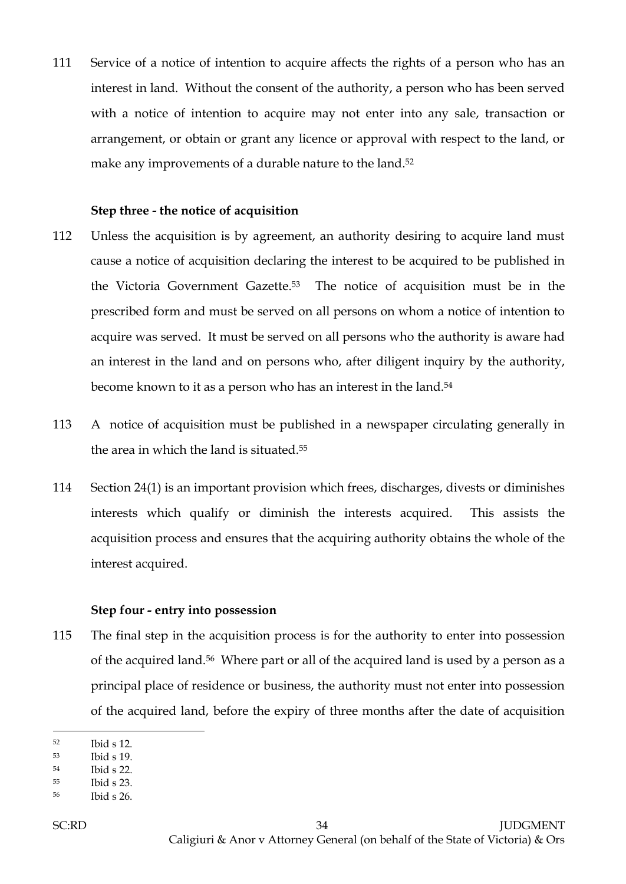111 Service of a notice of intention to acquire affects the rights of a person who has an interest in land. Without the consent of the authority, a person who has been served with a notice of intention to acquire may not enter into any sale, transaction or arrangement, or obtain or grant any licence or approval with respect to the land, or make any improvements of a durable nature to the land.[52]

**Step three - the notice of acquisition**

112 Unless the acquisition is by agreement, an authority desiring to acquire land must cause a notice of acquisition declaring the interest to be acquired to be published in the Victoria Government Gazette.[53] The notice of acquisition must be in the prescribed form and must be served on all persons on whom a notice of intention to acquire was served. It must be served on all persons who the authority is aware had an interest in the land and on persons who, after diligent inquiry by the authority, become known to it as a person who has an interest in the land.[54]

113 A notice of acquisition must be published in a newspaper circulating generally in the area in which the land is situated.[55]

114 Section 24(1) is an important provision which frees, discharges, divests or diminishes interests which qualify or diminish the interests acquired. This assists the acquisition process and ensures that the acquiring authority obtains the whole of the interest acquired.

**Step four - entry into possession**

115 The final step in the acquisition process is for the authority to enter into possession of the acquired land.[56] Where part or all of the acquired land is used by a person as a principal place of residence or business, the authority must not enter into possession of the acquired land, before the expiry of three months after the date of acquisition

---

[52] Ibid s 12.
[53] Ibid s 19.
[54] Ibid s 22.
[55] Ibid s 23.
[56] Ibid s 26.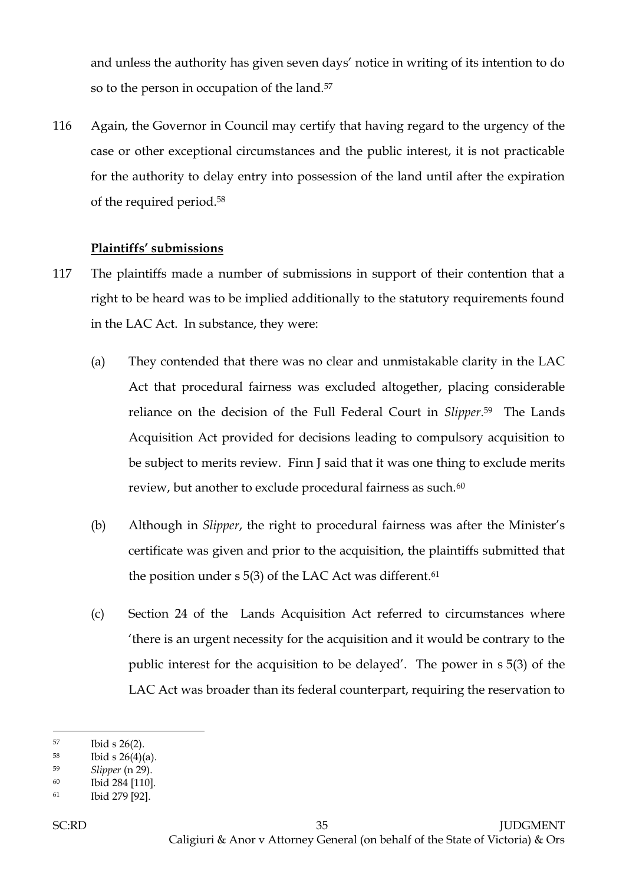and unless the authority has given seven days' notice in writing of its intention to do so to the person in occupation of the land.[57]

116 Again, the Governor in Council may certify that having regard to the urgency of the case or other exceptional circumstances and the public interest, it is not practicable for the authority to delay entry into possession of the land until after the expiration of the required period.[58]

**Plaintiffs' submissions**

117 The plaintiffs made a number of submissions in support of their contention that a right to be heard was to be implied additionally to the statutory requirements found in the LAC Act. In substance, they were:

(a) They contended that there was no clear and unmistakable clarity in the LAC Act that procedural fairness was excluded altogether, placing considerable reliance on the decision of the Full Federal Court in *Slipper*.[59] The Lands Acquisition Act provided for decisions leading to compulsory acquisition to be subject to merits review. Finn J said that it was one thing to exclude merits review, but another to exclude procedural fairness as such.[60]

(b) Although in *Slipper*, the right to procedural fairness was after the Minister's certificate was given and prior to the acquisition, the plaintiffs submitted that the position under s 5(3) of the LAC Act was different.[61]

(c) Section 24 of the Lands Acquisition Act referred to circumstances where 'there is an urgent necessity for the acquisition and it would be contrary to the public interest for the acquisition to be delayed'. The power in s 5(3) of the LAC Act was broader than its federal counterpart, requiring the reservation to

---

[57] Ibid s 26(2).
[58] Ibid s 26(4)(a).
[59] *Slipper* (n 29).
[60] Ibid 284 [110].
[61] Ibid 279 [92].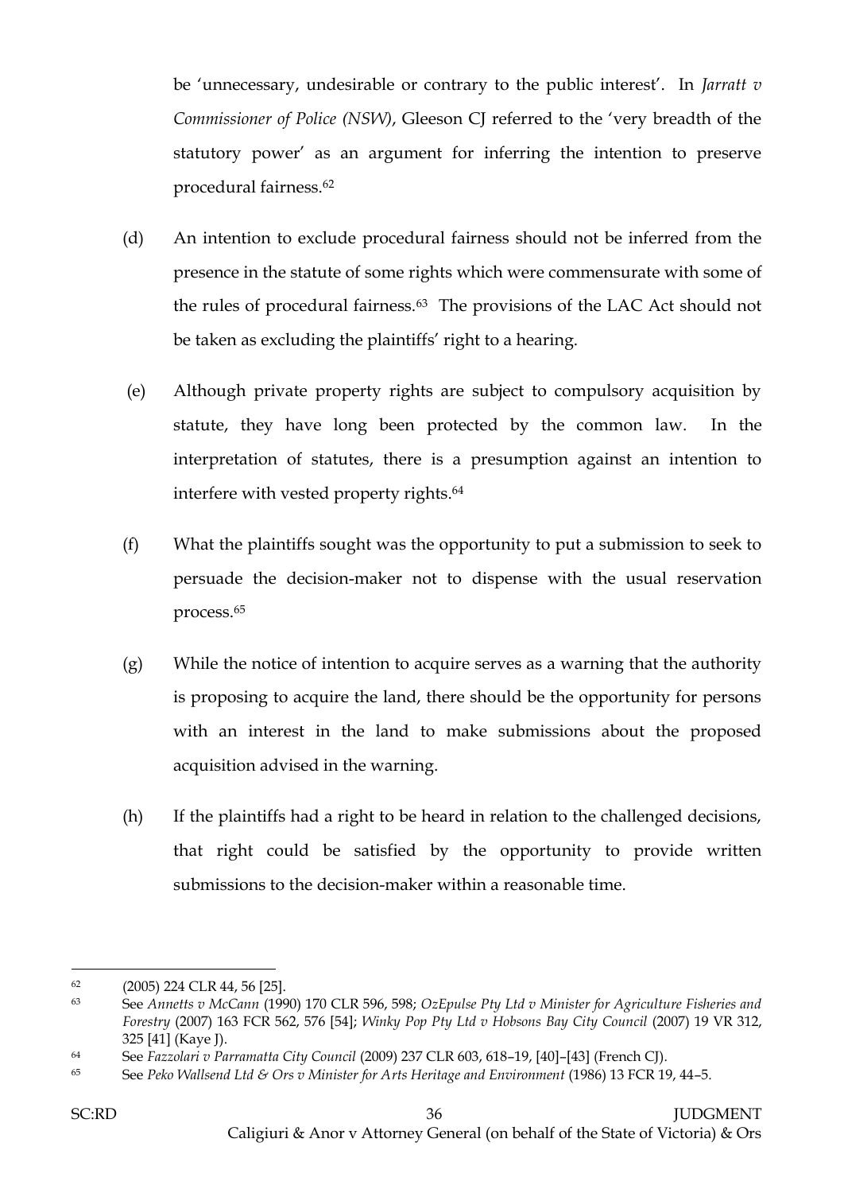be 'unnecessary, undesirable or contrary to the public interest'. In *Jarratt v Commissioner of Police (NSW)*, Gleeson CJ referred to the 'very breadth of the statutory power' as an argument for inferring the intention to preserve procedural fairness.[62]

(d) An intention to exclude procedural fairness should not be inferred from the presence in the statute of some rights which were commensurate with some of the rules of procedural fairness.[63] The provisions of the LAC Act should not be taken as excluding the plaintiffs' right to a hearing.

(e) Although private property rights are subject to compulsory acquisition by statute, they have long been protected by the common law. In the interpretation of statutes, there is a presumption against an intention to interfere with vested property rights.[64]

(f) What the plaintiffs sought was the opportunity to put a submission to seek to persuade the decision-maker not to dispense with the usual reservation process.[65]

(g) While the notice of intention to acquire serves as a warning that the authority is proposing to acquire the land, there should be the opportunity for persons with an interest in the land to make submissions about the proposed acquisition advised in the warning.

(h) If the plaintiffs had a right to be heard in relation to the challenged decisions, that right could be satisfied by the opportunity to provide written submissions to the decision-maker within a reasonable time.

---

[62] (2005) 224 CLR 44, 56 [25].

[63] See *Annetts v McCann* (1990) 170 CLR 596, 598; *OzEpulse Pty Ltd v Minister for Agriculture Fisheries and Forestry* (2007) 163 FCR 562, 576 [54]; *Winky Pop Pty Ltd v Hobsons Bay City Council* (2007) 19 VR 312, 325 [41] (Kaye J).

[64] See *Fazzolari v Parramatta City Council* (2009) 237 CLR 603, 618–19, [40]–[43] (French CJ).

[65] See *Peko Wallsend Ltd & Ors v Minister for Arts Heritage and Environment* (1986) 13 FCR 19, 44–5.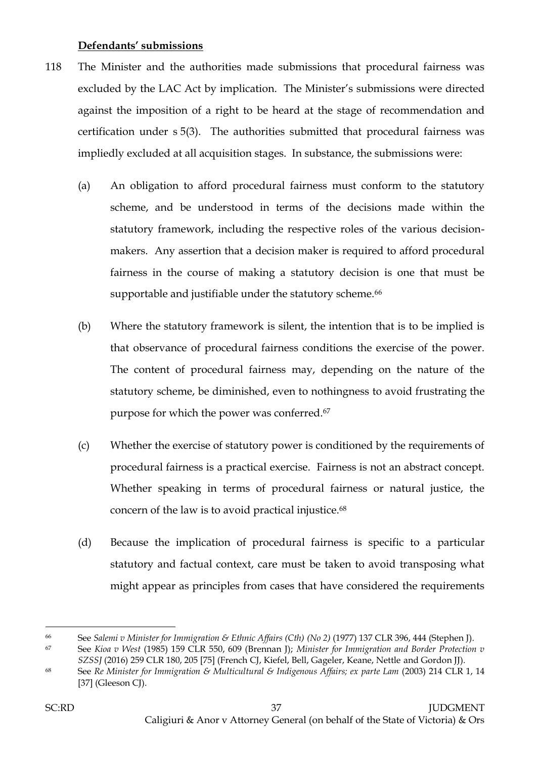**Defendants' submissions**

118 The Minister and the authorities made submissions that procedural fairness was excluded by the LAC Act by implication. The Minister's submissions were directed against the imposition of a right to be heard at the stage of recommendation and certification under s 5(3). The authorities submitted that procedural fairness was impliedly excluded at all acquisition stages. In substance, the submissions were:

(a) An obligation to afford procedural fairness must conform to the statutory scheme, and be understood in terms of the decisions made within the statutory framework, including the respective roles of the various decision-makers. Any assertion that a decision maker is required to afford procedural fairness in the course of making a statutory decision is one that must be supportable and justifiable under the statutory scheme.[66]

(b) Where the statutory framework is silent, the intention that is to be implied is that observance of procedural fairness conditions the exercise of the power. The content of procedural fairness may, depending on the nature of the statutory scheme, be diminished, even to nothingness to avoid frustrating the purpose for which the power was conferred.[67]

(c) Whether the exercise of statutory power is conditioned by the requirements of procedural fairness is a practical exercise. Fairness is not an abstract concept. Whether speaking in terms of procedural fairness or natural justice, the concern of the law is to avoid practical injustice.[68]

(d) Because the implication of procedural fairness is specific to a particular statutory and factual context, care must be taken to avoid transposing what might appear as principles from cases that have considered the requirements

---

[66] See *Salemi v Minister for Immigration & Ethnic Affairs (Cth) (No 2)* (1977) 137 CLR 396, 444 (Stephen J).

[67] See *Kioa v West* (1985) 159 CLR 550, 609 (Brennan J); *Minister for Immigration and Border Protection v SZSSJ* (2016) 259 CLR 180, 205 [75] (French CJ, Kiefel, Bell, Gageler, Keane, Nettle and Gordon JJ).

[68] See *Re Minister for Immigration & Multicultural & Indigenous Affairs; ex parte Lam* (2003) 214 CLR 1, 14 [37] (Gleeson CJ).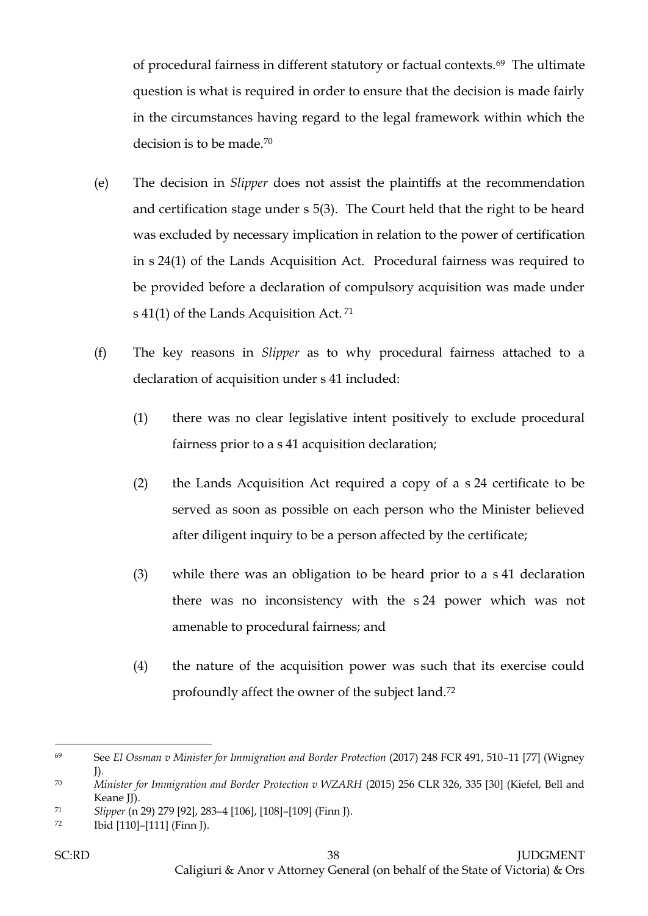of procedural fairness in different statutory or factual contexts.[69] The ultimate question is what is required in order to ensure that the decision is made fairly in the circumstances having regard to the legal framework within which the decision is to be made.[70]

(e) The decision in *Slipper* does not assist the plaintiffs at the recommendation and certification stage under s 5(3). The Court held that the right to be heard was excluded by necessary implication in relation to the power of certification in s 24(1) of the Lands Acquisition Act. Procedural fairness was required to be provided before a declaration of compulsory acquisition was made under s 41(1) of the Lands Acquisition Act.[71]

(f) The key reasons in *Slipper* as to why procedural fairness attached to a declaration of acquisition under s 41 included:

(1) there was no clear legislative intent positively to exclude procedural fairness prior to a s 41 acquisition declaration;

(2) the Lands Acquisition Act required a copy of a s 24 certificate to be served as soon as possible on each person who the Minister believed after diligent inquiry to be a person affected by the certificate;

(3) while there was an obligation to be heard prior to a s 41 declaration there was no inconsistency with the s 24 power which was not amenable to procedural fairness; and

(4) the nature of the acquisition power was such that its exercise could profoundly affect the owner of the subject land.[72]

---

69 See *El Ossman v Minister for Immigration and Border Protection* (2017) 248 FCR 491, 510–11 [77] (Wigney J).

70 *Minister for Immigration and Border Protection v WZARH* (2015) 256 CLR 326, 335 [30] (Kiefel, Bell and Keane JJ).

71 *Slipper* (n 29) 279 [92], 283–4 [106], [108]–[109] (Finn J).

72 Ibid [110]–[111] (Finn J).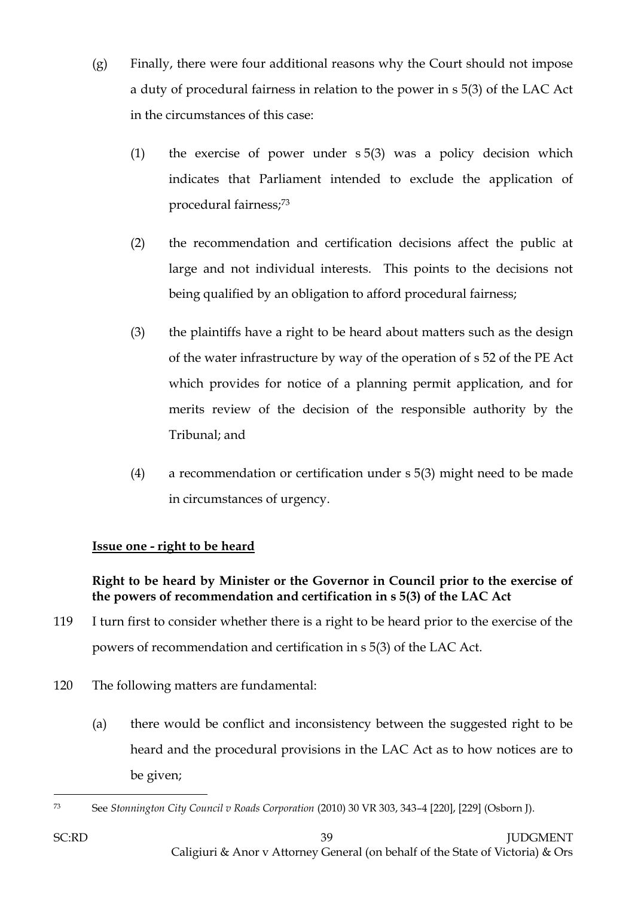(g) Finally, there were four additional reasons why the Court should not impose a duty of procedural fairness in relation to the power in s 5(3) of the LAC Act in the circumstances of this case:

   (1) the exercise of power under s 5(3) was a policy decision which indicates that Parliament intended to exclude the application of procedural fairness;[73]

   (2) the recommendation and certification decisions affect the public at large and not individual interests. This points to the decisions not being qualified by an obligation to afford procedural fairness;

   (3) the plaintiffs have a right to be heard about matters such as the design of the water infrastructure by way of the operation of s 52 of the PE Act which provides for notice of a planning permit application, and for merits review of the decision of the responsible authority by the Tribunal; and

   (4) a recommendation or certification under s 5(3) might need to be made in circumstances of urgency.

**Issue one - right to be heard**

**Right to be heard by Minister or the Governor in Council prior to the exercise of the powers of recommendation and certification in s 5(3) of the LAC Act**

119 I turn first to consider whether there is a right to be heard prior to the exercise of the powers of recommendation and certification in s 5(3) of the LAC Act.

120 The following matters are fundamental:

(a) there would be conflict and inconsistency between the suggested right to be heard and the procedural provisions in the LAC Act as to how notices are to be given;

---

[73] See *Stonnington City Council v Roads Corporation* (2010) 30 VR 303, 343–4 [220], [229] (Osborn J).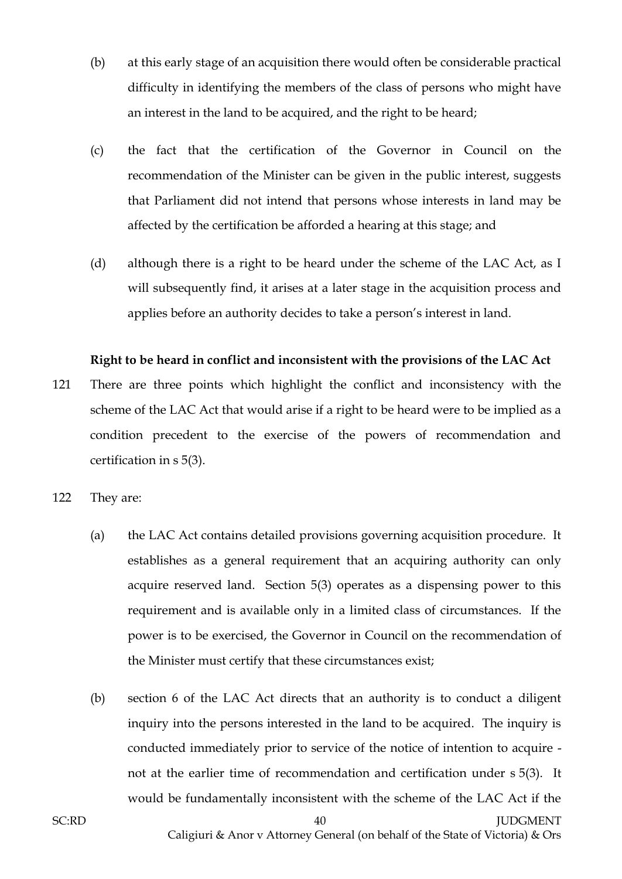(b) at this early stage of an acquisition there would often be considerable practical difficulty in identifying the members of the class of persons who might have an interest in the land to be acquired, and the right to be heard;

(c) the fact that the certification of the Governor in Council on the recommendation of the Minister can be given in the public interest, suggests that Parliament did not intend that persons whose interests in land may be affected by the certification be afforded a hearing at this stage; and

(d) although there is a right to be heard under the scheme of the LAC Act, as I will subsequently find, it arises at a later stage in the acquisition process and applies before an authority decides to take a person's interest in land.

**Right to be heard in conflict and inconsistent with the provisions of the LAC Act**

121 There are three points which highlight the conflict and inconsistency with the scheme of the LAC Act that would arise if a right to be heard were to be implied as a condition precedent to the exercise of the powers of recommendation and certification in s 5(3).

122 They are:

(a) the LAC Act contains detailed provisions governing acquisition procedure. It establishes as a general requirement that an acquiring authority can only acquire reserved land. Section 5(3) operates as a dispensing power to this requirement and is available only in a limited class of circumstances. If the power is to be exercised, the Governor in Council on the recommendation of the Minister must certify that these circumstances exist;

(b) section 6 of the LAC Act directs that an authority is to conduct a diligent inquiry into the persons interested in the land to be acquired. The inquiry is conducted immediately prior to service of the notice of intention to acquire - not at the earlier time of recommendation and certification under s 5(3). It would be fundamentally inconsistent with the scheme of the LAC Act if the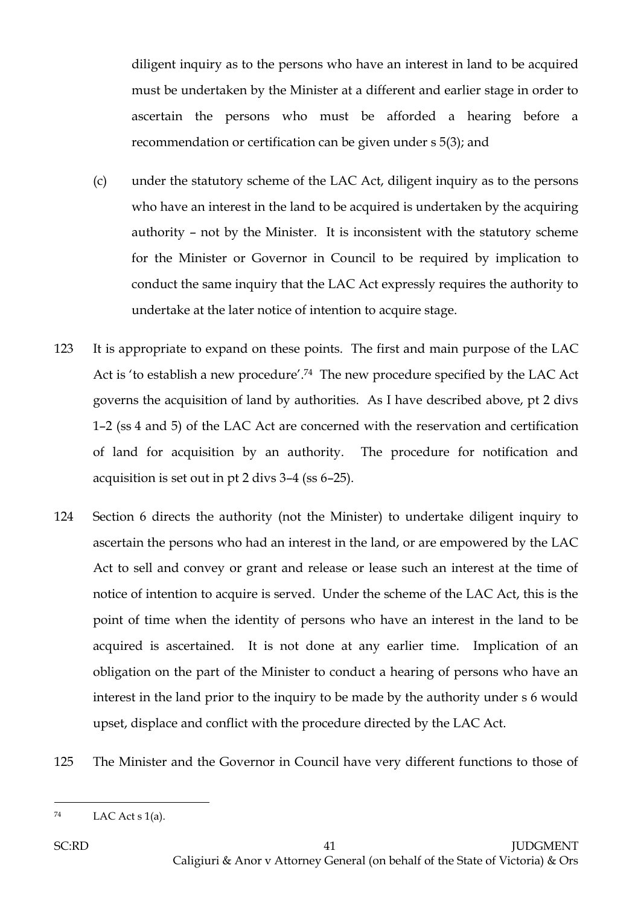diligent inquiry as to the persons who have an interest in land to be acquired must be undertaken by the Minister at a different and earlier stage in order to ascertain the persons who must be afforded a hearing before a recommendation or certification can be given under s 5(3); and

(c) under the statutory scheme of the LAC Act, diligent inquiry as to the persons who have an interest in the land to be acquired is undertaken by the acquiring authority – not by the Minister. It is inconsistent with the statutory scheme for the Minister or Governor in Council to be required by implication to conduct the same inquiry that the LAC Act expressly requires the authority to undertake at the later notice of intention to acquire stage.

123 It is appropriate to expand on these points. The first and main purpose of the LAC Act is 'to establish a new procedure'.[74] The new procedure specified by the LAC Act governs the acquisition of land by authorities. As I have described above, pt 2 divs 1–2 (ss 4 and 5) of the LAC Act are concerned with the reservation and certification of land for acquisition by an authority. The procedure for notification and acquisition is set out in pt 2 divs 3–4 (ss 6–25).

124 Section 6 directs the authority (not the Minister) to undertake diligent inquiry to ascertain the persons who had an interest in the land, or are empowered by the LAC Act to sell and convey or grant and release or lease such an interest at the time of notice of intention to acquire is served. Under the scheme of the LAC Act, this is the point of time when the identity of persons who have an interest in the land to be acquired is ascertained. It is not done at any earlier time. Implication of an obligation on the part of the Minister to conduct a hearing of persons who have an interest in the land prior to the inquiry to be made by the authority under s 6 would upset, displace and conflict with the procedure directed by the LAC Act.

125 The Minister and the Governor in Council have very different functions to those of

---

[74] LAC Act s 1(a).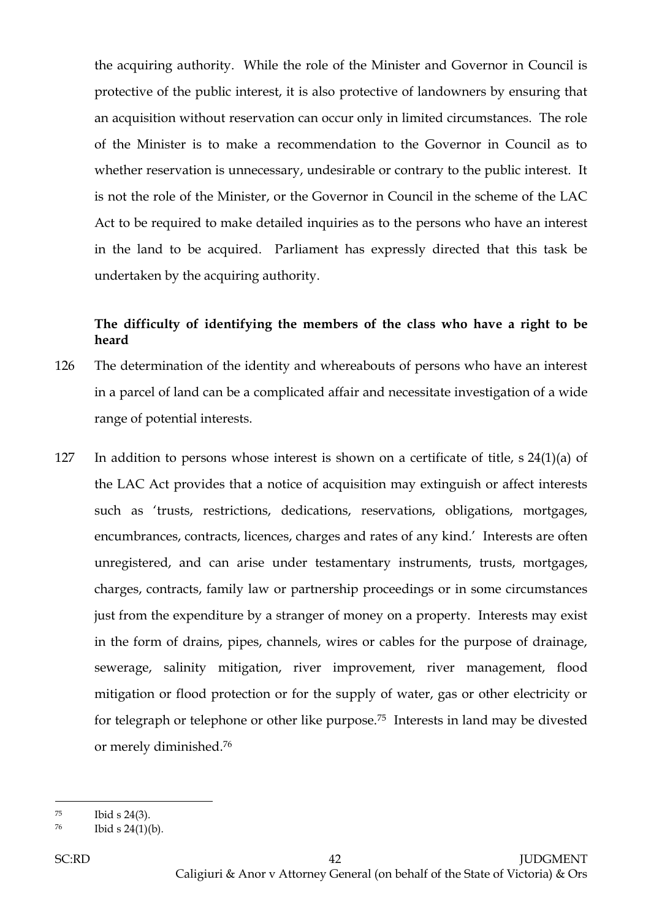the acquiring authority. While the role of the Minister and Governor in Council is protective of the public interest, it is also protective of landowners by ensuring that an acquisition without reservation can occur only in limited circumstances. The role of the Minister is to make a recommendation to the Governor in Council as to whether reservation is unnecessary, undesirable or contrary to the public interest. It is not the role of the Minister, or the Governor in Council in the scheme of the LAC Act to be required to make detailed inquiries as to the persons who have an interest in the land to be acquired. Parliament has expressly directed that this task be undertaken by the acquiring authority.

**The difficulty of identifying the members of the class who have a right to be heard**

126 The determination of the identity and whereabouts of persons who have an interest in a parcel of land can be a complicated affair and necessitate investigation of a wide range of potential interests.

127 In addition to persons whose interest is shown on a certificate of title, s 24(1)(a) of the LAC Act provides that a notice of acquisition may extinguish or affect interests such as 'trusts, restrictions, dedications, reservations, obligations, mortgages, encumbrances, contracts, licences, charges and rates of any kind.' Interests are often unregistered, and can arise under testamentary instruments, trusts, mortgages, charges, contracts, family law or partnership proceedings or in some circumstances just from the expenditure by a stranger of money on a property. Interests may exist in the form of drains, pipes, channels, wires or cables for the purpose of drainage, sewerage, salinity mitigation, river improvement, river management, flood mitigation or flood protection or for the supply of water, gas or other electricity or for telegraph or telephone or other like purpose.[75] Interests in land may be divested or merely diminished.[76]

---

[75] Ibid s 24(3).

[76] Ibid s 24(1)(b).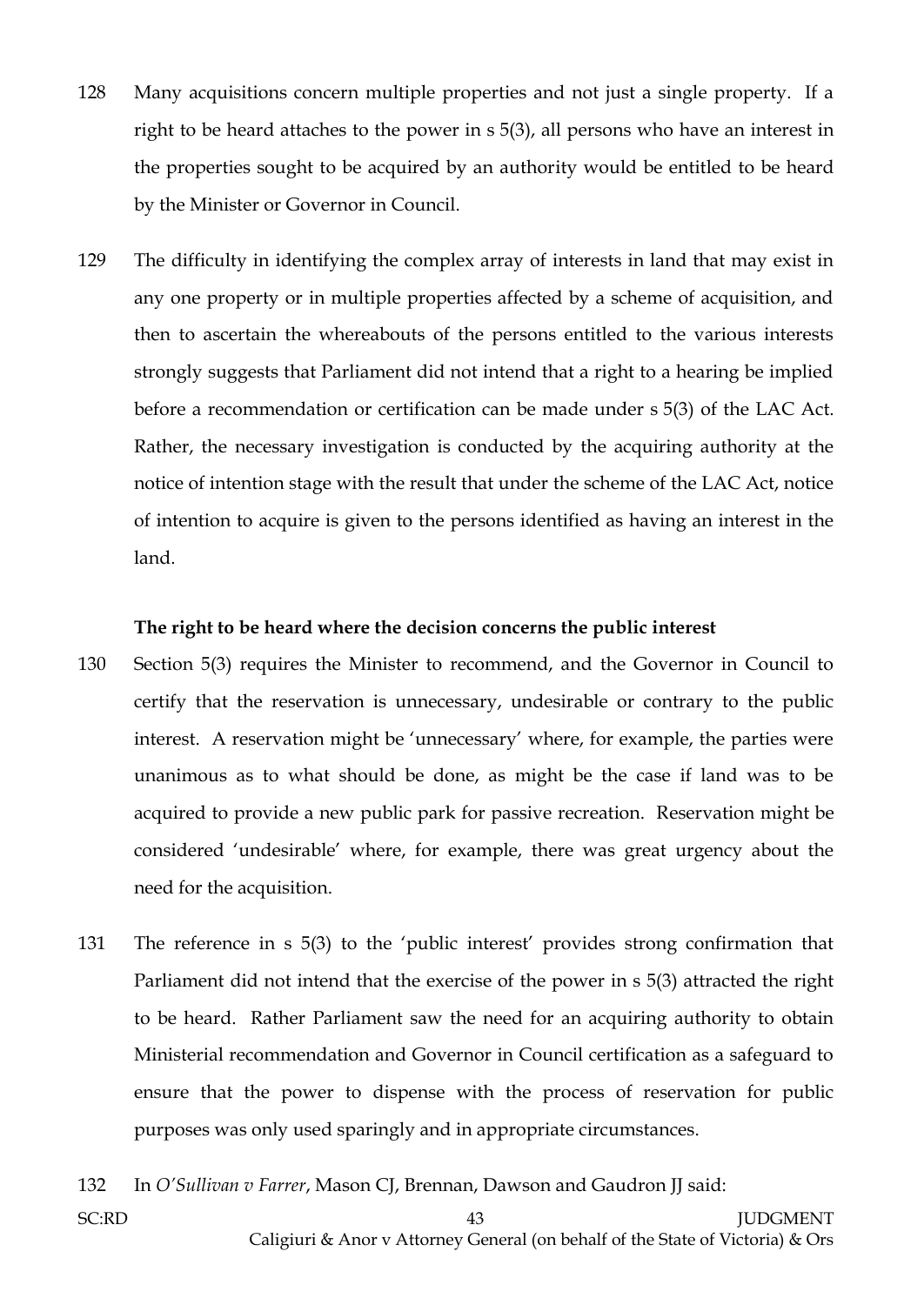128 Many acquisitions concern multiple properties and not just a single property. If a right to be heard attaches to the power in s 5(3), all persons who have an interest in the properties sought to be acquired by an authority would be entitled to be heard by the Minister or Governor in Council.

129 The difficulty in identifying the complex array of interests in land that may exist in any one property or in multiple properties affected by a scheme of acquisition, and then to ascertain the whereabouts of the persons entitled to the various interests strongly suggests that Parliament did not intend that a right to a hearing be implied before a recommendation or certification can be made under s 5(3) of the LAC Act. Rather, the necessary investigation is conducted by the acquiring authority at the notice of intention stage with the result that under the scheme of the LAC Act, notice of intention to acquire is given to the persons identified as having an interest in the land.

**The right to be heard where the decision concerns the public interest**

130 Section 5(3) requires the Minister to recommend, and the Governor in Council to certify that the reservation is unnecessary, undesirable or contrary to the public interest. A reservation might be 'unnecessary' where, for example, the parties were unanimous as to what should be done, as might be the case if land was to be acquired to provide a new public park for passive recreation. Reservation might be considered 'undesirable' where, for example, there was great urgency about the need for the acquisition.

131 The reference in s 5(3) to the 'public interest' provides strong confirmation that Parliament did not intend that the exercise of the power in s 5(3) attracted the right to be heard. Rather Parliament saw the need for an acquiring authority to obtain Ministerial recommendation and Governor in Council certification as a safeguard to ensure that the power to dispense with the process of reservation for public purposes was only used sparingly and in appropriate circumstances.

132 In *O'Sullivan v Farrer*, Mason CJ, Brennan, Dawson and Gaudron JJ said: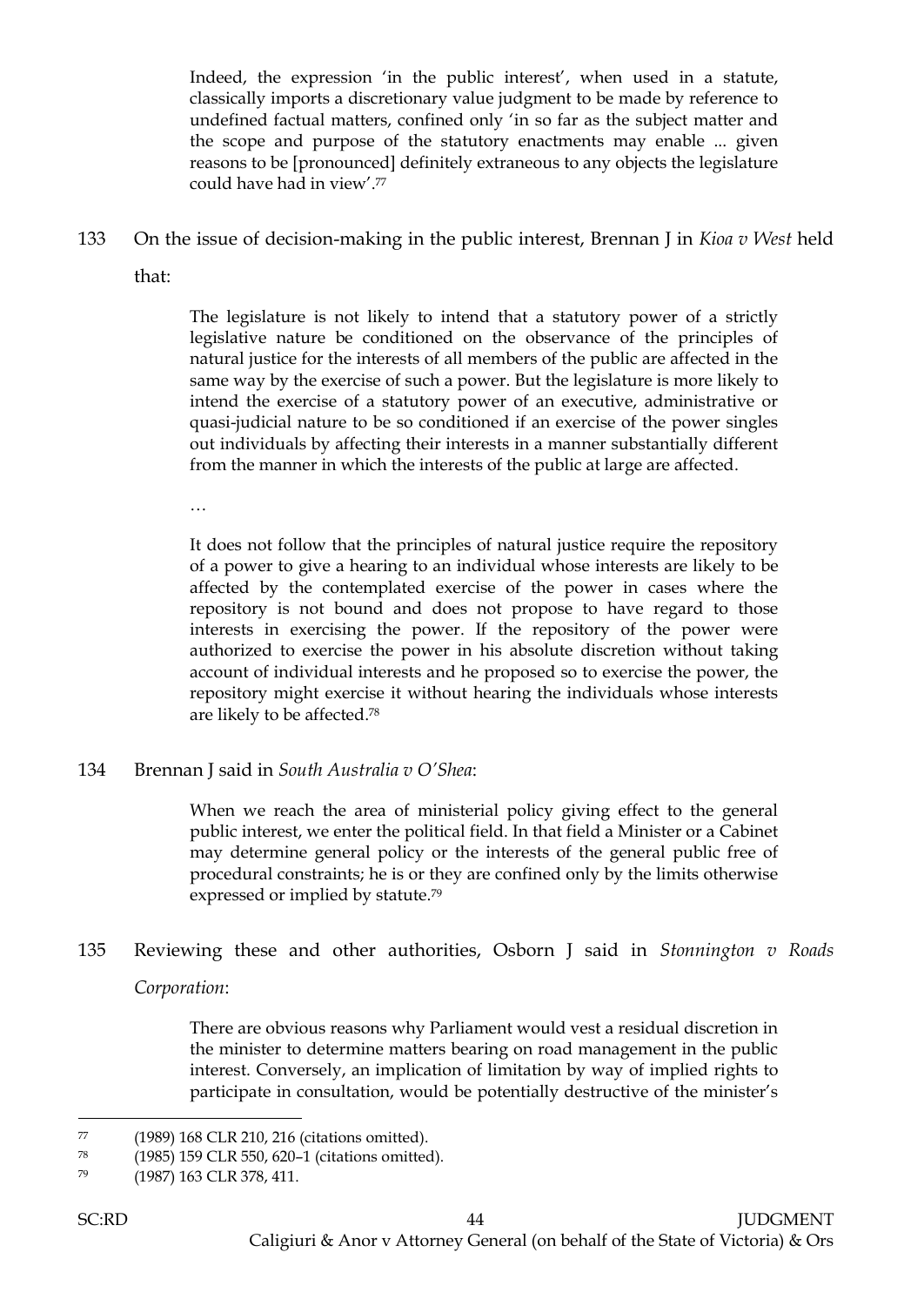> Indeed, the expression 'in the public interest', when used in a statute, classically imports a discretionary value judgment to be made by reference to undefined factual matters, confined only 'in so far as the subject matter and the scope and purpose of the statutory enactments may enable ... given reasons to be [pronounced] definitely extraneous to any objects the legislature could have had in view'.[77]

133 On the issue of decision-making in the public interest, Brennan J in *Kioa v West* held that:

> The legislature is not likely to intend that a statutory power of a strictly legislative nature be conditioned on the observance of the principles of natural justice for the interests of all members of the public are affected in the same way by the exercise of such a power. But the legislature is more likely to intend the exercise of a statutory power of an executive, administrative or quasi-judicial nature to be so conditioned if an exercise of the power singles out individuals by affecting their interests in a manner substantially different from the manner in which the interests of the public at large are affected.
>
> …
>
> It does not follow that the principles of natural justice require the repository of a power to give a hearing to an individual whose interests are likely to be affected by the contemplated exercise of the power in cases where the repository is not bound and does not propose to have regard to those interests in exercising the power. If the repository of the power were authorized to exercise the power in his absolute discretion without taking account of individual interests and he proposed so to exercise the power, the repository might exercise it without hearing the individuals whose interests are likely to be affected.[78]

134 Brennan J said in *South Australia v O'Shea*:

> When we reach the area of ministerial policy giving effect to the general public interest, we enter the political field. In that field a Minister or a Cabinet may determine general policy or the interests of the general public free of procedural constraints; he is or they are confined only by the limits otherwise expressed or implied by statute.[79]

135 Reviewing these and other authorities, Osborn J said in *Stonnington v Roads Corporation*:

> There are obvious reasons why Parliament would vest a residual discretion in the minister to determine matters bearing on road management in the public interest. Conversely, an implication of limitation by way of implied rights to participate in consultation, would be potentially destructive of the minister's

---

[77] (1989) 168 CLR 210, 216 (citations omitted).

[78] (1985) 159 CLR 550, 620–1 (citations omitted).

[79] (1987) 163 CLR 378, 411.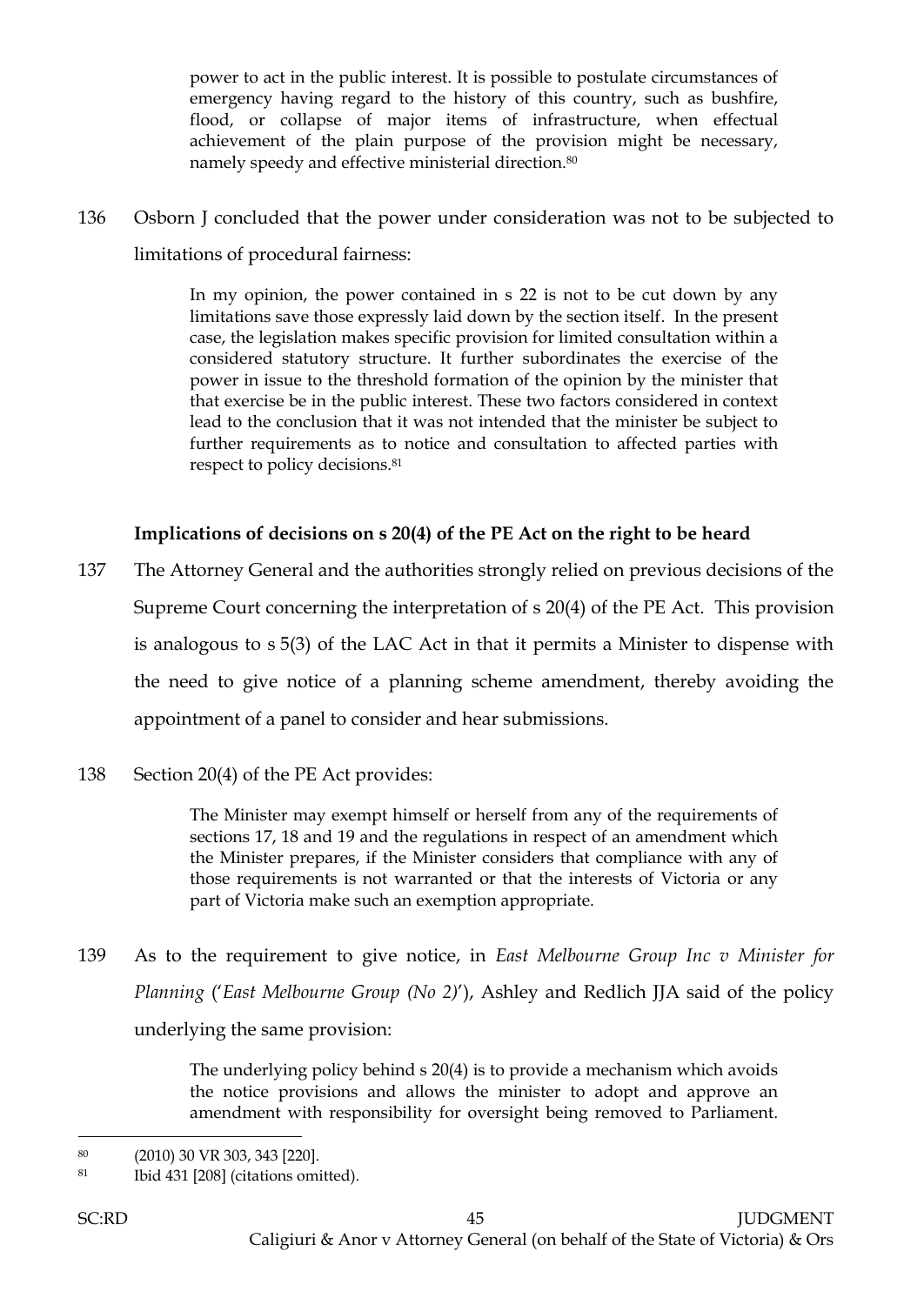> power to act in the public interest. It is possible to postulate circumstances of emergency having regard to the history of this country, such as bushfire, flood, or collapse of major items of infrastructure, when effectual achievement of the plain purpose of the provision might be necessary, namely speedy and effectual ministerial direction.[80]

136 Osborn J concluded that the power under consideration was not to be subjected to limitations of procedural fairness:

> In my opinion, the power contained in s 22 is not to be cut down by any limitations save those expressly laid down by the section itself. In the present case, the legislation makes specific provision for limited consultation within a considered statutory structure. It further subordinates the exercise of the power in issue to the threshold formation of the opinion by the minister that that exercise be in the public interest. These two factors considered in context lead to the conclusion that it was not intended that the minister be subject to further requirements as to notice and consultation to affected parties with respect to policy decisions.[81]

**Implications of decisions on s 20(4) of the PE Act on the right to be heard**

137 The Attorney General and the authorities strongly relied on previous decisions of the Supreme Court concerning the interpretation of s 20(4) of the PE Act. This provision is analogous to s 5(3) of the LAC Act in that it permits a Minister to dispense with the need to give notice of a planning scheme amendment, thereby avoiding the appointment of a panel to consider and hear submissions.

138 Section 20(4) of the PE Act provides:

> The Minister may exempt himself or herself from any of the requirements of sections 17, 18 and 19 and the regulations in respect of an amendment which the Minister prepares, if the Minister considers that compliance with any of those requirements is not warranted or that the interests of Victoria or any part of Victoria make such an exemption appropriate.

139 As to the requirement to give notice, in *East Melbourne Group Inc v Minister for Planning* ('*East Melbourne Group (No 2)*'), Ashley and Redlich JJA said of the policy underlying the same provision:

> The underlying policy behind s 20(4) is to provide a mechanism which avoids the notice provisions and allows the minister to adopt and approve an amendment with responsibility for oversight being removed to Parliament.

---

[80] (2010) 30 VR 303, 343 [220].

[81] Ibid 431 [208] (citations omitted).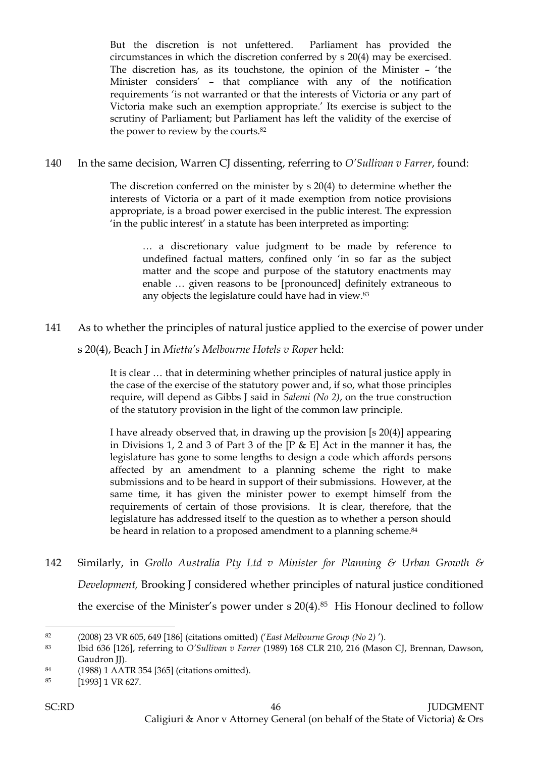> But the discretion is not unfettered. Parliament has provided the circumstances in which the discretion conferred by s 20(4) may be exercised. The discretion has, as its touchstone, the opinion of the Minister – 'the Minister considers' – that compliance with any of the notification requirements 'is not warranted or that the interests of Victoria or any part of Victoria make such an exemption appropriate.' Its exercise is subject to the scrutiny of Parliament; but Parliament has left the validity of the exercise of the power to review by the courts.[82]

140 In the same decision, Warren CJ dissenting, referring to *O'Sullivan v Farrer*, found:

> The discretion conferred on the minister by s 20(4) to determine whether the interests of Victoria or a part of it made exemption from notice provisions appropriate, is a broad power exercised in the public interest. The expression 'in the public interest' in a statute has been interpreted as importing:
>
> > … a discretionary value judgment to be made by reference to undefined factual matters, confined only 'in so far as the subject matter and the scope and purpose of the statutory enactments may enable … given reasons to be [pronounced] definitely extraneous to any objects the legislature could have had in view.[83]

141 As to whether the principles of natural justice applied to the exercise of power under s 20(4), Beach J in *Mietta's Melbourne Hotels v Roper* held:

> It is clear … that in determining whether principles of natural justice apply in the case of the exercise of the statutory power and, if so, what those principles require, will depend as Gibbs J said in *Salemi (No 2)*, on the true construction of the statutory provision in the light of the common law principle.
>
> I have already observed that, in drawing up the provision [s 20(4)] appearing in Divisions 1, 2 and 3 of Part 3 of the [P & E] Act in the manner it has, the legislature has gone to some lengths to design a code which affords persons affected by an amendment to a planning scheme the right to make submissions and to be heard in support of their submissions. However, at the same time, it has given the minister power to exempt himself from the requirements of certain of those provisions. It is clear, therefore, that the legislature has addressed itself to the question as to whether a person should be heard in relation to a proposed amendment to a planning scheme.[84]

142 Similarly, in *Grollo Australia Pty Ltd v Minister for Planning & Urban Growth & Development,* Brooking J considered whether principles of natural justice conditioned the exercise of the Minister's power under s 20(4).[85] His Honour declined to follow

---

[82] (2008) 23 VR 605, 649 [186] (citations omitted) ('*East Melbourne Group (No 2)* ').

[83] Ibid 636 [126], referring to *O'Sullivan v Farrer* (1989) 168 CLR 210, 216 (Mason CJ, Brennan, Dawson, Gaudron JJ).

[84] (1988) 1 AATR 354 [365] (citations omitted).

[85] [1993] 1 VR 627.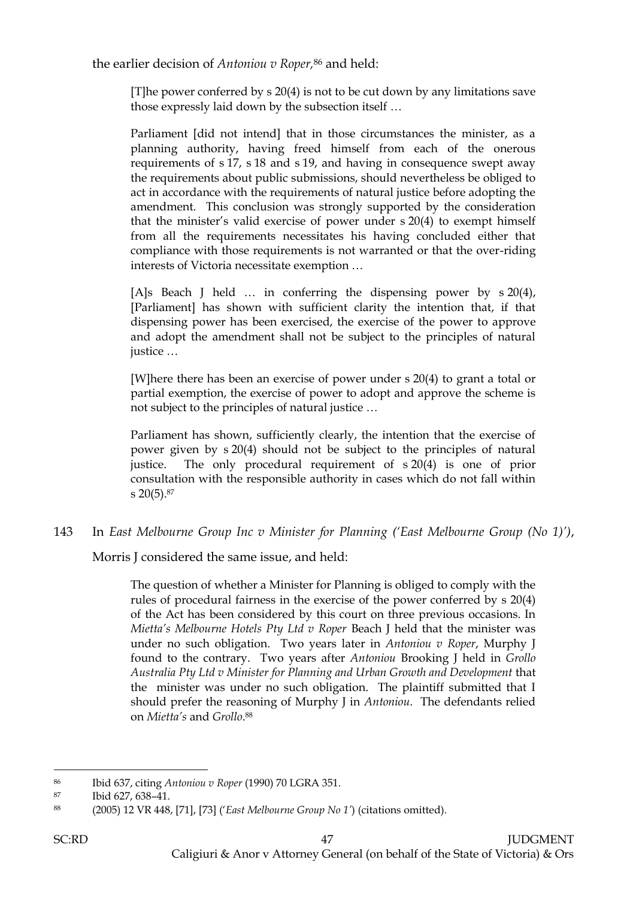the earlier decision of *Antoniou v Roper*,[86] and held:

> [T]he power conferred by s 20(4) is not to be cut down by any limitations save those expressly laid down by the subsection itself …
>
> Parliament [did not intend] that in those circumstances the minister, as a planning authority, having freed himself from each of the onerous requirements of s 17, s 18 and s 19, and having in consequence swept away the requirements about public submissions, should nevertheless be obliged to act in accordance with the requirements of natural justice before adopting the amendment. This conclusion was strongly supported by the consideration that the minister's valid exercise of power under s 20(4) to exempt himself from all the requirements necessitates his having concluded either that compliance with those requirements is not warranted or that the over-riding interests of Victoria necessitate exemption …
>
> [A]s Beach J held … in conferring the dispensing power by s 20(4), [Parliament] has shown with sufficient clarity the intention that, if that dispensing power has been exercised, the exercise of the power to approve and adopt the amendment shall not be subject to the principles of natural justice …
>
> [W]here there has been an exercise of power under s 20(4) to grant a total or partial exemption, the exercise of power to adopt and approve the scheme is not subject to the principles of natural justice …
>
> Parliament has shown, sufficiently clearly, the intention that the exercise of power given by s 20(4) should not be subject to the principles of natural justice. The only procedural requirement of s 20(4) is one of prior consultation with the responsible authority in cases which do not fall within s 20(5).[87]

143 In *East Melbourne Group Inc v Minister for Planning ('East Melbourne Group (No 1)')*, Morris J considered the same issue, and held:

> The question of whether a Minister for Planning is obliged to comply with the rules of procedural fairness in the exercise of the power conferred by s 20(4) of the Act has been considered by this court on three previous occasions. In *Mietta's Melbourne Hotels Pty Ltd v Roper* Beach J held that the minister was under no such obligation. Two years later in *Antoniou v Roper*, Murphy J found to the contrary. Two years after *Antoniou* Brooking J held in *Grollo Australia Pty Ltd v Minister for Planning and Urban Growth and Development* that the minister was under no such obligation. The plaintiff submitted that I should prefer the reasoning of Murphy J in *Antoniou*. The defendants relied on *Mietta's* and *Grollo*.[88]

---

[86] Ibid 637, citing *Antoniou v Roper* (1990) 70 LGRA 351.

[87] Ibid 627, 638–41.

[88] (2005) 12 VR 448, [71], [73] (*'East Melbourne Group No 1'*) (citations omitted).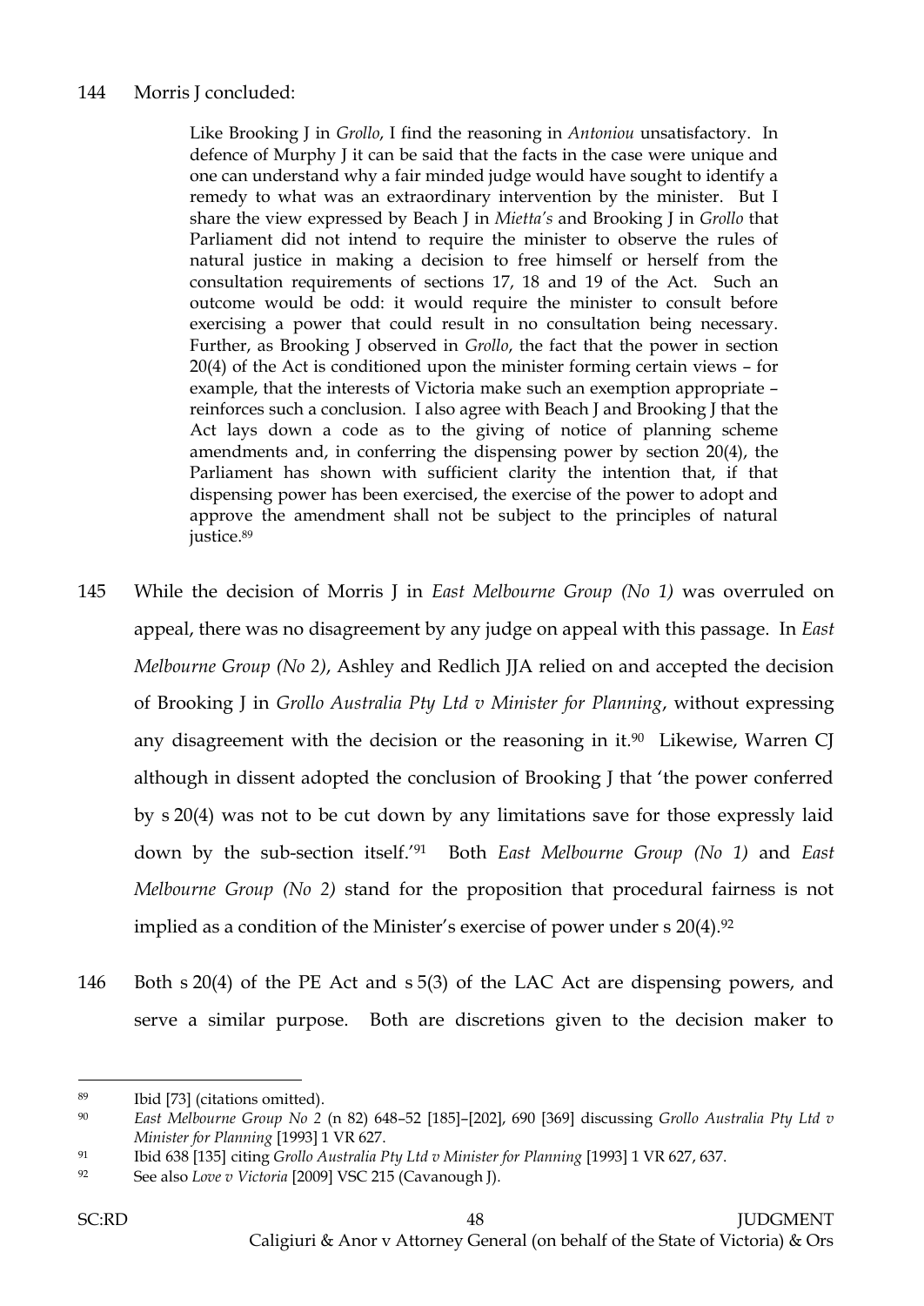144 Morris J concluded:

> Like Brooking J in *Grollo*, I find the reasoning in *Antoniou* unsatisfactory. In defence of Murphy J it can be said that the facts in the case were unique and one can understand why a fair minded judge would have sought to identify a remedy to what was an extraordinary intervention by the minister. But I share the view expressed by Beach J in *Mietta's* and Brooking J in *Grollo* that Parliament did not intend to require the minister to observe the rules of natural justice in making a decision to free himself or herself from the consultation requirements of sections 17, 18 and 19 of the Act. Such an outcome would be odd: it would require the minister to consult before exercising a power that could result in no consultation being necessary. Further, as Brooking J observed in *Grollo*, the fact that the power in section 20(4) of the Act is conditioned upon the minister forming certain views – for example, that the interests of Victoria make such an exemption appropriate – reinforces such a conclusion. I also agree with Beach J and Brooking J that the Act lays down a code as to the giving of notice of planning scheme amendments and, in conferring the dispensing power by section 20(4), the Parliament has shown with sufficient clarity the intention that, if that dispensing power has been exercised, the exercise of the power to adopt and approve the amendment shall not be subject to the principles of natural justice.[89]

145 While the decision of Morris J in *East Melbourne Group (No 1)* was overruled on appeal, there was no disagreement by any judge on appeal with this passage. In *East Melbourne Group (No 2)*, Ashley and Redlich JJA relied on and accepted the decision of Brooking J in *Grollo Australia Pty Ltd v Minister for Planning*, without expressing any disagreement with the decision or the reasoning in it.[90] Likewise, Warren CJ although in dissent adopted the conclusion of Brooking J that 'the power conferred by s 20(4) was not to be cut down by any limitations save for those expressly laid down by the sub-section itself.'[91] Both *East Melbourne Group (No 1)* and *East Melbourne Group (No 2)* stand for the proposition that procedural fairness is not implied as a condition of the Minister's exercise of power under s 20(4).[92]

146 Both s 20(4) of the PE Act and s 5(3) of the LAC Act are dispensing powers, and serve a similar purpose. Both are discretions given to the decision maker to

---

89 Ibid [73] (citations omitted).

90 *East Melbourne Group No 2* (n 82) 648–52 [185]–[202], 690 [369] discussing *Grollo Australia Pty Ltd v Minister for Planning* [1993] 1 VR 627.

91 Ibid 638 [135] citing *Grollo Australia Pty Ltd v Minister for Planning* [1993] 1 VR 627, 637.

92 See also *Love v Victoria* [2009] VSC 215 (Cavanough J).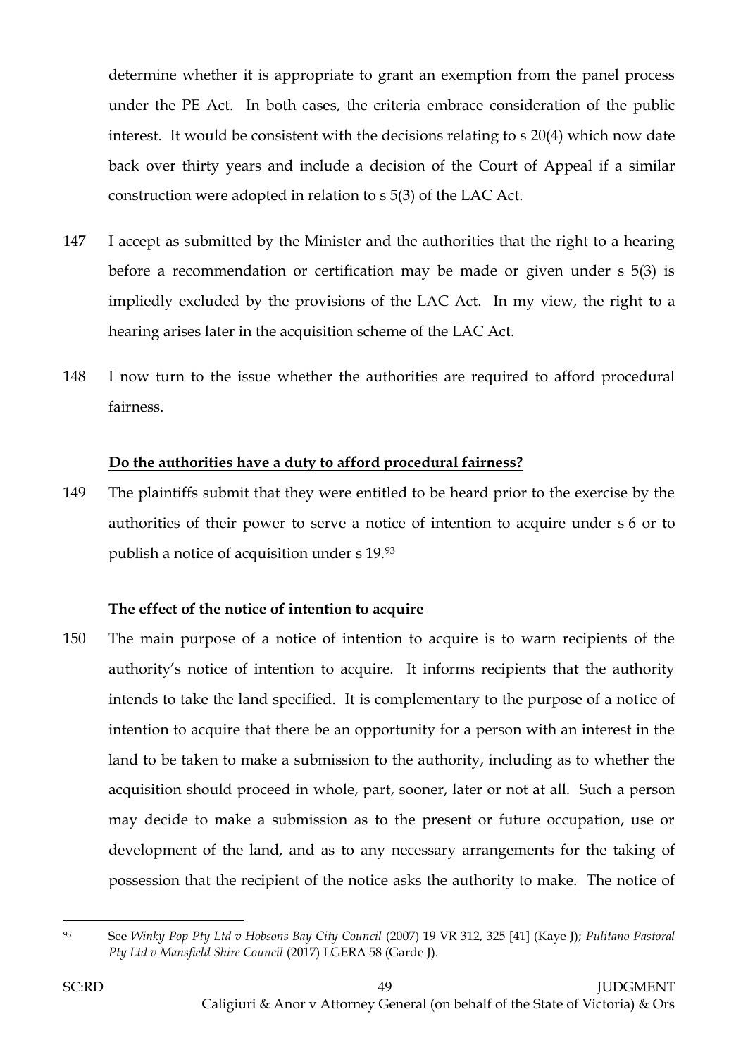determine whether it is appropriate to grant an exemption from the panel process under the PE Act. In both cases, the criteria embrace consideration of the public interest. It would be consistent with the decisions relating to s 20(4) which now date back over thirty years and include a decision of the Court of Appeal if a similar construction were adopted in relation to s 5(3) of the LAC Act.

147 I accept as submitted by the Minister and the authorities that the right to a hearing before a recommendation or certification may be made or given under s 5(3) is impliedly excluded by the provisions of the LAC Act. In my view, the right to a hearing arises later in the acquisition scheme of the LAC Act.

148 I now turn to the issue whether the authorities are required to afford procedural fairness.

**<u>Do the authorities have a duty to afford procedural fairness?</u>**

149 The plaintiffs submit that they were entitled to be heard prior to the exercise by the authorities of their power to serve a notice of intention to acquire under s 6 or to publish a notice of acquisition under s 19.[93]

**The effect of the notice of intention to acquire**

150 The main purpose of a notice of intention to acquire is to warn recipients of the authority's notice of intention to acquire. It informs recipients that the authority intends to take the land specified. It is complementary to the purpose of a notice of intention to acquire that there be an opportunity for a person with an interest in the land to be taken to make a submission to the authority, including as to whether the acquisition should proceed in whole, part, sooner, later or not at all. Such a person may decide to make a submission as to the present or future occupation, use or development of the land, and as to any necessary arrangements for the taking of possession that the recipient of the notice asks the authority to make. The notice of

---

[93] See *Winky Pop Pty Ltd v Hobsons Bay City Council* (2007) 19 VR 312, 325 [41] (Kaye J); *Pulitano Pastoral Pty Ltd v Mansfield Shire Council* (2017) LGERA 58 (Garde J).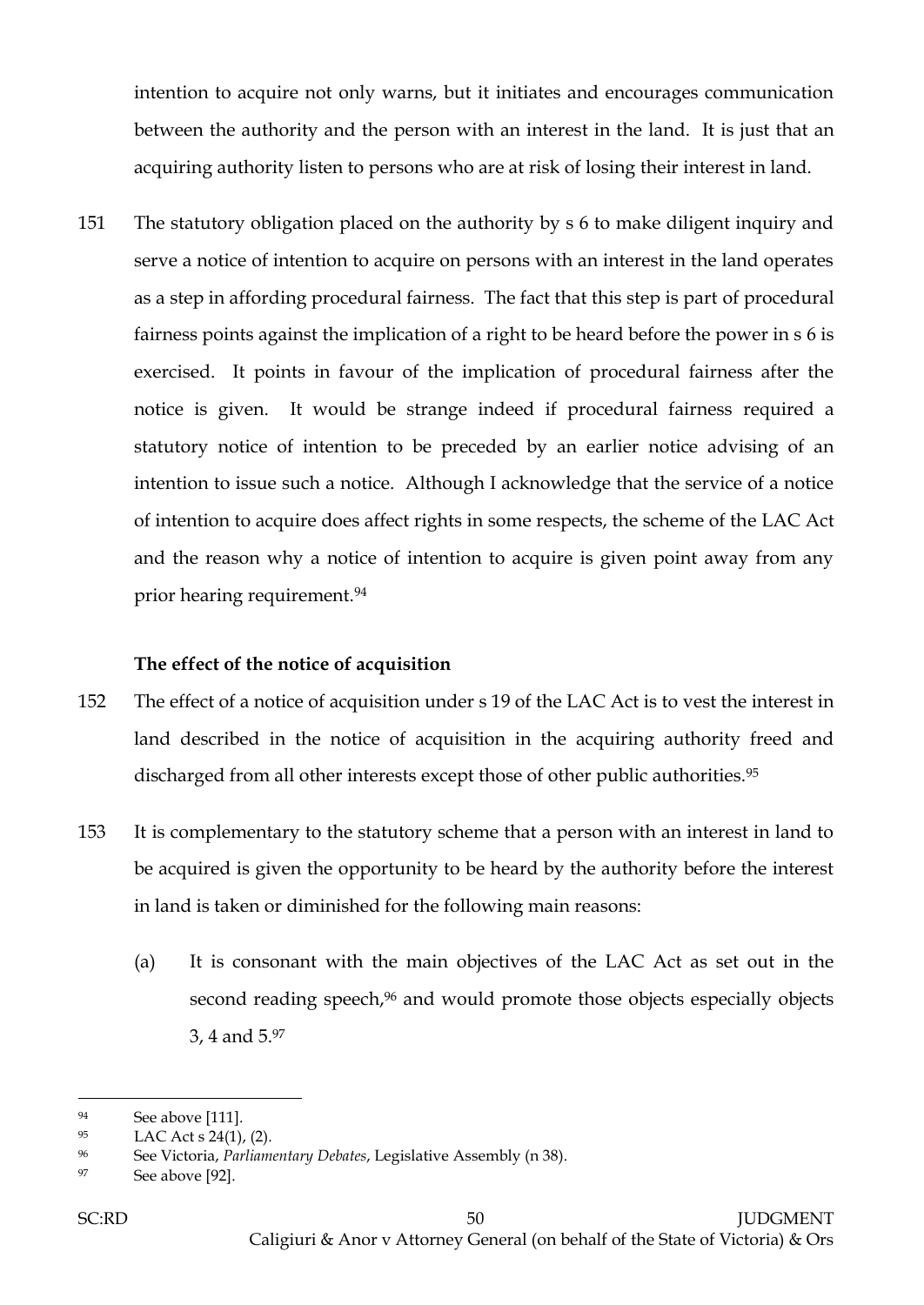intention to acquire not only warns, but it initiates and encourages communication between the authority and the person with an interest in the land. It is just that an acquiring authority listen to persons who are at risk of losing their interest in land.

151 The statutory obligation placed on the authority by s 6 to make diligent inquiry and serve a notice of intention to acquire on persons with an interest in the land operates as a step in affording procedural fairness. The fact that this step is part of procedural fairness points against the implication of a right to be heard before the power in s 6 is exercised. It points in favour of the implication of procedural fairness after the notice is given. It would be strange indeed if procedural fairness required a statutory notice of intention to be preceded by an earlier notice advising of an intention to issue such a notice. Although I acknowledge that the service of a notice of intention to acquire does affect rights in some respects, the scheme of the LAC Act and the reason why a notice of intention to acquire is given point away from any prior hearing requirement.[94]

**The effect of the notice of acquisition**

152 The effect of a notice of acquisition under s 19 of the LAC Act is to vest the interest in land described in the notice of acquisition in the acquiring authority freed and discharged from all other interests except those of other public authorities.[95]

153 It is complementary to the statutory scheme that a person with an interest in land to be acquired is given the opportunity to be heard by the authority before the interest in land is taken or diminished for the following main reasons:

(a) It is consonant with the main objectives of the LAC Act as set out in the second reading speech,[96] and would promote those objects especially objects 3, 4 and 5.[97]

---

[94] See above [111].

[95] LAC Act s 24(1), (2).

[96] See Victoria, *Parliamentary Debates*, Legislative Assembly (n 38).

[97] See above [92].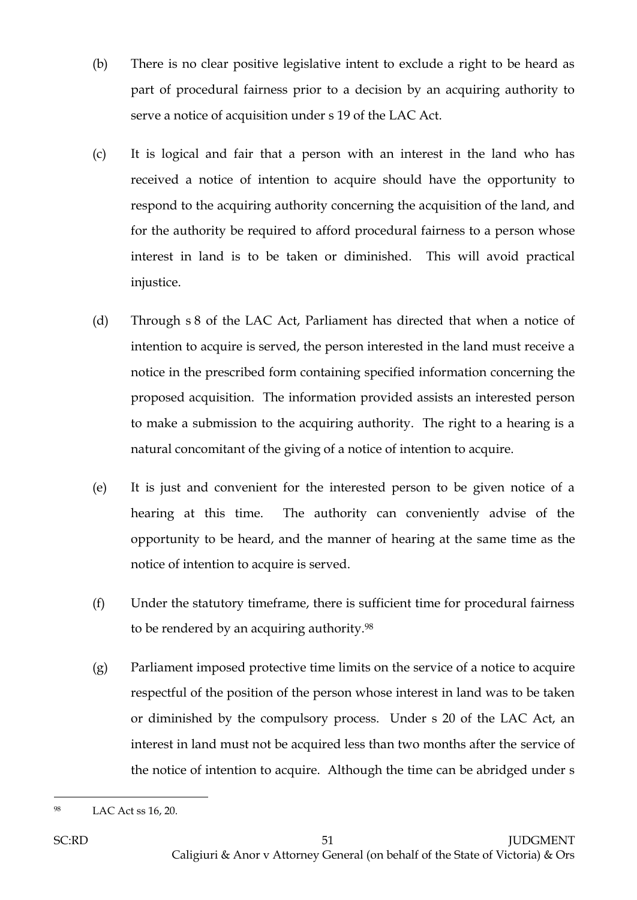(b) There is no clear positive legislative intent to exclude a right to be heard as part of procedural fairness prior to a decision by an acquiring authority to serve a notice of acquisition under s 19 of the LAC Act.

(c) It is logical and fair that a person with an interest in the land who has received a notice of intention to acquire should have the opportunity to respond to the acquiring authority concerning the acquisition of the land, and for the authority be required to afford procedural fairness to a person whose interest in land is to be taken or diminished. This will avoid practical injustice.

(d) Through s 8 of the LAC Act, Parliament has directed that when a notice of intention to acquire is served, the person interested in the land must receive a notice in the prescribed form containing specified information concerning the proposed acquisition. The information provided assists an interested person to make a submission to the acquiring authority. The right to a hearing is a natural concomitant of the giving of a notice of intention to acquire.

(e) It is just and convenient for the interested person to be given notice of a hearing at this time. The authority can conveniently advise of the opportunity to be heard, and the manner of hearing at the same time as the notice of intention to acquire is served.

(f) Under the statutory timeframe, there is sufficient time for procedural fairness to be rendered by an acquiring authority.[98]

(g) Parliament imposed protective time limits on the service of a notice to acquire respectful of the position of the person whose interest in land was to be taken or diminished by the compulsory process. Under s 20 of the LAC Act, an interest in land must not be acquired less than two months after the service of the notice of intention to acquire. Although the time can be abridged under s

---

[98] LAC Act ss 16, 20.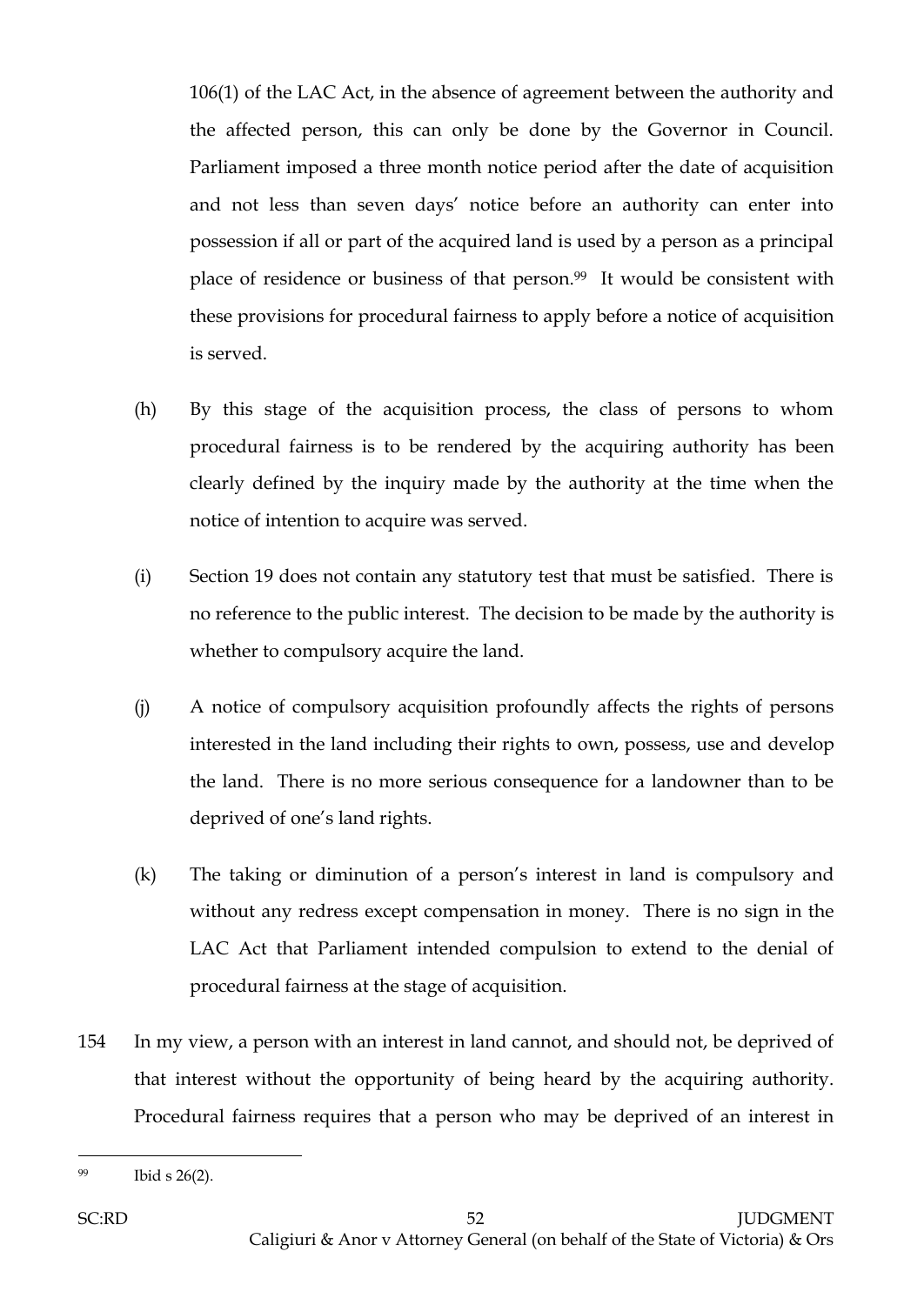106(1) of the LAC Act, in the absence of agreement between the authority and the affected person, this can only be done by the Governor in Council. Parliament imposed a three month notice period after the date of acquisition and not less than seven days' notice before an authority can enter into possession if all or part of the acquired land is used by a person as a principal place of residence or business of that person.[99] It would be consistent with these provisions for procedural fairness to apply before a notice of acquisition is served.

(h) By this stage of the acquisition process, the class of persons to whom procedural fairness is to be rendered by the acquiring authority has been clearly defined by the inquiry made by the authority at the time when the notice of intention to acquire was served.

(i) Section 19 does not contain any statutory test that must be satisfied. There is no reference to the public interest. The decision to be made by the authority is whether to compulsory acquire the land.

(j) A notice of compulsory acquisition profoundly affects the rights of persons interested in the land including their rights to own, possess, use and develop the land. There is no more serious consequence for a landowner than to be deprived of one's land rights.

(k) The taking or diminution of a person's interest in land is compulsory and without any redress except compensation in money. There is no sign in the LAC Act that Parliament intended compulsion to extend to the denial of procedural fairness at the stage of acquisition.

154 In my view, a person with an interest in land cannot, and should not, be deprived of that interest without the opportunity of being heard by the acquiring authority. Procedural fairness requires that a person who may be deprived of an interest in

---

[99] Ibid s 26(2).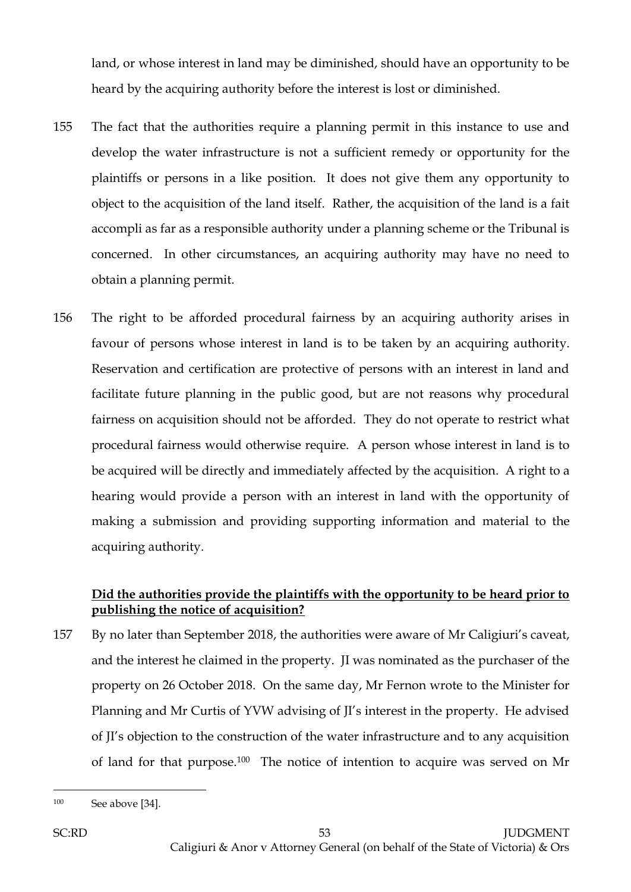land, or whose interest in land may be diminished, should have an opportunity to be heard by the acquiring authority before the interest is lost or diminished.

155 The fact that the authorities require a planning permit in this instance to use and develop the water infrastructure is not a sufficient remedy or opportunity for the plaintiffs or persons in a like position. It does not give them any opportunity to object to the acquisition of the land itself. Rather, the acquisition of the land is a fait accompli as far as a responsible authority under a planning scheme or the Tribunal is concerned. In other circumstances, an acquiring authority may have no need to obtain a planning permit.

156 The right to be afforded procedural fairness by an acquiring authority arises in favour of persons whose interest in land is to be taken by an acquiring authority. Reservation and certification are protective of persons with an interest in land and facilitate future planning in the public good, but are not reasons why procedural fairness on acquisition should not be afforded. They do not operate to restrict what procedural fairness would otherwise require. A person whose interest in land is to be acquired will be directly and immediately affected by the acquisition. A right to a hearing would provide a person with an interest in land with the opportunity of making a submission and providing supporting information and material to the acquiring authority.

**<u>Did the authorities provide the plaintiffs with the opportunity to be heard prior to publishing the notice of acquisition?</u>**

157 By no later than September 2018, the authorities were aware of Mr Caligiuri's caveat, and the interest he claimed in the property. JI was nominated as the purchaser of the property on 26 October 2018. On the same day, Mr Fernon wrote to the Minister for Planning and Mr Curtis of YVW advising of JI's interest in the property. He advised of JI's objection to the construction of the water infrastructure and to any acquisition of land for that purpose.[100] The notice of intention to acquire was served on Mr

---

[100] See above [34].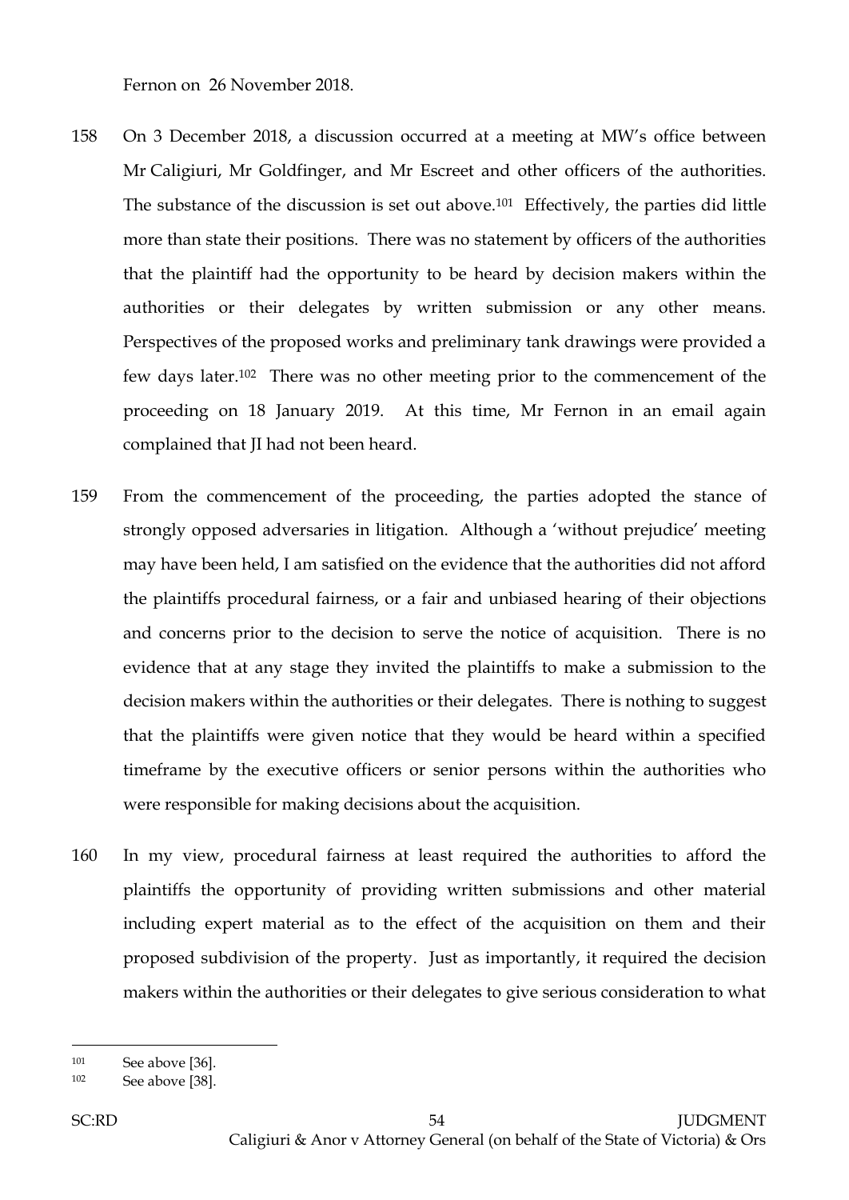Fernon on 26 November 2018.

158 On 3 December 2018, a discussion occurred at a meeting at MW's office between Mr Caligiuri, Mr Goldfinger, and Mr Escreet and other officers of the authorities. The substance of the discussion is set out above.[101] Effectively, the parties did little more than state their positions. There was no statement by officers of the authorities that the plaintiff had the opportunity to be heard by decision makers within the authorities or their delegates by written submission or any other means. Perspectives of the proposed works and preliminary tank drawings were provided a few days later.[102] There was no other meeting prior to the commencement of the proceeding on 18 January 2019. At this time, Mr Fernon in an email again complained that JI had not been heard.

159 From the commencement of the proceeding, the parties adopted the stance of strongly opposed adversaries in litigation. Although a 'without prejudice' meeting may have been held, I am satisfied on the evidence that the authorities did not afford the plaintiffs procedural fairness, or a fair and unbiased hearing of their objections and concerns prior to the decision to serve the notice of acquisition. There is no evidence that at any stage they invited the plaintiffs to make a submission to the decision makers within the authorities or their delegates. There is nothing to suggest that the plaintiffs were given notice that they would be heard within a specified timeframe by the executive officers or senior persons within the authorities who were responsible for making decisions about the acquisition.

160 In my view, procedural fairness at least required the authorities to afford the plaintiffs the opportunity of providing written submissions and other material including expert material as to the effect of the acquisition on them and their proposed subdivision of the property. Just as importantly, it required the decision makers within the authorities or their delegates to give serious consideration to what

---

[101] See above [36].

[102] See above [38].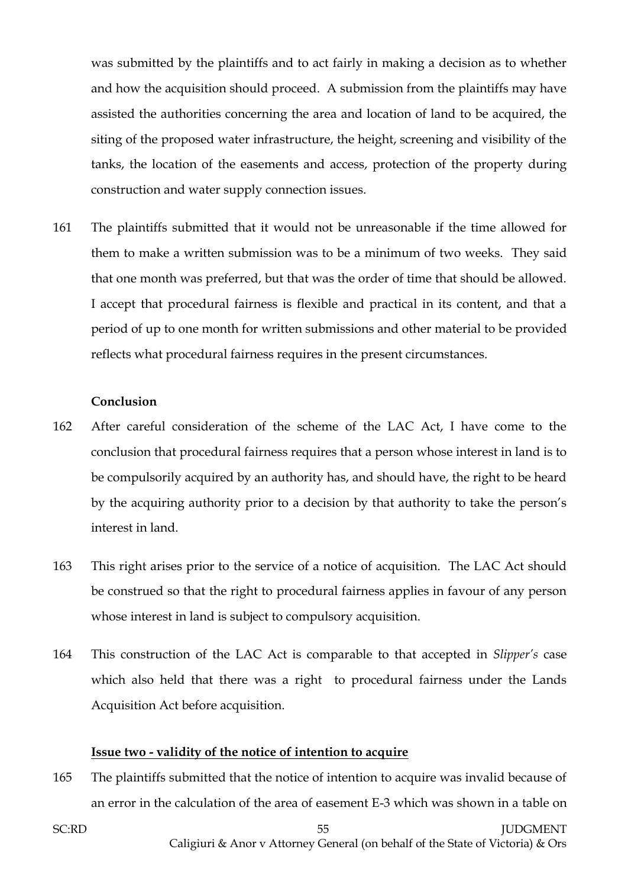was submitted by the plaintiffs and to act fairly in making a decision as to whether and how the acquisition should proceed. A submission from the plaintiffs may have assisted the authorities concerning the area and location of land to be acquired, the siting of the proposed water infrastructure, the height, screening and visibility of the tanks, the location of the easements and access, protection of the property during construction and water supply connection issues.

161 The plaintiffs submitted that it would not be unreasonable if the time allowed for them to make a written submission was to be a minimum of two weeks. They said that one month was preferred, but that was the order of time that should be allowed. I accept that procedural fairness is flexible and practical in its content, and that a period of up to one month for written submissions and other material to be provided reflects what procedural fairness requires in the present circumstances.

**Conclusion**

162 After careful consideration of the scheme of the LAC Act, I have come to the conclusion that procedural fairness requires that a person whose interest in land is to be compulsorily acquired by an authority has, and should have, the right to be heard by the acquiring authority prior to a decision by that authority to take the person's interest in land.

163 This right arises prior to the service of a notice of acquisition. The LAC Act should be construed so that the right to procedural fairness applies in favour of any person whose interest in land is subject to compulsory acquisition.

164 This construction of the LAC Act is comparable to that accepted in *Slipper's* case which also held that there was a right to procedural fairness under the Lands Acquisition Act before acquisition.

**Issue two - validity of the notice of intention to acquire**

165 The plaintiffs submitted that the notice of intention to acquire was invalid because of an error in the calculation of the area of easement E-3 which was shown in a table on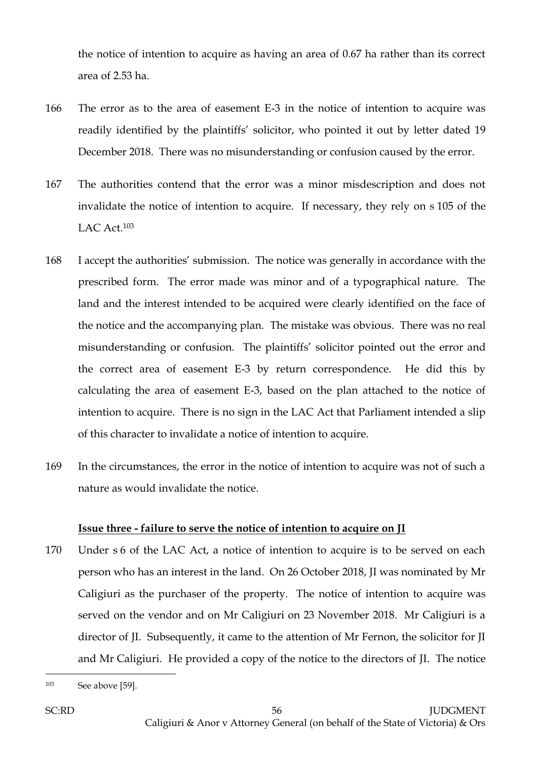the notice of intention to acquire as having an area of 0.67 ha rather than its correct area of 2.53 ha.

166 The error as to the area of easement E-3 in the notice of intention to acquire was readily identified by the plaintiffs' solicitor, who pointed it out by letter dated 19 December 2018. There was no misunderstanding or confusion caused by the error.

167 The authorities contend that the error was a minor misdescription and does not invalidate the notice of intention to acquire. If necessary, they rely on s 105 of the LAC Act.[103]

168 I accept the authorities' submission. The notice was generally in accordance with the prescribed form. The error made was minor and of a typographical nature. The land and the interest intended to be acquired were clearly identified on the face of the notice and the accompanying plan. The mistake was obvious. There was no real misunderstanding or confusion. The plaintiffs' solicitor pointed out the error and the correct area of easement E-3 by return correspondence. He did this by calculating the area of easement E-3, based on the plan attached to the notice of intention to acquire. There is no sign in the LAC Act that Parliament intended a slip of this character to invalidate a notice of intention to acquire.

169 In the circumstances, the error in the notice of intention to acquire was not of such a nature as would invalidate the notice.

**Issue three - failure to serve the notice of intention to acquire on JI**

170 Under s 6 of the LAC Act, a notice of intention to acquire is to be served on each person who has an interest in the land. On 26 October 2018, JI was nominated by Mr Caligiuri as the purchaser of the property. The notice of intention to acquire was served on the vendor and on Mr Caligiuri on 23 November 2018. Mr Caligiuri is a director of JI. Subsequently, it came to the attention of Mr Fernon, the solicitor for JI and Mr Caligiuri. He provided a copy of the notice to the directors of JI. The notice

---

[103] See above [59].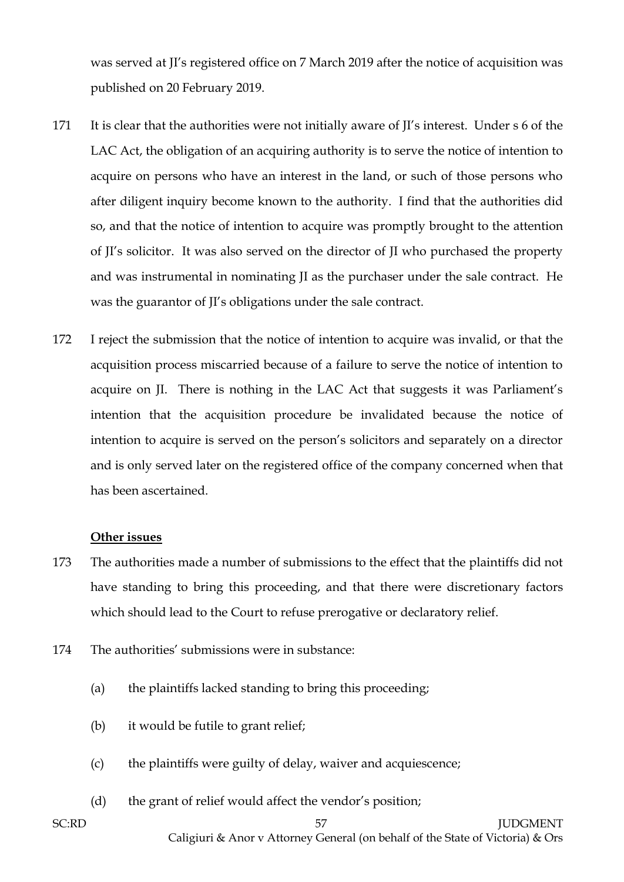was served at JI's registered office on 7 March 2019 after the notice of acquisition was published on 20 February 2019.

171 It is clear that the authorities were not initially aware of JI's interest. Under s 6 of the LAC Act, the obligation of an acquiring authority is to serve the notice of intention to acquire on persons who have an interest in the land, or such of those persons who after diligent inquiry become known to the authority. I find that the authorities did so, and that the notice of intention to acquire was promptly brought to the attention of JI's solicitor. It was also served on the director of JI who purchased the property and was instrumental in nominating JI as the purchaser under the sale contract. He was the guarantor of JI's obligations under the sale contract.

172 I reject the submission that the notice of intention to acquire was invalid, or that the acquisition process miscarried because of a failure to serve the notice of intention to acquire on JI. There is nothing in the LAC Act that suggests it was Parliament's intention that the acquisition procedure be invalidated because the notice of intention to acquire is served on the person's solicitors and separately on a director and is only served later on the registered office of the company concerned when that has been ascertained.

**Other issues**

173 The authorities made a number of submissions to the effect that the plaintiffs did not have standing to bring this proceeding, and that there were discretionary factors which should lead to the Court to refuse prerogative or declaratory relief.

174 The authorities' submissions were in substance:

(a) the plaintiffs lacked standing to bring this proceeding;

(b) it would be futile to grant relief;

(c) the plaintiffs were guilty of delay, waiver and acquiescence;

(d) the grant of relief would affect the vendor's position;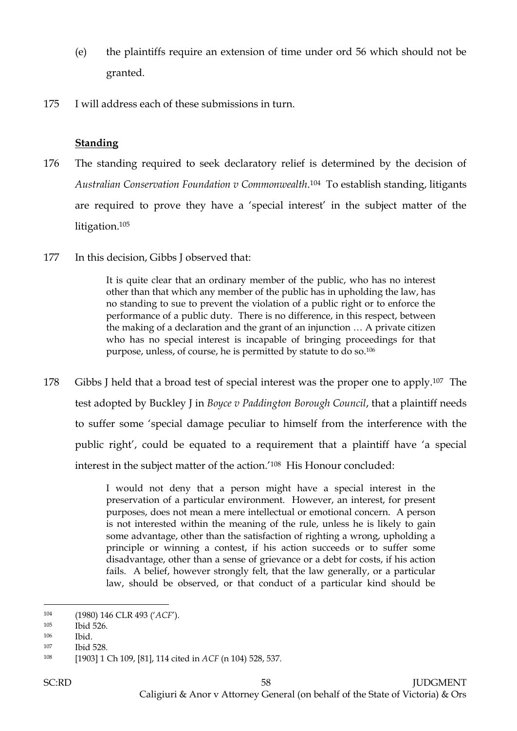(e) the plaintiffs require an extension of time under ord 56 which should not be granted.

175 I will address each of these submissions in turn.

**Standing**

176 The standing required to seek declaratory relief is determined by the decision of *Australian Conservation Foundation v Commonwealth*.[104] To establish standing, litigants are required to prove they have a 'special interest' in the subject matter of the litigation.[105]

177 In this decision, Gibbs J observed that:

> It is quite clear that an ordinary member of the public, who has no interest other than that which any member of the public has in upholding the law, has no standing to sue to prevent the violation of a public right or to enforce the performance of a public duty. There is no difference, in this respect, between the making of a declaration and the grant of an injunction … A private citizen who has no special interest is incapable of bringing proceedings for that purpose, unless, of course, he is permitted by statute to do so.[106]

178 Gibbs J held that a broad test of special interest was the proper one to apply.[107] The test adopted by Buckley J in *Boyce v Paddington Borough Council*, that a plaintiff needs to suffer some 'special damage peculiar to himself from the interference with the public right', could be equated to a requirement that a plaintiff have 'a special interest in the subject matter of the action.'[108] His Honour concluded:

> I would not deny that a person might have a special interest in the preservation of a particular environment. However, an interest, for present purposes, does not mean a mere intellectual or emotional concern. A person is not interested within the meaning of the rule, unless he is likely to gain some advantage, other than the satisfaction of righting a wrong, upholding a principle or winning a contest, if his action succeeds or to suffer some disadvantage, other than a sense of grievance or a debt for costs, if his action fails. A belief, however strongly felt, that the law generally, or a particular law, should be observed, or that conduct of a particular kind should be

---

104 (1980) 146 CLR 493 ('*ACF*').

105 Ibid 526.

106 Ibid.

107 Ibid 528.

108 [1903] 1 Ch 109, [81], 114 cited in *ACF* (n 104) 528, 537.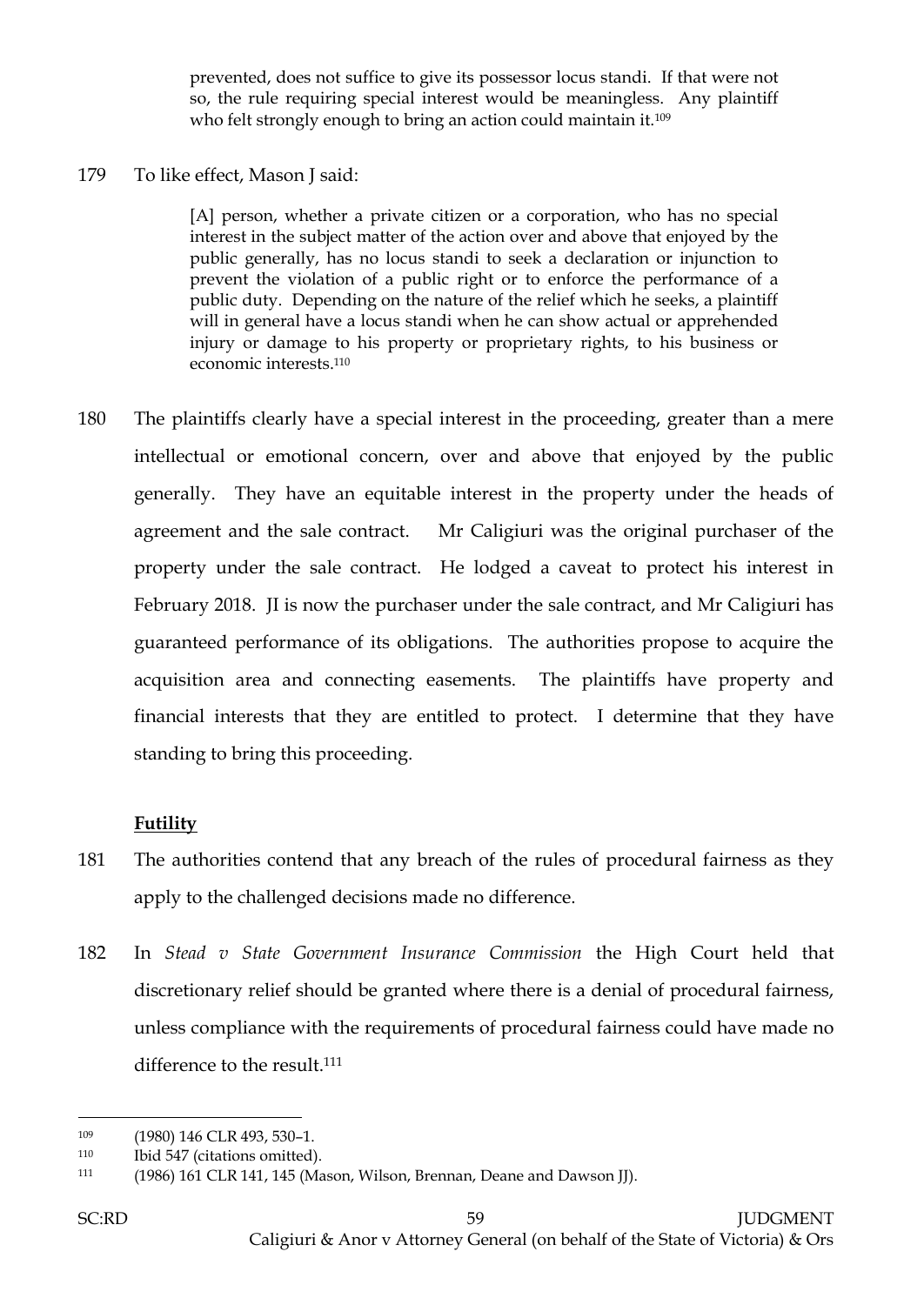> prevented, does not suffice to give its possessor locus standi. If that were not so, the rule requiring special interest would be meaningless. Any plaintiff who felt strongly enough to bring an action could maintain it.[109]

179 To like effect, Mason J said:

> [A] person, whether a private citizen or a corporation, who has no special interest in the subject matter of the action over and above that enjoyed by the public generally, has no locus standi to seek a declaration or injunction to prevent the violation of a public right or to enforce the performance of a public duty. Depending on the nature of the relief which he seeks, a plaintiff will in general have a locus standi when he can show actual or apprehended injury or damage to his property or proprietary rights, to his business or economic interests.[110]

180 The plaintiffs clearly have a special interest in the proceeding, greater than a mere intellectual or emotional concern, over and above that enjoyed by the public generally. They have an equitable interest in the property under the heads of agreement and the sale contract. Mr Caligiuri was the original purchaser of the property under the sale contract. He lodged a caveat to protect his interest in February 2018. JI is now the purchaser under the sale contract, and Mr Caligiuri has guaranteed performance of its obligations. The authorities propose to acquire the acquisition area and connecting easements. The plaintiffs have property and financial interests that they are entitled to protect. I determine that they have standing to bring this proceeding.

**Futility**

181 The authorities contend that any breach of the rules of procedural fairness as they apply to the challenged decisions made no difference.

182 In *Stead v State Government Insurance Commission* the High Court held that discretionary relief should be granted where there is a denial of procedural fairness, unless compliance with the requirements of procedural fairness could have made no difference to the result.[111]

---

[109] (1980) 146 CLR 493, 530–1.

[110] Ibid 547 (citations omitted).

[111] (1986) 161 CLR 141, 145 (Mason, Wilson, Brennan, Deane and Dawson JJ).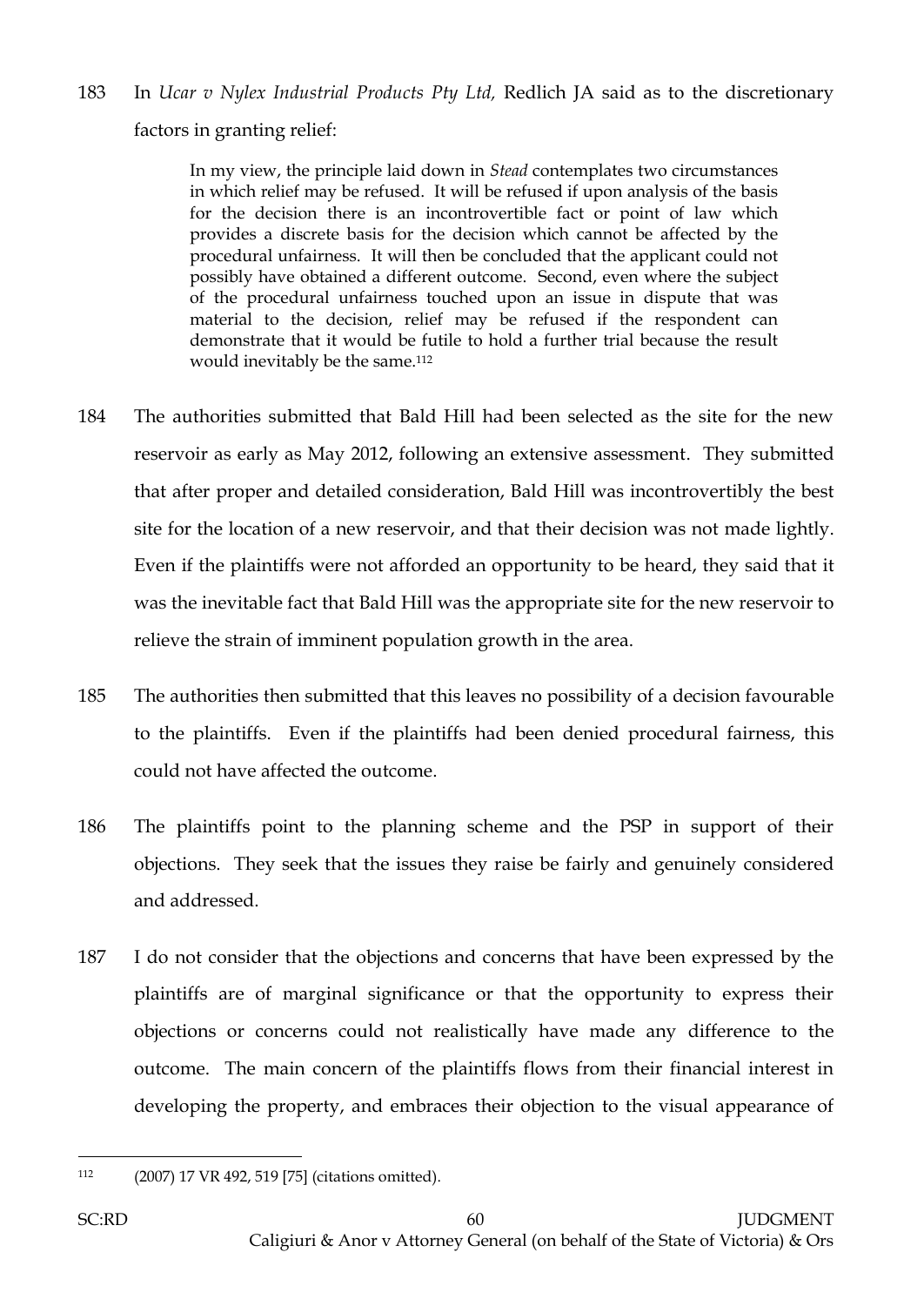183 In *Ucar v Nylex Industrial Products Pty Ltd,* Redlich JA said as to the discretionary factors in granting relief:

> In my view, the principle laid down in *Stead* contemplates two circumstances in which relief may be refused. It will be refused if upon analysis of the basis for the decision there is an incontrovertible fact or point of law which provides a discrete basis for the decision which cannot be affected by the procedural unfairness. It will then be concluded that the applicant could not possibly have obtained a different outcome. Second, even where the subject of the procedural unfairness touched upon an issue in dispute that was material to the decision, relief may be refused if the respondent can demonstrate that it would be futile to hold a further trial because the result would inevitably be the same.[112]

184 The authorities submitted that Bald Hill had been selected as the site for the new reservoir as early as May 2012, following an extensive assessment. They submitted that after proper and detailed consideration, Bald Hill was incontrovertibly the best site for the location of a new reservoir, and that their decision was not made lightly. Even if the plaintiffs were not afforded an opportunity to be heard, they said that it was the inevitable fact that Bald Hill was the appropriate site for the new reservoir to relieve the strain of imminent population growth in the area.

185 The authorities then submitted that this leaves no possibility of a decision favourable to the plaintiffs. Even if the plaintiffs had been denied procedural fairness, this could not have affected the outcome.

186 The plaintiffs point to the planning scheme and the PSP in support of their objections. They seek that the issues they raise be fairly and genuinely considered and addressed.

187 I do not consider that the objections and concerns that have been expressed by the plaintiffs are of marginal significance or that the opportunity to express their objections or concerns could not realistically have made any difference to the outcome. The main concern of the plaintiffs flows from their financial interest in developing the property, and embraces their objection to the visual appearance of

---

[112] (2007) 17 VR 492, 519 [75] (citations omitted).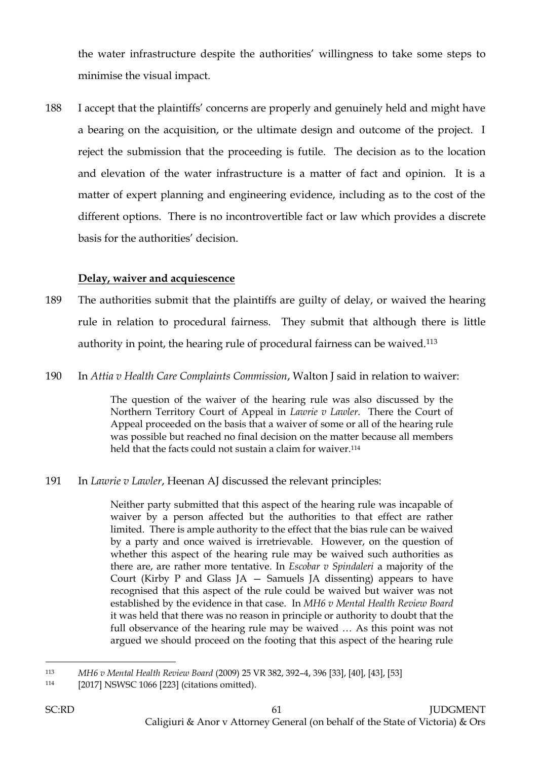the water infrastructure despite the authorities' willingness to take some steps to minimise the visual impact.

188 I accept that the plaintiffs' concerns are properly and genuinely held and might have a bearing on the acquisition, or the ultimate design and outcome of the project. I reject the submission that the proceeding is futile. The decision as to the location and elevation of the water infrastructure is a matter of fact and opinion. It is a matter of expert planning and engineering evidence, including as to the cost of the different options. There is no incontrovertible fact or law which provides a discrete basis for the authorities' decision.

**Delay, waiver and acquiescence**

189 The authorities submit that the plaintiffs are guilty of delay, or waived the hearing rule in relation to procedural fairness. They submit that although there is little authority in point, the hearing rule of procedural fairness can be waived.[113]

190 In *Attia v Health Care Complaints Commission*, Walton J said in relation to waiver:

> The question of the waiver of the hearing rule was also discussed by the Northern Territory Court of Appeal in *Lawrie v Lawler*. There the Court of Appeal proceeded on the basis that a waiver of some or all of the hearing rule was possible but reached no final decision on the matter because all members held that the facts could not sustain a claim for waiver.[114]

191 In *Lawrie v Lawler*, Heenan AJ discussed the relevant principles:

> Neither party submitted that this aspect of the hearing rule was incapable of waiver by a person affected but the authorities to that effect are rather limited. There is ample authority to the effect that the bias rule can be waived by a party and once waived is irretrievable. However, on the question of whether this aspect of the hearing rule may be waived such authorities as there are, are rather more tentative. In *Escobar v Spindaleri* a majority of the Court (Kirby P and Glass JA — Samuels JA dissenting) appears to have recognised that this aspect of the rule could be waived but waiver was not established by the evidence in that case. In *MH6 v Mental Health Review Board* it was held that there was no reason in principle or authority to doubt that the full observance of the hearing rule may be waived … As this point was not argued we should proceed on the footing that this aspect of the hearing rule

---

[113] *MH6 v Mental Health Review Board* (2009) 25 VR 382, 392–4, 396 [33], [40], [43], [53]

[114] [2017] NSWSC 1066 [223] (citations omitted).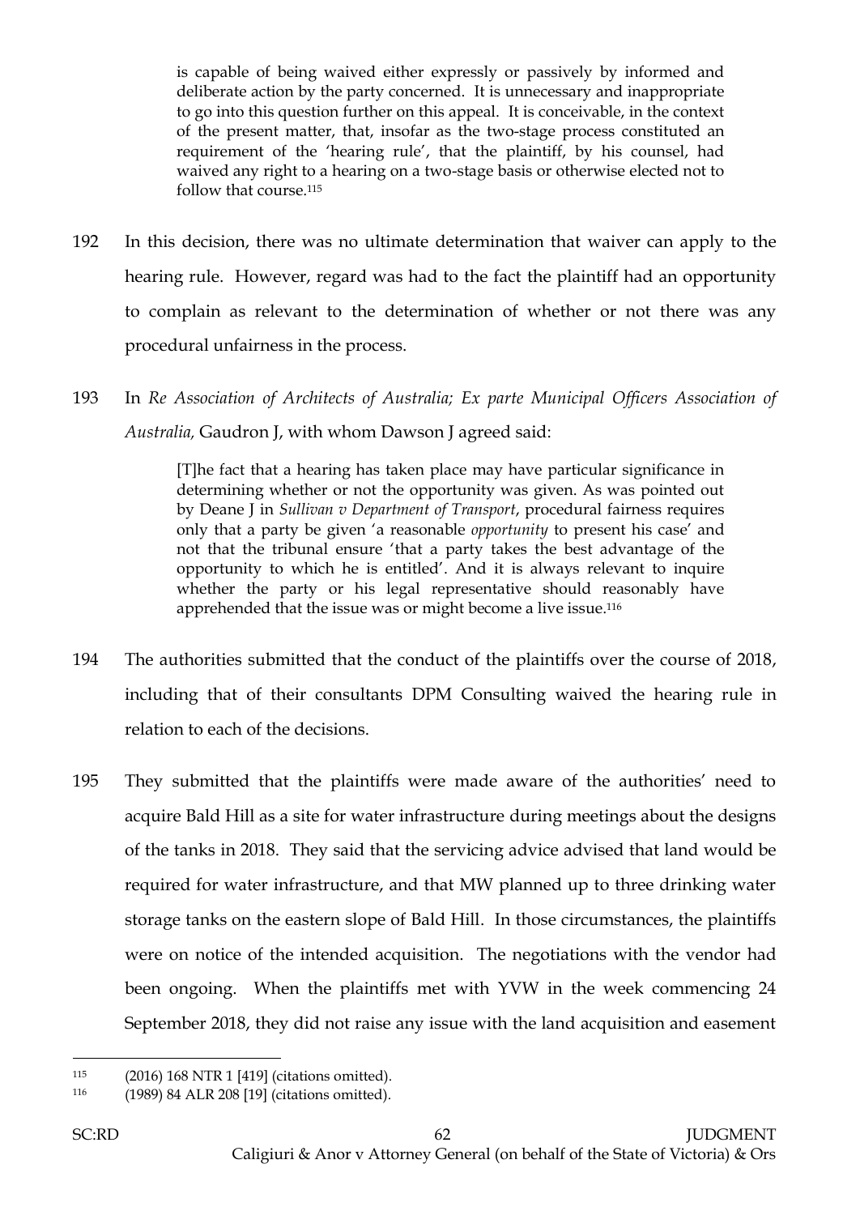> is capable of being waived either expressly or passively by informed and deliberate action by the party concerned. It is unnecessary and inappropriate to go into this question further on this appeal. It is conceivable, in the context of the present matter, that, insofar as the two-stage process constituted an requirement of the 'hearing rule', that the plaintiff, by his counsel, had waived any right to a hearing on a two-stage basis or otherwise elected not to follow that course.[115]

192 In this decision, there was no ultimate determination that waiver can apply to the hearing rule. However, regard was had to the fact the plaintiff had an opportunity to complain as relevant to the determination of whether or not there was any procedural unfairness in the process.

193 In *Re Association of Architects of Australia; Ex parte Municipal Officers Association of Australia,* Gaudron J, with whom Dawson J agreed said:

> [T]he fact that a hearing has taken place may have particular significance in determining whether or not the opportunity was given. As was pointed out by Deane J in *Sullivan v Department of Transport*, procedural fairness requires only that a party be given 'a reasonable *opportunity* to present his case' and not that the tribunal ensure 'that a party takes the best advantage of the opportunity to which he is entitled'. And it is always relevant to inquire whether the party or his legal representative should reasonably have apprehended that the issue was or might become a live issue.[116]

194 The authorities submitted that the conduct of the plaintiffs over the course of 2018, including that of their consultants DPM Consulting waived the hearing rule in relation to each of the decisions.

195 They submitted that the plaintiffs were made aware of the authorities' need to acquire Bald Hill as a site for water infrastructure during meetings about the designs of the tanks in 2018. They said that the servicing advice advised that land would be required for water infrastructure, and that MW planned up to three drinking water storage tanks on the eastern slope of Bald Hill. In those circumstances, the plaintiffs were on notice of the intended acquisition. The negotiations with the vendor had been ongoing. When the plaintiffs met with YVW in the week commencing 24 September 2018, they did not raise any issue with the land acquisition and easement

---

115 (2016) 168 NTR 1 [419] (citations omitted).

116 (1989) 84 ALR 208 [19] (citations omitted).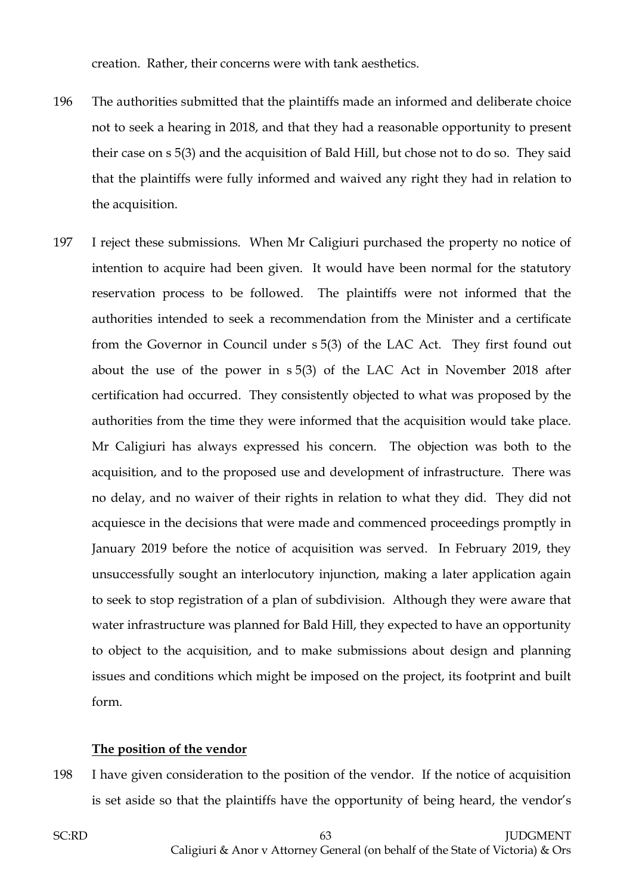creation. Rather, their concerns were with tank aesthetics.

196 The authorities submitted that the plaintiffs made an informed and deliberate choice not to seek a hearing in 2018, and that they had a reasonable opportunity to present their case on s 5(3) and the acquisition of Bald Hill, but chose not to do so. They said that the plaintiffs were fully informed and waived any right they had in relation to the acquisition.

197 I reject these submissions. When Mr Caligiuri purchased the property no notice of intention to acquire had been given. It would have been normal for the statutory reservation process to be followed. The plaintiffs were not informed that the authorities intended to seek a recommendation from the Minister and a certificate from the Governor in Council under s 5(3) of the LAC Act. They first found out about the use of the power in s 5(3) of the LAC Act in November 2018 after certification had occurred. They consistently objected to what was proposed by the authorities from the time they were informed that the acquisition would take place. Mr Caligiuri has always expressed his concern. The objection was both to the acquisition, and to the proposed use and development of infrastructure. There was no delay, and no waiver of their rights in relation to what they did. They did not acquiesce in the decisions that were made and commenced proceedings promptly in January 2019 before the notice of acquisition was served. In February 2019, they unsuccessfully sought an interlocutory injunction, making a later application again to seek to stop registration of a plan of subdivision. Although they were aware that water infrastructure was planned for Bald Hill, they expected to have an opportunity to object to the acquisition, and to make submissions about design and planning issues and conditions which might be imposed on the project, its footprint and built form.

**The position of the vendor**

198 I have given consideration to the position of the vendor. If the notice of acquisition is set aside so that the plaintiffs have the opportunity of being heard, the vendor's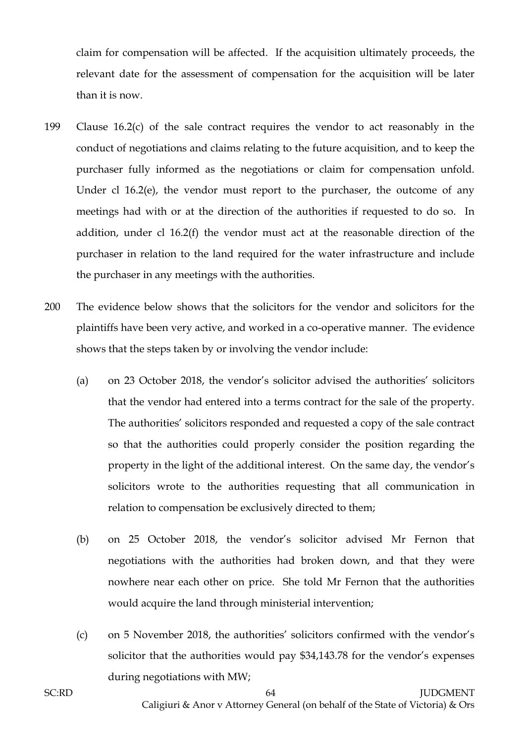claim for compensation will be affected. If the acquisition ultimately proceeds, the relevant date for the assessment of compensation for the acquisition will be later than it is now.

199 Clause 16.2(c) of the sale contract requires the vendor to act reasonably in the conduct of negotiations and claims relating to the future acquisition, and to keep the purchaser fully informed as the negotiations or claim for compensation unfold. Under cl 16.2(e), the vendor must report to the purchaser, the outcome of any meetings had with or at the direction of the authorities if requested to do so. In addition, under cl 16.2(f) the vendor must act at the reasonable direction of the purchaser in relation to the land required for the water infrastructure and include the purchaser in any meetings with the authorities.

200 The evidence below shows that the solicitors for the vendor and solicitors for the plaintiffs have been very active, and worked in a co-operative manner. The evidence shows that the steps taken by or involving the vendor include:

(a) on 23 October 2018, the vendor's solicitor advised the authorities' solicitors that the vendor had entered into a terms contract for the sale of the property. The authorities' solicitors responded and requested a copy of the sale contract so that the authorities could properly consider the position regarding the property in the light of the additional interest. On the same day, the vendor's solicitors wrote to the authorities requesting that all communication in relation to compensation be exclusively directed to them;

(b) on 25 October 2018, the vendor's solicitor advised Mr Fernon that negotiations with the authorities had broken down, and that they were nowhere near each other on price. She told Mr Fernon that the authorities would acquire the land through ministerial intervention;

(c) on 5 November 2018, the authorities' solicitors confirmed with the vendor's solicitor that the authorities would pay $34,143.78 for the vendor's expenses during negotiations with MW;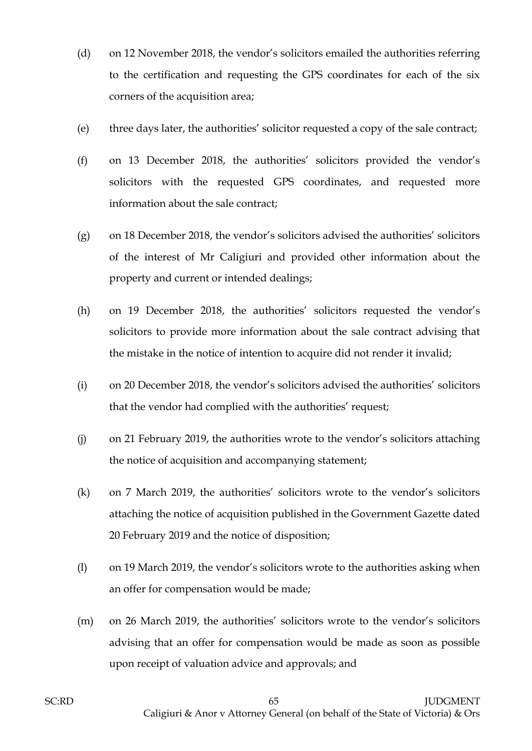(d) on 12 November 2018, the vendor's solicitors emailed the authorities referring to the certification and requesting the GPS coordinates for each of the six corners of the acquisition area;

(e) three days later, the authorities' solicitor requested a copy of the sale contract;

(f) on 13 December 2018, the authorities' solicitors provided the vendor's solicitors with the requested GPS coordinates, and requested more information about the sale contract;

(g) on 18 December 2018, the vendor's solicitors advised the authorities' solicitors of the interest of Mr Caligiuri and provided other information about the property and current or intended dealings;

(h) on 19 December 2018, the authorities' solicitors requested the vendor's solicitors to provide more information about the sale contract advising that the mistake in the notice of intention to acquire did not render it invalid;

(i) on 20 December 2018, the vendor's solicitors advised the authorities' solicitors that the vendor had complied with the authorities' request;

(j) on 21 February 2019, the authorities wrote to the vendor's solicitors attaching the notice of acquisition and accompanying statement;

(k) on 7 March 2019, the authorities' solicitors wrote to the vendor's solicitors attaching the notice of acquisition published in the Government Gazette dated 20 February 2019 and the notice of disposition;

(l) on 19 March 2019, the vendor's solicitors wrote to the authorities asking when an offer for compensation would be made;

(m) on 26 March 2019, the authorities' solicitors wrote to the vendor's solicitors advising that an offer for compensation would be made as soon as possible upon receipt of valuation advice and approvals; and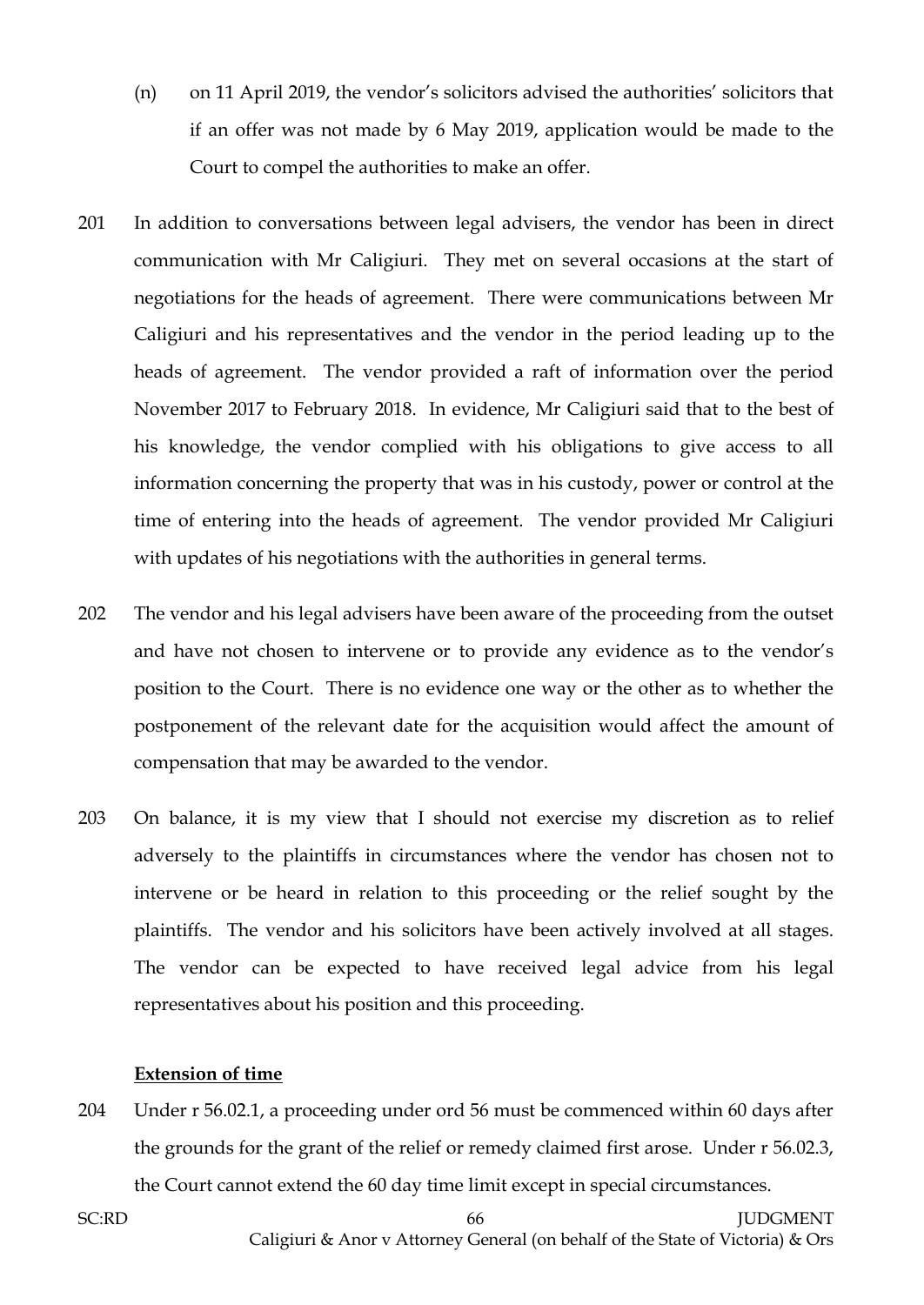(n) on 11 April 2019, the vendor's solicitors advised the authorities' solicitors that if an offer was not made by 6 May 2019, application would be made to the Court to compel the authorities to make an offer.

201 In addition to conversations between legal advisers, the vendor has been in direct communication with Mr Caligiuri. They met on several occasions at the start of negotiations for the heads of agreement. There were communications between Mr Caligiuri and his representatives and the vendor in the period leading up to the heads of agreement. The vendor provided a raft of information over the period November 2017 to February 2018. In evidence, Mr Caligiuri said that to the best of his knowledge, the vendor complied with his obligations to give access to all information concerning the property that was in his custody, power or control at the time of entering into the heads of agreement. The vendor provided Mr Caligiuri with updates of his negotiations with the authorities in general terms.

202 The vendor and his legal advisers have been aware of the proceeding from the outset and have not chosen to intervene or to provide any evidence as to the vendor's position to the Court. There is no evidence one way or the other as to whether the postponement of the relevant date for the acquisition would affect the amount of compensation that may be awarded to the vendor.

203 On balance, it is my view that I should not exercise my discretion as to relief adversely to the plaintiffs in circumstances where the vendor has chosen not to intervene or be heard in relation to this proceeding or the relief sought by the plaintiffs. The vendor and his solicitors have been actively involved at all stages. The vendor can be expected to have received legal advice from his legal representatives about his position and this proceeding.

**Extension of time**

204 Under r 56.02.1, a proceeding under ord 56 must be commenced within 60 days after the grounds for the grant of the relief or remedy claimed first arose. Under r 56.02.3, the Court cannot extend the 60 day time limit except in special circumstances.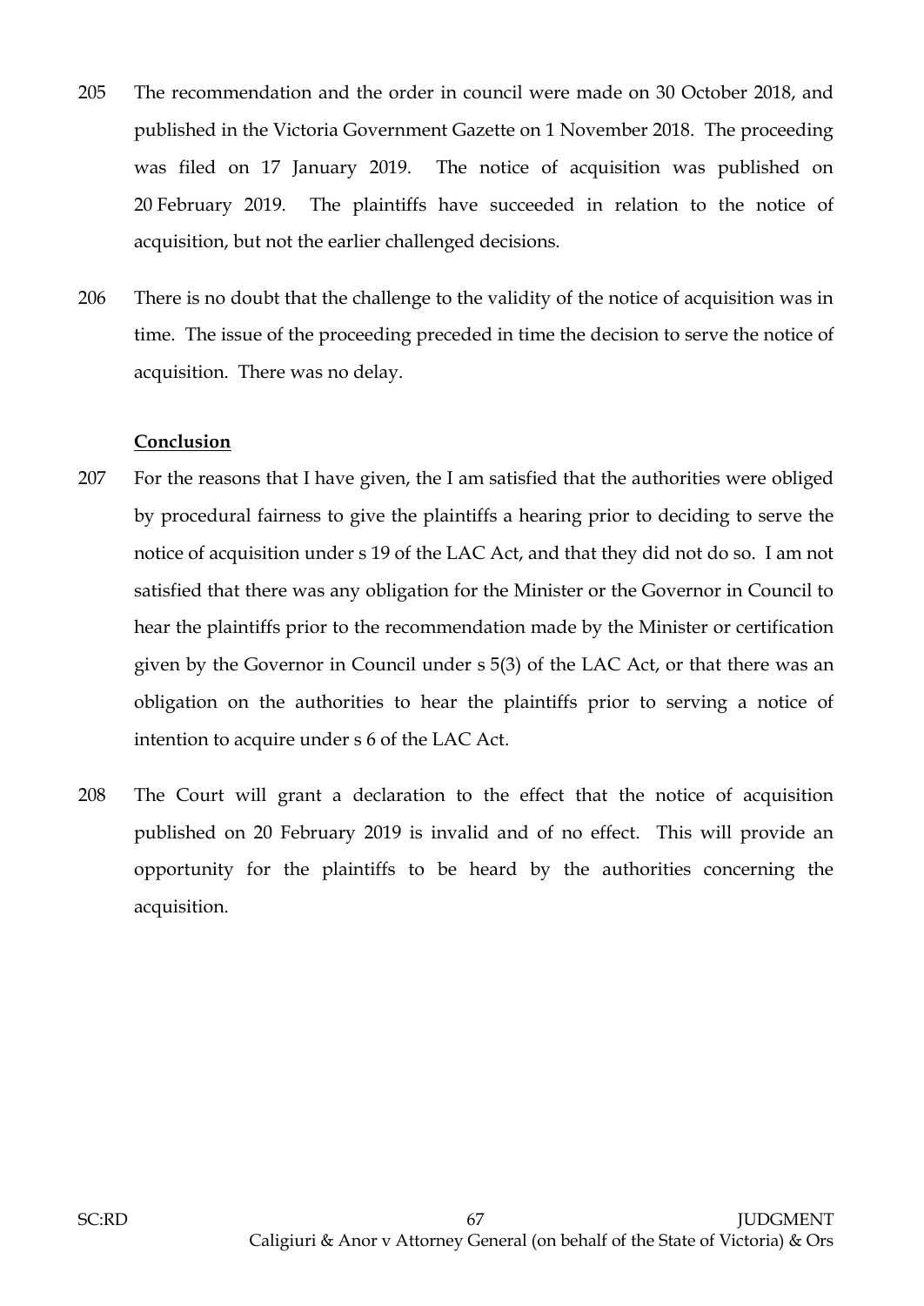205 The recommendation and the order in council were made on 30 October 2018, and published in the Victoria Government Gazette on 1 November 2018. The proceeding was filed on 17 January 2019. The notice of acquisition was published on 20 February 2019. The plaintiffs have succeeded in relation to the notice of acquisition, but not the earlier challenged decisions.

206 There is no doubt that the challenge to the validity of the notice of acquisition was in time. The issue of the proceeding preceded in time the decision to serve the notice of acquisition. There was no delay.

**Conclusion**

207 For the reasons that I have given, the I am satisfied that the authorities were obliged by procedural fairness to give the plaintiffs a hearing prior to deciding to serve the notice of acquisition under s 19 of the LAC Act, and that they did not do so. I am not satisfied that there was any obligation for the Minister or the Governor in Council to hear the plaintiffs prior to the recommendation made by the Minister or certification given by the Governor in Council under s 5(3) of the LAC Act, or that there was an obligation on the authorities to hear the plaintiffs prior to serving a notice of intention to acquire under s 6 of the LAC Act.

208 The Court will grant a declaration to the effect that the notice of acquisition published on 20 February 2019 is invalid and of no effect. This will provide an opportunity for the plaintiffs to be heard by the authorities concerning the acquisition.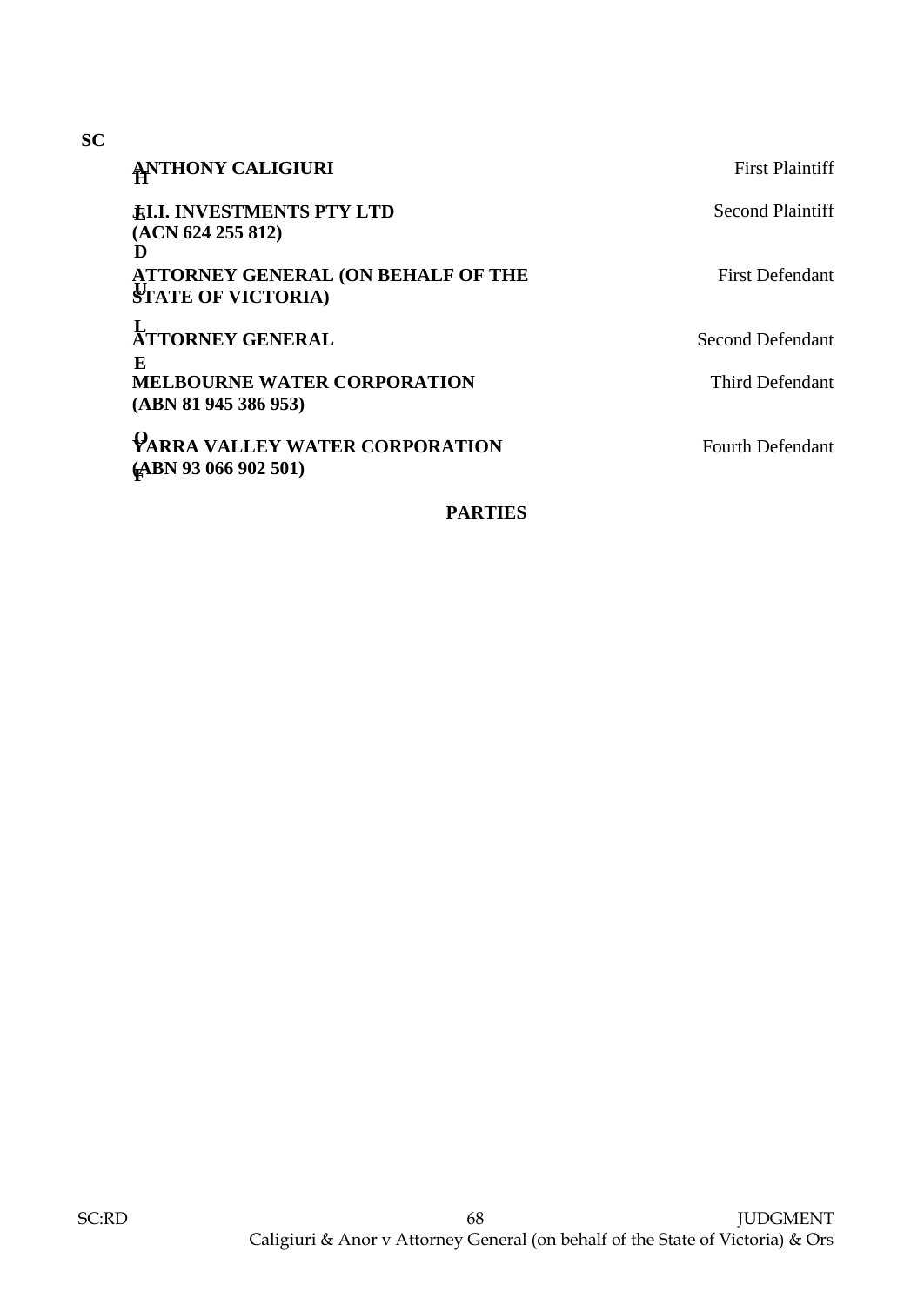| | |
|---|---|
| **ANTHONY CALIGIURI** | First Plaintiff |
| **J.I.I. INVESTMENTS PTY LTD (ACN 624 255 812)** | Second Plaintiff |
| **ATTORNEY GENERAL (ON BEHALF OF THE STATE OF VICTORIA)** | First Defendant |
| **ATTORNEY GENERAL** | Second Defendant |
| **MELBOURNE WATER CORPORATION (ABN 81 945 386 953)** | Third Defendant |
| **YARRA VALLEY WATER CORPORATION (ABN 93 066 902 501)** | Fourth Defendant |

**PARTIES**